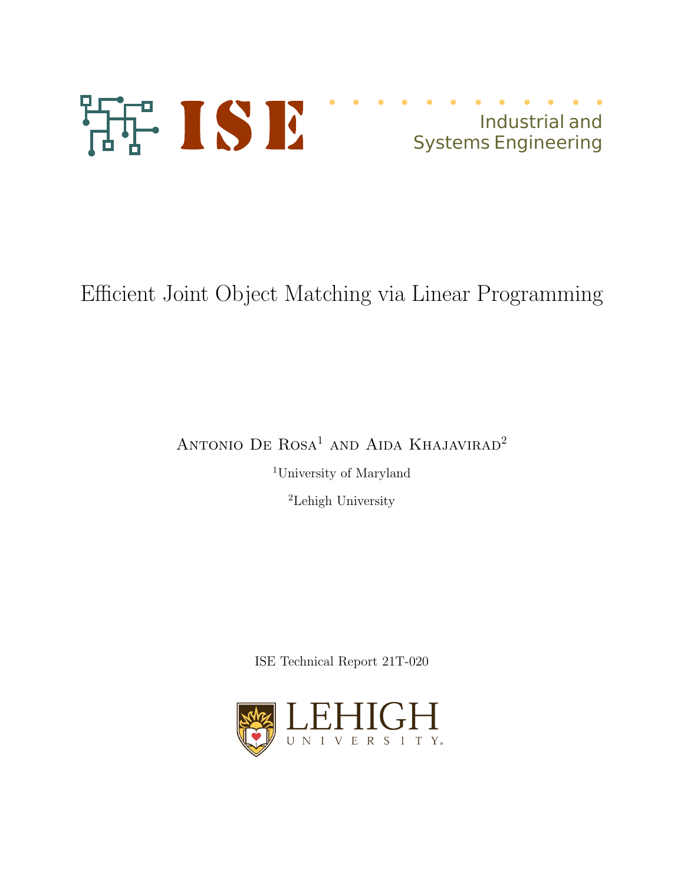ISE

Industrial and Systems Engineering

# Efficient Joint Object Matching via Linear Programming

Antonio De Rosa[1] and Aida Khajavirad[2]

[1]University of Maryland

[2]Lehigh University

ISE Technical Report 21T-020

LEHIGH UNIVERSITY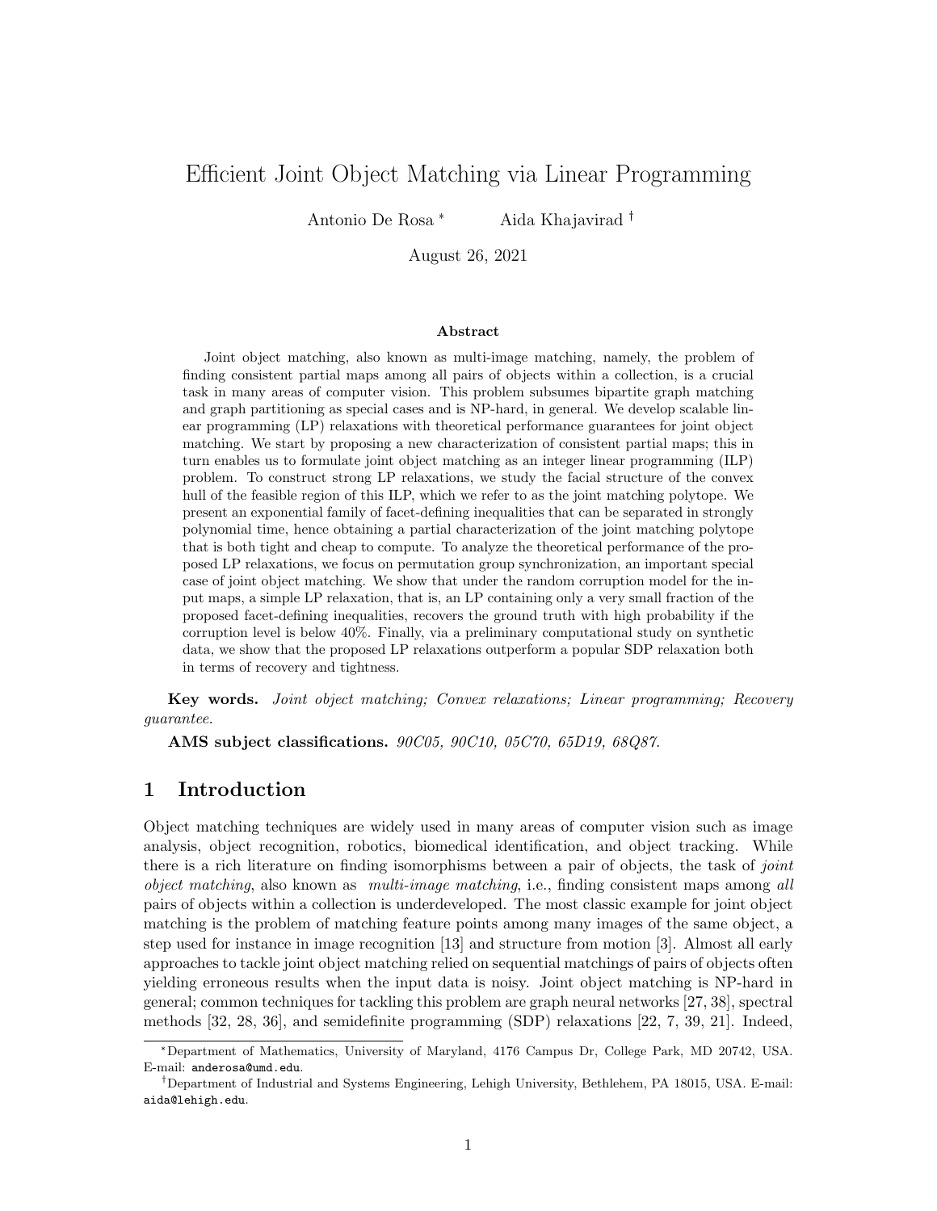# Efficient Joint Object Matching via Linear Programming

Antonio De Rosa [*] Aida Khajavirad [†]

August 26, 2021

### Abstract

Joint object matching, also known as multi-image matching, namely, the problem of finding consistent partial maps among all pairs of objects within a collection, is a crucial task in many areas of computer vision. This problem subsumes bipartite graph matching and graph partitioning as special cases and is NP-hard, in general. We develop scalable linear programming (LP) relaxations with theoretical performance guarantees for joint object matching. We start by proposing a new characterization of consistent partial maps; this in turn enables us to formulate joint object matching as an integer linear programming (ILP) problem. To construct strong LP relaxations, we study the facial structure of the convex hull of the feasible region of this ILP, which we refer to as the joint matching polytope. We present an exponential family of facet-defining inequalities that can be separated in strongly polynomial time, hence obtaining a partial characterization of the joint matching polytope that is both tight and cheap to compute. To analyze the theoretical performance of the proposed LP relaxations, we focus on permutation group synchronization, an important special case of joint object matching. We show that under the random corruption model for the input maps, a simple LP relaxation, that is, an LP containing only a very small fraction of the proposed facet-defining inequalities, recovers the ground truth with high probability if the corruption level is below 40%. Finally, via a preliminary computational study on synthetic data, we show that the proposed LP relaxations outperform a popular SDP relaxation both in terms of recovery and tightness.

**Key words.** *Joint object matching; Convex relaxations; Linear programming; Recovery guarantee.*

**AMS subject classifications.** *90C05, 90C10, 05C70, 65D19, 68Q87.*

## 1 Introduction

Object matching techniques are widely used in many areas of computer vision such as image analysis, object recognition, robotics, biomedical identification, and object tracking. While there is a rich literature on finding isomorphisms between a pair of objects, the task of *joint object matching*, also known as *multi-image matching*, i.e., finding consistent maps among *all* pairs of objects within a collection is underdeveloped. The most classic example for joint object matching is the problem of matching feature points among many images of the same object, a step used for instance in image recognition [13] and structure from motion [3]. Almost all early approaches to tackle joint object matching relied on sequential matchings of pairs of objects often yielding erroneous results when the input data is noisy. Joint object matching is NP-hard in general; common techniques for tackling this problem are graph neural networks [27, 38], spectral methods [32, 28, 36], and semidefinite programming (SDP) relaxations [22, 7, 39, 21]. Indeed,

[*] Department of Mathematics, University of Maryland, 4176 Campus Dr, College Park, MD 20742, USA. E-mail: anderosa@umd.edu.

[†] Department of Industrial and Systems Engineering, Lehigh University, Bethlehem, PA 18015, USA. E-mail: aida@lehigh.edu.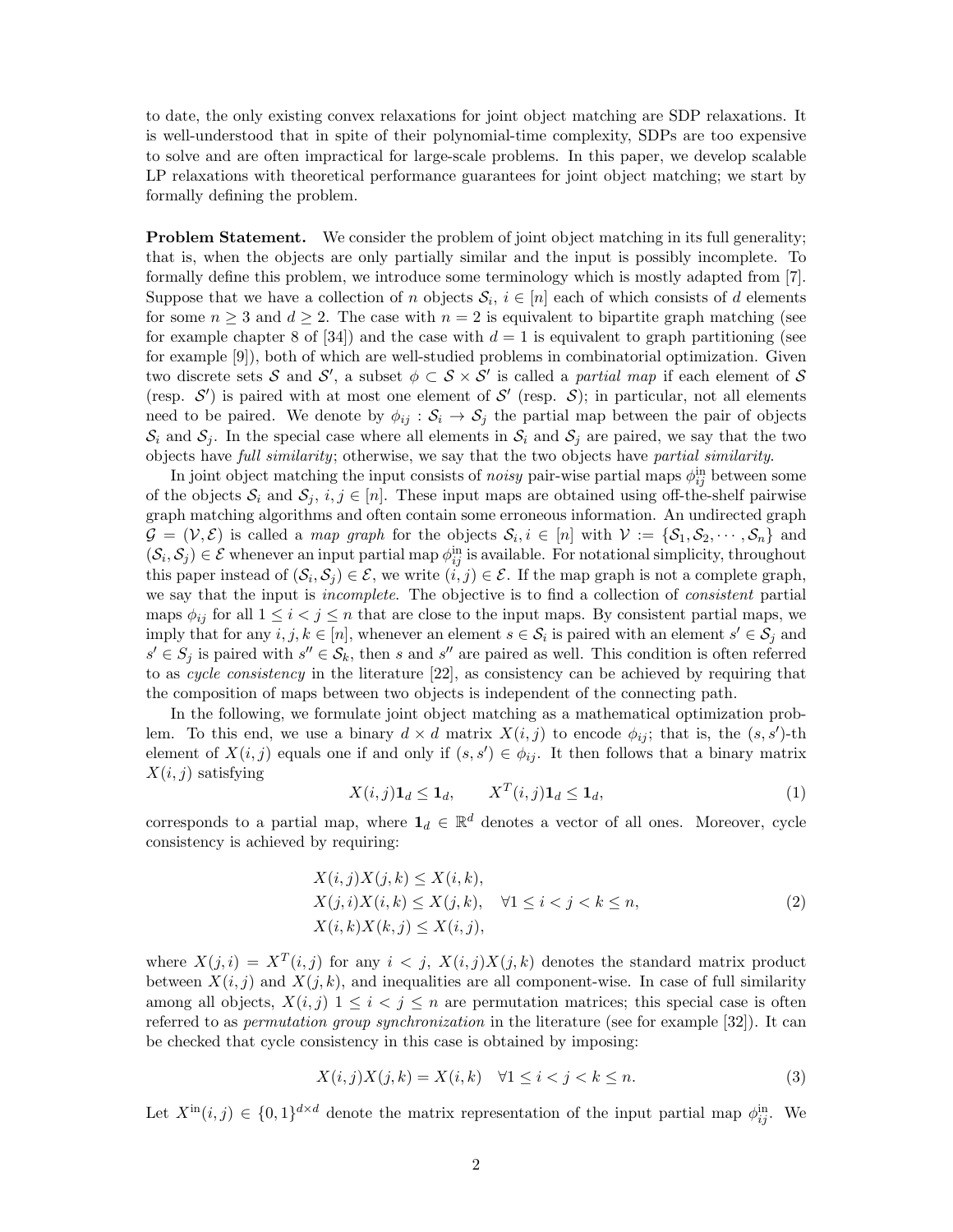to date, the only existing convex relaxations for joint object matching are SDP relaxations. It is well-understood that in spite of their polynomial-time complexity, SDPs are too expensive to solve and are often impractical for large-scale problems. In this paper, we develop scalable LP relaxations with theoretical performance guarantees for joint object matching; we start by formally defining the problem.

**Problem Statement.** We consider the problem of joint object matching in its full generality; that is, when the objects are only partially similar and the input is possibly incomplete. To formally define this problem, we introduce some terminology which is mostly adapted from [7]. Suppose that we have a collection of $n$ objects $\mathcal{S}_i$, $i \in [n]$ each of which consists of $d$ elements for some $n \geq 3$ and $d \geq 2$. The case with $n = 2$ is equivalent to bipartite graph matching (see for example chapter 8 of [34]) and the case with $d = 1$ is equivalent to graph partitioning (see for example [9]), both of which are well-studied problems in combinatorial optimization. Given two discrete sets $\mathcal{S}$ and $\mathcal{S}'$, a subset $\phi \subset \mathcal{S} \times \mathcal{S}'$ is called a *partial map* if each element of $\mathcal{S}$ (resp. $\mathcal{S}'$) is paired with at most one element of $\mathcal{S}'$ (resp. $\mathcal{S}$); in particular, not all elements need to be paired. We denote by $\phi_{ij} : \mathcal{S}_i \to \mathcal{S}_j$ the partial map between the pair of objects $\mathcal{S}_i$ and $\mathcal{S}_j$. In the special case where all elements in $\mathcal{S}_i$ and $\mathcal{S}_j$ are paired, we say that the two objects have *full similarity*; otherwise, we say that the two objects have *partial similarity*.

In joint object matching the input consists of *noisy* pair-wise partial maps $\phi^{\text{in}}_{ij}$ between some of the objects $\mathcal{S}_i$ and $\mathcal{S}_j$, $i, j \in [n]$. These input maps are obtained using off-the-shelf pairwise graph matching algorithms and often contain some erroneous information. An undirected graph $\mathcal{G} = (\mathcal{V}, \mathcal{E})$ is called a *map graph* for the objects $\mathcal{S}_i, i \in [n]$ with $\mathcal{V} := \{\mathcal{S}_1, \mathcal{S}_2, \cdots, \mathcal{S}_n\}$ and $(\mathcal{S}_i, \mathcal{S}_j) \in \mathcal{E}$ whenever an input partial map $\phi^{\text{in}}_{ij}$ is available. For notational simplicity, throughout this paper instead of $(\mathcal{S}_i, \mathcal{S}_j) \in \mathcal{E}$, we write $(i, j) \in \mathcal{E}$. If the map graph is not a complete graph, we say that the input is *incomplete*. The objective is to find a collection of *consistent* partial maps $\phi_{ij}$ for all $1 \leq i < j \leq n$ that are close to the input maps. By consistent partial maps, we imply that for any $i, j, k \in [n]$, whenever an element $s \in \mathcal{S}_i$ is paired with an element $s' \in \mathcal{S}_j$ and $s' \in \mathcal{S}_j$ is paired with $s'' \in \mathcal{S}_k$, then $s$ and $s''$ are paired as well. This condition is often referred to as *cycle consistency* in the literature [22], as consistency can be achieved by requiring that the composition of maps between two objects is independent of the connecting path.

In the following, we formulate joint object matching as a mathematical optimization problem. To this end, we use a binary $d \times d$ matrix $X(i, j)$ to encode $\phi_{ij}$; that is, the $(s, s')$-th element of $X(i, j)$ equals one if and only if $(s, s') \in \phi_{ij}$. It then follows that a binary matrix $X(i, j)$ satisfying

$$X(i,j)\mathbf{1}_d \leq \mathbf{1}_d, \qquad X^T(i,j)\mathbf{1}_d \leq \mathbf{1}_d, \tag{1}$$

corresponds to a partial map, where $\mathbf{1}_d \in \mathbb{R}^d$ denotes a vector of all ones. Moreover, cycle consistency is achieved by requiring:

$$\begin{aligned}
&X(i,j)X(j,k) \leq X(i,k), \\
&X(j,i)X(i,k) \leq X(j,k), \quad \forall 1 \leq i < j < k \leq n, \\
&X(i,k)X(k,j) \leq X(i,j),
\end{aligned} \tag{2}$$

where $X(j,i) = X^T(i,j)$ for any $i < j$, $X(i,j)X(j,k)$ denotes the standard matrix product between $X(i,j)$ and $X(j,k)$, and inequalities are all component-wise. In case of full similarity among all objects, $X(i,j)$ $1 \leq i < j \leq n$ are permutation matrices; this special case is often referred to as *permutation group synchronization* in the literature (see for example [32]). It can be checked that cycle consistency in this case is obtained by imposing:

$$X(i,j)X(j,k) = X(i,k) \quad \forall 1 \leq i < j < k \leq n. \tag{3}$$

Let $X^{\text{in}}(i,j) \in \{0,1\}^{d \times d}$ denote the matrix representation of the input partial map $\phi^{\text{in}}_{ij}$. We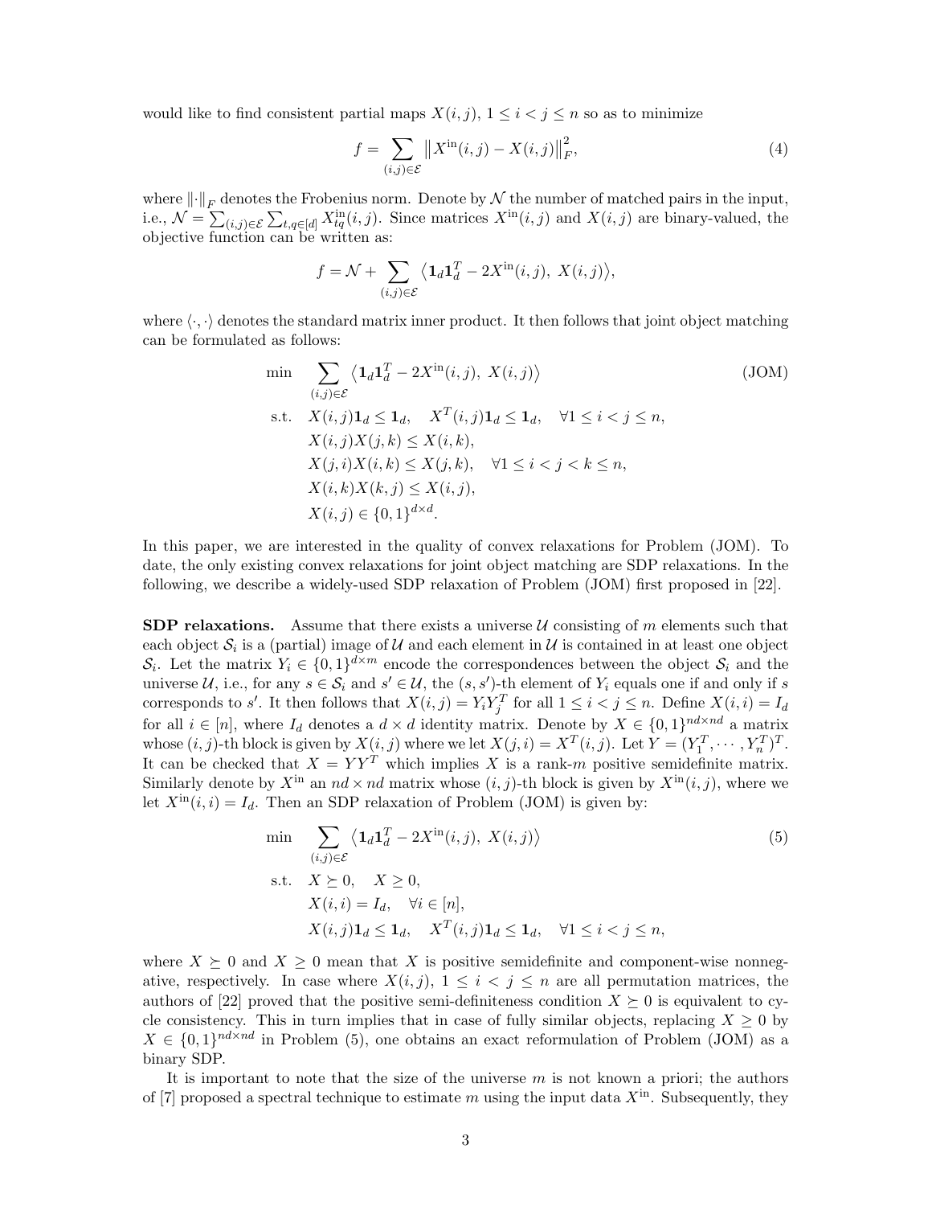would like to find consistent partial maps $X(i,j)$, $1 \le i < j \le n$ so as to minimize

$$f = \sum_{(i,j)\in\mathcal{E}} \left\| X^{\text{in}}(i,j) - X(i,j) \right\|_F^2, \tag{4}$$

where $\|\cdot\|_F$ denotes the Frobenius norm. Denote by $\mathcal{N}$ the number of matched pairs in the input, i.e., $\mathcal{N} = \sum_{(i,j)\in\mathcal{E}} \sum_{t,q\in[d]} X^{\text{in}}_{tq}(i,j)$. Since matrices $X^{\text{in}}(i,j)$ and $X(i,j)$ are binary-valued, the objective function can be written as:

$$f = \mathcal{N} + \sum_{(i,j)\in\mathcal{E}} \left\langle \mathbf{1}_d \mathbf{1}_d^T - 2X^{\text{in}}(i,j),\ X(i,j) \right\rangle,$$

where $\langle \cdot, \cdot \rangle$ denotes the standard matrix inner product. It then follows that joint object matching can be formulated as follows:

$$\begin{aligned}
\min \quad & \sum_{(i,j)\in\mathcal{E}} \left\langle \mathbf{1}_d \mathbf{1}_d^T - 2X^{\text{in}}(i,j),\ X(i,j) \right\rangle && \text{(JOM)} \\
\text{s.t.} \quad & X(i,j)\mathbf{1}_d \le \mathbf{1}_d, \quad X^T(i,j)\mathbf{1}_d \le \mathbf{1}_d, \quad \forall 1 \le i < j \le n, \\
& X(i,j)X(j,k) \le X(i,k), \\
& X(j,i)X(i,k) \le X(j,k), \quad \forall 1 \le i < j < k \le n, \\
& X(i,k)X(k,j) \le X(i,j), \\
& X(i,j) \in \{0,1\}^{d\times d}.
\end{aligned}$$

In this paper, we are interested in the quality of convex relaxations for Problem (JOM). To date, the only existing convex relaxations for joint object matching are SDP relaxations. In the following, we describe a widely-used SDP relaxation of Problem (JOM) first proposed in [22].

**SDP relaxations.** Assume that there exists a universe $\mathcal{U}$ consisting of $m$ elements such that each object $\mathcal{S}_i$ is a (partial) image of $\mathcal{U}$ and each element in $\mathcal{U}$ is contained in at least one object $\mathcal{S}_i$. Let the matrix $Y_i \in \{0,1\}^{d\times m}$ encode the correspondences between the object $\mathcal{S}_i$ and the universe $\mathcal{U}$, i.e., for any $s \in \mathcal{S}_i$ and $s' \in \mathcal{U}$, the $(s,s')$-th element of $Y_i$ equals one if and only if $s$ corresponds to $s'$. It then follows that $X(i,j) = Y_i Y_j^T$ for all $1 \le i < j \le n$. Define $X(i,i) = I_d$ for all $i \in [n]$, where $I_d$ denotes a $d \times d$ identity matrix. Denote by $X \in \{0,1\}^{nd\times nd}$ a matrix whose $(i,j)$-th block is given by $X(i,j)$ where we let $X(j,i) = X^T(i,j)$. Let $Y = (Y_1^T, \cdots, Y_n^T)^T$. It can be checked that $X = YY^T$ which implies $X$ is a rank-$m$ positive semidefinite matrix. Similarly denote by $X^{\text{in}}$ an $nd \times nd$ matrix whose $(i,j)$-th block is given by $X^{\text{in}}(i,j)$, where we let $X^{\text{in}}(i,i) = I_d$. Then an SDP relaxation of Problem (JOM) is given by:

$$\begin{aligned}
\min \quad & \sum_{(i,j)\in\mathcal{E}} \left\langle \mathbf{1}_d \mathbf{1}_d^T - 2X^{\text{in}}(i,j),\ X(i,j) \right\rangle && (5) \\
\text{s.t.} \quad & X \succeq 0, \quad X \ge 0, \\
& X(i,i) = I_d, \quad \forall i \in [n], \\
& X(i,j)\mathbf{1}_d \le \mathbf{1}_d, \quad X^T(i,j)\mathbf{1}_d \le \mathbf{1}_d, \quad \forall 1 \le i < j \le n,
\end{aligned}$$

where $X \succeq 0$ and $X \ge 0$ mean that $X$ is positive semidefinite and component-wise nonnegative, respectively. In case where $X(i,j)$, $1 \le i < j \le n$ are all permutation matrices, the authors of [22] proved that the positive semi-definiteness condition $X \succeq 0$ is equivalent to cycle consistency. This in turn implies that in case of fully similar objects, replacing $X \ge 0$ by $X \in \{0,1\}^{nd\times nd}$ in Problem (5), one obtains an exact reformulation of Problem (JOM) as a binary SDP.

It is important to note that the size of the universe $m$ is not known a priori; the authors of [7] proposed a spectral technique to estimate $m$ using the input data $X^{\text{in}}$. Subsequently, they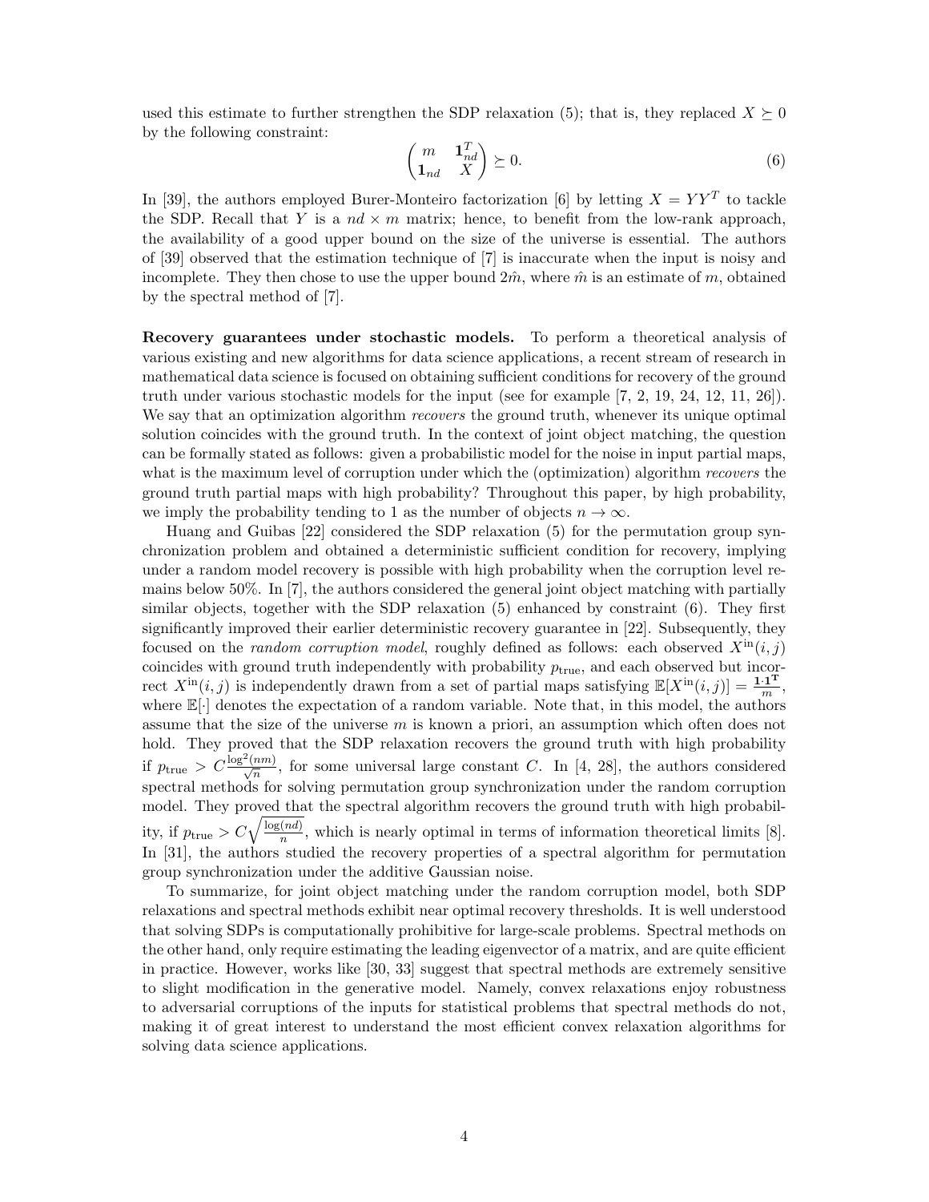used this estimate to further strengthen the SDP relaxation (5); that is, they replaced $X \succeq 0$ by the following constraint:

$$\begin{pmatrix} m & \mathbf{1}_{nd}^T \\ \mathbf{1}_{nd} & X \end{pmatrix} \succeq 0. \tag{6}$$

In [39], the authors employed Burer-Monteiro factorization [6] by letting $X = YY^T$ to tackle the SDP. Recall that $Y$ is a $nd \times m$ matrix; hence, to benefit from the low-rank approach, the availability of a good upper bound on the size of the universe is essential. The authors of [39] observed that the estimation technique of [7] is inaccurate when the input is noisy and incomplete. They then chose to use the upper bound $2\hat{m}$, where $\hat{m}$ is an estimate of $m$, obtained by the spectral method of [7].

**Recovery guarantees under stochastic models.** To perform a theoretical analysis of various existing and new algorithms for data science applications, a recent stream of research in mathematical data science is focused on obtaining sufficient conditions for recovery of the ground truth under various stochastic models for the input (see for example [7, 2, 19, 24, 12, 11, 26]). We say that an optimization algorithm *recovers* the ground truth, whenever its unique optimal solution coincides with the ground truth. In the context of joint object matching, the question can be formally stated as follows: given a probabilistic model for the noise in input partial maps, what is the maximum level of corruption under which the (optimization) algorithm *recovers* the ground truth partial maps with high probability? Throughout this paper, by high probability, we imply the probability tending to 1 as the number of objects $n \to \infty$.

Huang and Guibas [22] considered the SDP relaxation (5) for the permutation group synchronization problem and obtained a deterministic sufficient condition for recovery, implying under a random model recovery is possible with high probability when the corruption level remains below 50%. In [7], the authors considered the general joint object matching with partially similar objects, together with the SDP relaxation (5) enhanced by constraint (6). They first significantly improved their earlier deterministic recovery guarantee in [22]. Subsequently, they focused on the *random corruption model*, roughly defined as follows: each observed $X^{\text{in}}(i,j)$ coincides with ground truth independently with probability $p_{\text{true}}$, and each observed but incorrect $X^{\text{in}}(i,j)$ is independently drawn from a set of partial maps satisfying $\mathbb{E}[X^{\text{in}}(i,j)] = \frac{\mathbf{1}\cdot\mathbf{1}^{\mathbf{T}}}{m}$, where $\mathbb{E}[\cdot]$ denotes the expectation of a random variable. Note that, in this model, the authors assume that the size of the universe $m$ is known a priori, an assumption which often does not hold. They proved that the SDP relaxation recovers the ground truth with high probability if $p_{\text{true}} > C\frac{\log^2(nm)}{\sqrt{n}}$, for some universal large constant $C$. In [4, 28], the authors considered spectral methods for solving permutation group synchronization under the random corruption model. They proved that the spectral algorithm recovers the ground truth with high probability, if $p_{\text{true}} > C\sqrt{\frac{\log(nd)}{n}}$, which is nearly optimal in terms of information theoretical limits [8]. In [31], the authors studied the recovery properties of a spectral algorithm for permutation group synchronization under the additive Gaussian noise.

To summarize, for joint object matching under the random corruption model, both SDP relaxations and spectral methods exhibit near optimal recovery thresholds. It is well understood that solving SDPs is computationally prohibitive for large-scale problems. Spectral methods on the other hand, only require estimating the leading eigenvector of a matrix, and are quite efficient in practice. However, works like [30, 33] suggest that spectral methods are extremely sensitive to slight modification in the generative model. Namely, convex relaxations enjoy robustness to adversarial corruptions of the inputs for statistical problems that spectral methods do not, making it of great interest to understand the most efficient convex relaxation algorithms for solving data science applications.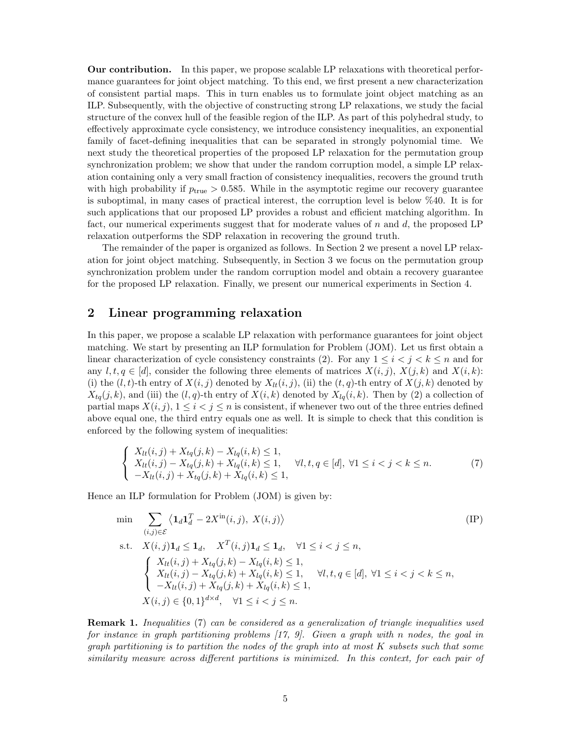**Our contribution.** In this paper, we propose scalable LP relaxations with theoretical performance guarantees for joint object matching. To this end, we first present a new characterization of consistent partial maps. This in turn enables us to formulate joint object matching as an ILP. Subsequently, with the objective of constructing strong LP relaxations, we study the facial structure of the convex hull of the feasible region of the ILP. As part of this polyhedral study, to effectively approximate cycle consistency, we introduce consistency inequalities, an exponential family of facet-defining inequalities that can be separated in strongly polynomial time. We next study the theoretical properties of the proposed LP relaxation for the permutation group synchronization problem; we show that under the random corruption model, a simple LP relaxation containing only a very small fraction of consistency inequalities, recovers the ground truth with high probability if $p_{\text{true}} > 0.585$. While in the asymptotic regime our recovery guarantee is suboptimal, in many cases of practical interest, the corruption level is below %40. It is for such applications that our proposed LP provides a robust and efficient matching algorithm. In fact, our numerical experiments suggest that for moderate values of $n$ and $d$, the proposed LP relaxation outperforms the SDP relaxation in recovering the ground truth.

The remainder of the paper is organized as follows. In Section 2 we present a novel LP relaxation for joint object matching. Subsequently, in Section 3 we focus on the permutation group synchronization problem under the random corruption model and obtain a recovery guarantee for the proposed LP relaxation. Finally, we present our numerical experiments in Section 4.

## 2 Linear programming relaxation

In this paper, we propose a scalable LP relaxation with performance guarantees for joint object matching. We start by presenting an ILP formulation for Problem (JOM). Let us first obtain a linear characterization of cycle consistency constraints (2). For any $1 \leq i < j < k \leq n$ and for any $l, t, q \in [d]$, consider the following three elements of matrices $X(i,j)$, $X(j,k)$ and $X(i,k)$: (i) the $(l,t)$-th entry of $X(i,j)$ denoted by $X_{lt}(i,j)$, (ii) the $(t,q)$-th entry of $X(j,k)$ denoted by $X_{tq}(j,k)$, and (iii) the $(l,q)$-th entry of $X(i,k)$ denoted by $X_{lq}(i,k)$. Then by (2) a collection of partial maps $X(i,j)$, $1 \leq i < j \leq n$ is consistent, if whenever two out of the three entries defined above equal one, the third entry equals one as well. It is simple to check that this condition is enforced by the following system of inequalities:

$$
\begin{cases}
X_{lt}(i,j) + X_{tq}(j,k) - X_{lq}(i,k) \leq 1, \\
X_{lt}(i,j) - X_{tq}(j,k) + X_{lq}(i,k) \leq 1, \quad \forall l,t,q \in [d], \ \forall 1 \leq i < j < k \leq n. \\
-X_{lt}(i,j) + X_{tq}(j,k) + X_{lq}(i,k) \leq 1,
\end{cases}
\tag{7}
$$

Hence an ILP formulation for Problem (JOM) is given by:

$$
\begin{aligned}
\min \quad & \sum_{(i,j)\in\mathcal{E}} \left\langle \mathbf{1}_d \mathbf{1}_d^T - 2X^{\text{in}}(i,j),\ X(i,j) \right\rangle && \text{(IP)} \\
\text{s.t.} \quad & X(i,j)\mathbf{1}_d \leq \mathbf{1}_d, \quad X^T(i,j)\mathbf{1}_d \leq \mathbf{1}_d, \quad \forall 1 \leq i < j \leq n, \\
& \begin{cases}
X_{lt}(i,j) + X_{tq}(j,k) - X_{lq}(i,k) \leq 1, \\
X_{lt}(i,j) - X_{tq}(j,k) + X_{lq}(i,k) \leq 1, \quad \forall l,t,q \in [d], \ \forall 1 \leq i < j < k \leq n, \\
-X_{lt}(i,j) + X_{tq}(j,k) + X_{lq}(i,k) \leq 1,
\end{cases} \\
& X(i,j) \in \{0,1\}^{d\times d}, \quad \forall 1 \leq i < j \leq n.
\end{aligned}
$$

**Remark 1.** *Inequalities (7) can be considered as a generalization of triangle inequalities used for instance in graph partitioning problems [17, 9]. Given a graph with n nodes, the goal in graph partitioning is to partition the nodes of the graph into at most K subsets such that some similarity measure across different partitions is minimized. In this context, for each pair of*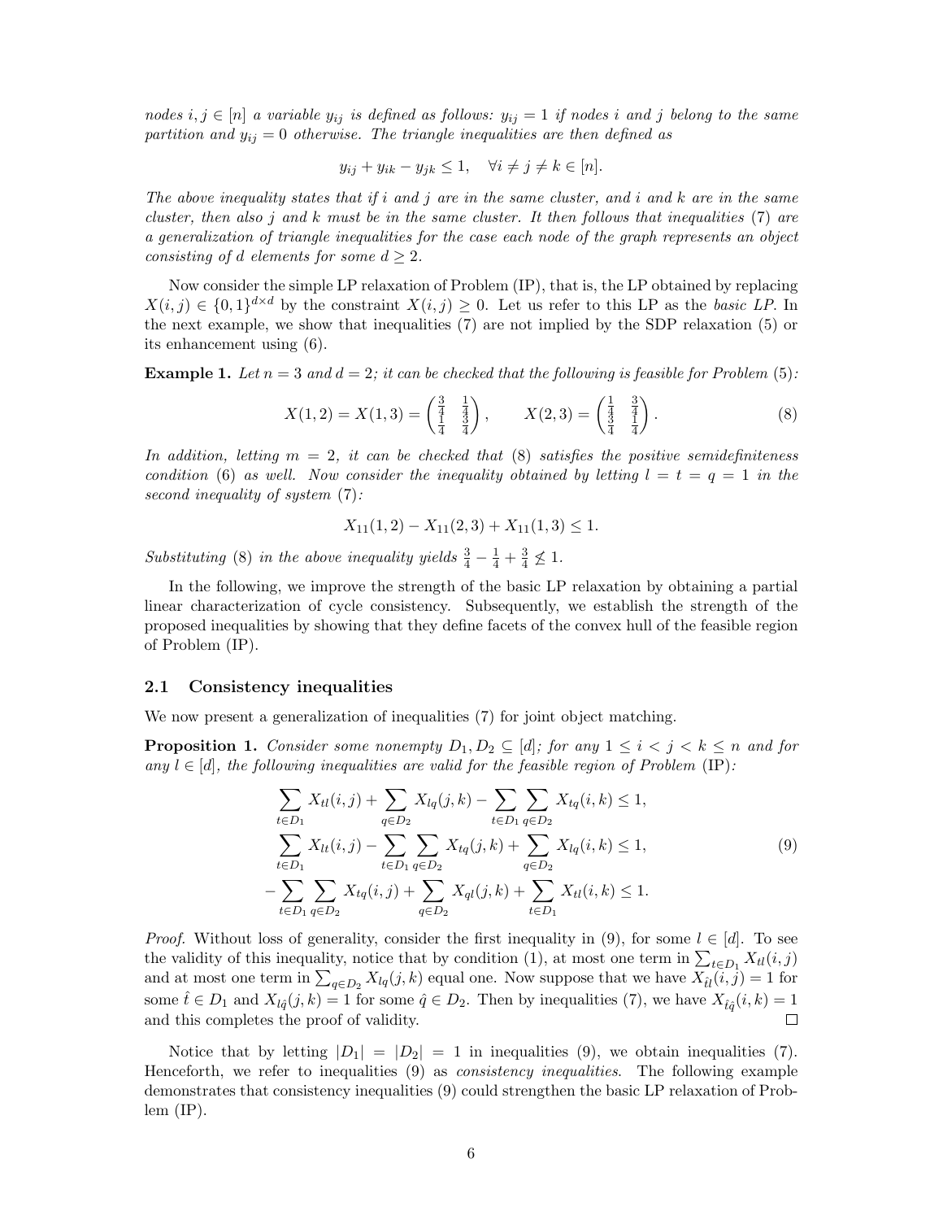*nodes $i, j \in [n]$ a variable $y_{ij}$ is defined as follows: $y_{ij} = 1$ if nodes $i$ and $j$ belong to the same partition and $y_{ij} = 0$ otherwise. The triangle inequalities are then defined as*

$$y_{ij} + y_{ik} - y_{jk} \leq 1, \quad \forall i \neq j \neq k \in [n].$$

*The above inequality states that if $i$ and $j$ are in the same cluster, and $i$ and $k$ are in the same cluster, then also $j$ and $k$ must be in the same cluster. It then follows that inequalities (7) are a generalization of triangle inequalities for the case each node of the graph represents an object consisting of $d$ elements for some $d \geq 2$.*

Now consider the simple LP relaxation of Problem (IP), that is, the LP obtained by replacing $X(i,j) \in \{0,1\}^{d \times d}$ by the constraint $X(i,j) \geq 0$. Let us refer to this LP as the *basic LP*. In the next example, we show that inequalities (7) are not implied by the SDP relaxation (5) or its enhancement using (6).

**Example 1.** *Let $n = 3$ and $d = 2$; it can be checked that the following is feasible for Problem (5):*

$$X(1,2) = X(1,3) = \begin{pmatrix} \frac{3}{4} & \frac{1}{4} \\ \frac{1}{4} & \frac{3}{4} \end{pmatrix}, \qquad X(2,3) = \begin{pmatrix} \frac{1}{4} & \frac{3}{4} \\ \frac{3}{4} & \frac{1}{4} \end{pmatrix}. \tag{8}$$

*In addition, letting $m = 2$, it can be checked that (8) satisfies the positive semidefiniteness condition (6) as well. Now consider the inequality obtained by letting $l = t = q = 1$ in the second inequality of system (7):*

$$X_{11}(1,2) - X_{11}(2,3) + X_{11}(1,3) \leq 1.$$

*Substituting (8) in the above inequality yields $\frac{3}{4} - \frac{1}{4} + \frac{3}{4} \not\leq 1$.*

In the following, we improve the strength of the basic LP relaxation by obtaining a partial linear characterization of cycle consistency. Subsequently, we establish the strength of the proposed inequalities by showing that they define facets of the convex hull of the feasible region of Problem (IP).

### 2.1 Consistency inequalities

We now present a generalization of inequalities (7) for joint object matching.

**Proposition 1.** *Consider some nonempty $D_1, D_2 \subseteq [d]$; for any $1 \leq i < j < k \leq n$ and for any $l \in [d]$, the following inequalities are valid for the feasible region of Problem (IP):*

$$\begin{aligned}
&\sum_{t \in D_1} X_{tl}(i,j) + \sum_{q \in D_2} X_{lq}(j,k) - \sum_{t \in D_1} \sum_{q \in D_2} X_{tq}(i,k) \leq 1, \\
&\sum_{t \in D_1} X_{lt}(i,j) - \sum_{t \in D_1} \sum_{q \in D_2} X_{tq}(j,k) + \sum_{q \in D_2} X_{lq}(i,k) \leq 1, \\
&-\sum_{t \in D_1} \sum_{q \in D_2} X_{tq}(i,j) + \sum_{q \in D_2} X_{ql}(j,k) + \sum_{t \in D_1} X_{tl}(i,k) \leq 1.
\end{aligned} \tag{9}$$

*Proof.* Without loss of generality, consider the first inequality in (9), for some $l \in [d]$. To see the validity of this inequality, notice that by condition (1), at most one term in $\sum_{t \in D_1} X_{tl}(i,j)$ and at most one term in $\sum_{q \in D_2} X_{lq}(j,k)$ equal one. Now suppose that we have $X_{\hat{t}l}(i,j) = 1$ for some $\hat{t} \in D_1$ and $X_{l\hat{q}}(j,k) = 1$ for some $\hat{q} \in D_2$. Then by inequalities (7), we have $X_{\hat{t}\hat{q}}(i,k) = 1$ and this completes the proof of validity. □

Notice that by letting $|D_1| = |D_2| = 1$ in inequalities (9), we obtain inequalities (7). Henceforth, we refer to inequalities (9) as *consistency inequalities*. The following example demonstrates that consistency inequalities (9) could strengthen the basic LP relaxation of Problem (IP).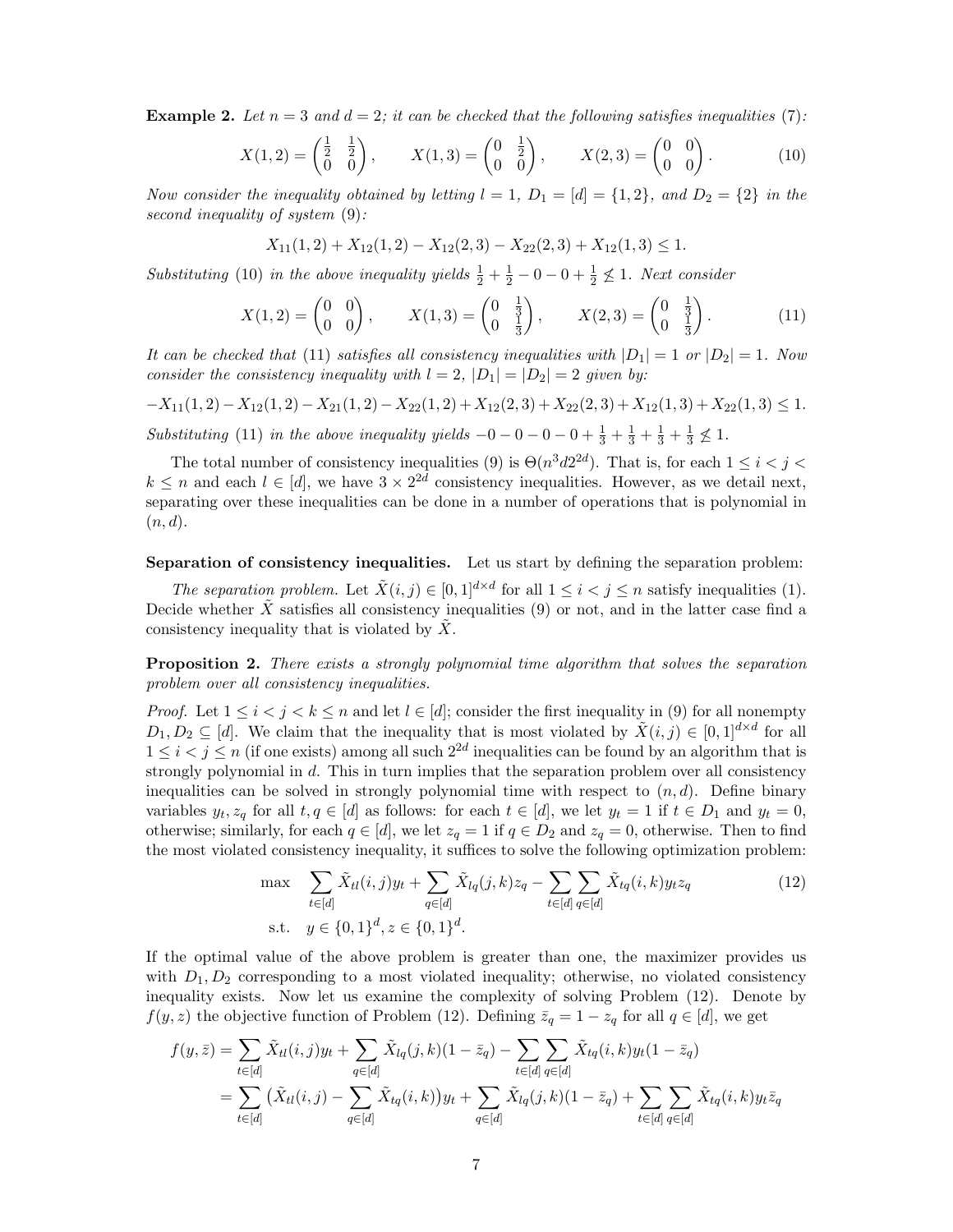**Example 2.** *Let $n = 3$ and $d = 2$; it can be checked that the following satisfies inequalities (7):*

$$X(1,2) = \begin{pmatrix} \frac{1}{2} & \frac{1}{2} \\ 0 & 0 \end{pmatrix}, \qquad X(1,3) = \begin{pmatrix} 0 & \frac{1}{2} \\ 0 & 0 \end{pmatrix}, \qquad X(2,3) = \begin{pmatrix} 0 & 0 \\ 0 & 0 \end{pmatrix}. \tag{10}$$

*Now consider the inequality obtained by letting $l = 1$, $D_1 = [d] = \{1, 2\}$, and $D_2 = \{2\}$ in the second inequality of system (9):*

$$X_{11}(1,2) + X_{12}(1,2) - X_{12}(2,3) - X_{22}(2,3) + X_{12}(1,3) \leq 1.$$

*Substituting (10) in the above inequality yields $\frac{1}{2} + \frac{1}{2} - 0 - 0 + \frac{1}{2} \not\leq 1$. Next consider*

$$X(1,2) = \begin{pmatrix} 0 & 0 \\ 0 & 0 \end{pmatrix}, \qquad X(1,3) = \begin{pmatrix} 0 & \frac{1}{3} \\ 0 & \frac{1}{3} \end{pmatrix}, \qquad X(2,3) = \begin{pmatrix} 0 & \frac{1}{3} \\ 0 & \frac{1}{3} \end{pmatrix}. \tag{11}$$

*It can be checked that (11) satisfies all consistency inequalities with $|D_1| = 1$ or $|D_2| = 1$. Now consider the consistency inequality with $l = 2$, $|D_1| = |D_2| = 2$ given by:*

$$-X_{11}(1,2) - X_{12}(1,2) - X_{21}(1,2) - X_{22}(1,2) + X_{12}(2,3) + X_{22}(2,3) + X_{12}(1,3) + X_{22}(1,3) \leq 1.$$

*Substituting (11) in the above inequality yields $-0 - 0 - 0 - 0 + \frac{1}{3} + \frac{1}{3} + \frac{1}{3} + \frac{1}{3} \not\leq 1$.*

The total number of consistency inequalities (9) is $\Theta(n^3 d 2^{2d})$. That is, for each $1 \leq i < j < k \leq n$ and each $l \in [d]$, we have $3 \times 2^{2d}$ consistency inequalities. However, as we detail next, separating over these inequalities can be done in a number of operations that is polynomial in $(n, d)$.

**Separation of consistency inequalities.** Let us start by defining the separation problem:

*The separation problem.* Let $\tilde{X}(i,j) \in [0,1]^{d \times d}$ for all $1 \leq i < j \leq n$ satisfy inequalities (1). Decide whether $\tilde{X}$ satisfies all consistency inequalities (9) or not, and in the latter case find a consistency inequality that is violated by $\tilde{X}$.

**Proposition 2.** *There exists a strongly polynomial time algorithm that solves the separation problem over all consistency inequalities.*

*Proof.* Let $1 \leq i < j < k \leq n$ and let $l \in [d]$; consider the first inequality in (9) for all nonempty $D_1, D_2 \subseteq [d]$. We claim that the inequality that is most violated by $\tilde{X}(i,j) \in [0,1]^{d \times d}$ for all $1 \leq i < j \leq n$ (if one exists) among all such $2^{2d}$ inequalities can be found by an algorithm that is strongly polynomial in $d$. This in turn implies that the separation problem over all consistency inequalities can be solved in strongly polynomial time with respect to $(n, d)$. Define binary variables $y_t, z_q$ for all $t, q \in [d]$ as follows: for each $t \in [d]$, we let $y_t = 1$ if $t \in D_1$ and $y_t = 0$, otherwise; similarly, for each $q \in [d]$, we let $z_q = 1$ if $q \in D_2$ and $z_q = 0$, otherwise. Then to find the most violated consistency inequality, it suffices to solve the following optimization problem:

$$\begin{aligned} \max \quad & \sum_{t \in [d]} \tilde{X}_{tl}(i,j) y_t + \sum_{q \in [d]} \tilde{X}_{lq}(j,k) z_q - \sum_{t \in [d]} \sum_{q \in [d]} \tilde{X}_{tq}(i,k) y_t z_q \\ \text{s.t.} \quad & y \in \{0,1\}^d, z \in \{0,1\}^d. \end{aligned} \tag{12}$$

If the optimal value of the above problem is greater than one, the maximizer provides us with $D_1, D_2$ corresponding to a most violated inequality; otherwise, no violated consistency inequality exists. Now let us examine the complexity of solving Problem (12). Denote by $f(y, z)$ the objective function of Problem (12). Defining $\bar{z}_q = 1 - z_q$ for all $q \in [d]$, we get

$$\begin{aligned} f(y, \bar{z}) &= \sum_{t \in [d]} \tilde{X}_{tl}(i,j) y_t + \sum_{q \in [d]} \tilde{X}_{lq}(j,k)(1 - \bar{z}_q) - \sum_{t \in [d]} \sum_{q \in [d]} \tilde{X}_{tq}(i,k) y_t (1 - \bar{z}_q) \\ &= \sum_{t \in [d]} \big( \tilde{X}_{tl}(i,j) - \sum_{q \in [d]} \tilde{X}_{tq}(i,k) \big) y_t + \sum_{q \in [d]} \tilde{X}_{lq}(j,k)(1 - \bar{z}_q) + \sum_{t \in [d]} \sum_{q \in [d]} \tilde{X}_{tq}(i,k) y_t \bar{z}_q \end{aligned}$$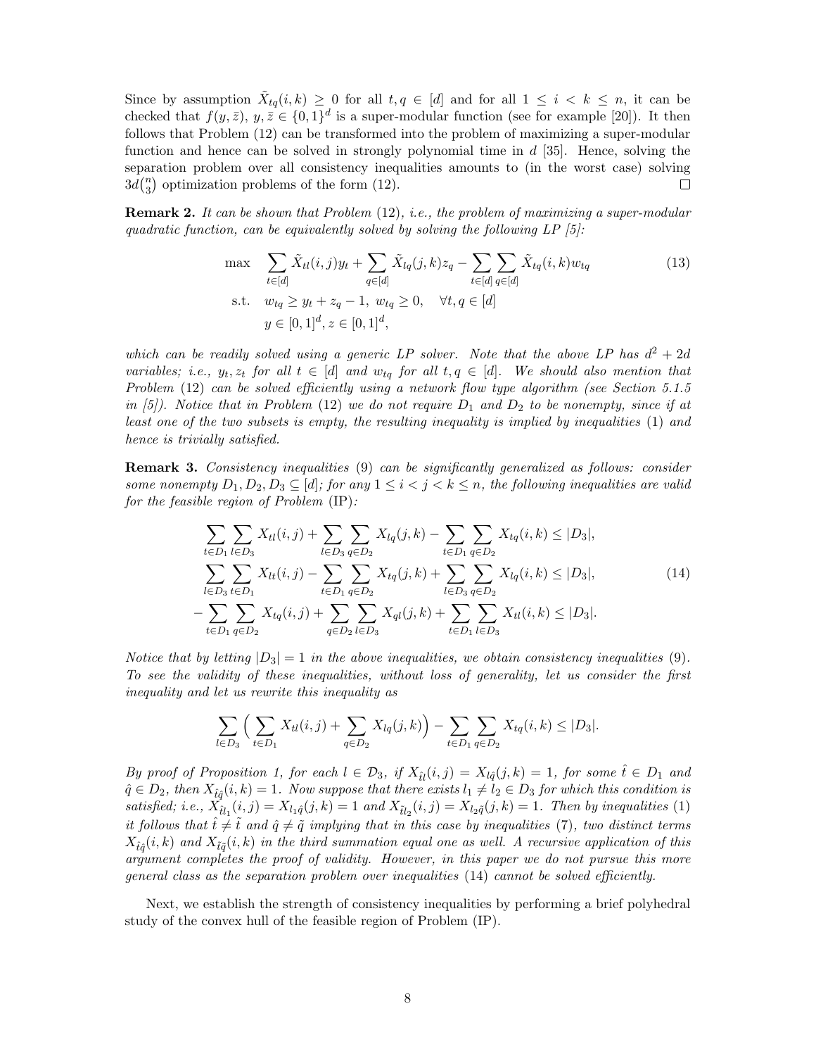Since by assumption $\tilde{X}_{tq}(i,k) \geq 0$ for all $t, q \in [d]$ and for all $1 \leq i < k \leq n$, it can be checked that $f(y, \bar{z})$, $y, \bar{z} \in \{0,1\}^d$ is a super-modular function (see for example [20]). It then follows that Problem (12) can be transformed into the problem of maximizing a super-modular function and hence can be solved in strongly polynomial time in $d$ [35]. Hence, solving the separation problem over all consistency inequalities amounts to (in the worst case) solving $3d\binom{n}{3}$ optimization problems of the form (12). $\square$

**Remark 2.** *It can be shown that Problem* (12)*, i.e., the problem of maximizing a super-modular quadratic function, can be equivalently solved by solving the following LP [5]:*

$$
\begin{aligned}
\max \quad & \sum_{t \in [d]} \tilde{X}_{tl}(i,j) y_t + \sum_{q \in [d]} \tilde{X}_{lq}(j,k) z_q - \sum_{t \in [d]} \sum_{q \in [d]} \tilde{X}_{tq}(i,k) w_{tq} \\
\text{s.t.} \quad & w_{tq} \geq y_t + z_q - 1, \; w_{tq} \geq 0, \quad \forall t, q \in [d] \\
& y \in [0,1]^d, z \in [0,1]^d,
\end{aligned}
\tag{13}
$$

*which can be readily solved using a generic LP solver. Note that the above LP has $d^2 + 2d$ variables; i.e., $y_t, z_t$ for all $t \in [d]$ and $w_{tq}$ for all $t, q \in [d]$. We should also mention that Problem* (12) *can be solved efficiently using a network flow type algorithm (see Section 5.1.5 in [5]). Notice that in Problem* (12) *we do not require $D_1$ and $D_2$ to be nonempty, since if at least one of the two subsets is empty, the resulting inequality is implied by inequalities* (1) *and hence is trivially satisfied.*

**Remark 3.** *Consistency inequalities* (9) *can be significantly generalized as follows: consider some nonempty $D_1, D_2, D_3 \subseteq [d]$; for any $1 \leq i < j < k \leq n$, the following inequalities are valid for the feasible region of Problem* (IP)*:*

$$
\begin{aligned}
\sum_{t \in D_1} \sum_{l \in D_3} X_{tl}(i,j) + \sum_{l \in D_3} \sum_{q \in D_2} X_{lq}(j,k) - \sum_{t \in D_1} \sum_{q \in D_2} X_{tq}(i,k) &\leq |D_3|, \\
\sum_{l \in D_3} \sum_{t \in D_1} X_{lt}(i,j) - \sum_{t \in D_1} \sum_{q \in D_2} X_{tq}(j,k) + \sum_{l \in D_3} \sum_{q \in D_2} X_{lq}(i,k) &\leq |D_3|, \\
-\sum_{t \in D_1} \sum_{q \in D_2} X_{tq}(i,j) + \sum_{q \in D_2} \sum_{l \in D_3} X_{ql}(j,k) + \sum_{t \in D_1} \sum_{l \in D_3} X_{tl}(i,k) &\leq |D_3|.
\end{aligned}
\tag{14}
$$

*Notice that by letting $|D_3| = 1$ in the above inequalities, we obtain consistency inequalities* (9)*. To see the validity of these inequalities, without loss of generality, let us consider the first inequality and let us rewrite this inequality as*

$$
\sum_{l \in D_3} \Big( \sum_{t \in D_1} X_{tl}(i,j) + \sum_{q \in D_2} X_{lq}(j,k) \Big) - \sum_{t \in D_1} \sum_{q \in D_2} X_{tq}(i,k) \leq |D_3|.
$$

*By proof of Proposition 1, for each $l \in \mathcal{D}_3$, if $X_{\hat{t}l}(i,j) = X_{l\hat{q}}(j,k) = 1$, for some $\hat{t} \in D_1$ and $\hat{q} \in D_2$, then $X_{\hat{t}\hat{q}}(i,k) = 1$. Now suppose that there exists $l_1 \neq l_2 \in D_3$ for which this condition is satisfied; i.e., $X_{\hat{t}l_1}(i,j) = X_{l_1\hat{q}}(j,k) = 1$ and $X_{\tilde{t}l_2}(i,j) = X_{l_2\tilde{q}}(j,k) = 1$. Then by inequalities* (1) *it follows that $\hat{t} \neq \tilde{t}$ and $\hat{q} \neq \tilde{q}$ implying that in this case by inequalities* (7)*, two distinct terms $X_{\hat{t}\hat{q}}(i,k)$ and $X_{\tilde{t}\tilde{q}}(i,k)$ in the third summation equal one as well. A recursive application of this argument completes the proof of validity. However, in this paper we do not pursue this more general class as the separation problem over inequalities* (14) *cannot be solved efficiently.*

Next, we establish the strength of consistency inequalities by performing a brief polyhedral study of the convex hull of the feasible region of Problem (IP).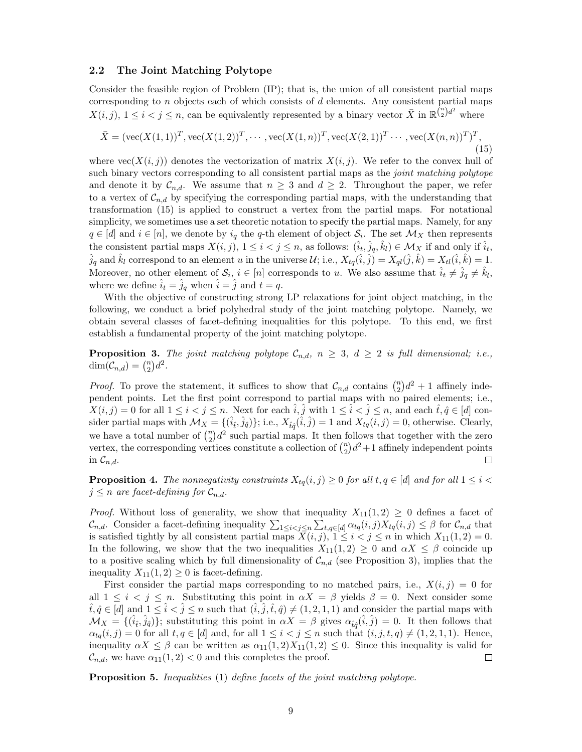### 2.2 The Joint Matching Polytope

Consider the feasible region of Problem (IP); that is, the union of all consistent partial maps corresponding to $n$ objects each of which consists of $d$ elements. Any consistent partial maps $X(i,j)$, $1 \leq i < j \leq n$, can be equivalently represented by a binary vector $\bar{X}$ in $\mathbb{R}^{\binom{n}{2}d^2}$ where

$$\bar{X} = (\mathrm{vec}(X(1,1))^T, \mathrm{vec}(X(1,2))^T, \cdots, \mathrm{vec}(X(1,n))^T, \mathrm{vec}(X(2,1))^T \cdots, \mathrm{vec}(X(n,n))^T)^T, \tag{15}$$

where $\mathrm{vec}(X(i,j))$ denotes the vectorization of matrix $X(i,j)$. We refer to the convex hull of such binary vectors corresponding to all consistent partial maps as the *joint matching polytope* and denote it by $\mathcal{C}_{n,d}$. We assume that $n \geq 3$ and $d \geq 2$. Throughout the paper, we refer to a vertex of $\mathcal{C}_{n,d}$ by specifying the corresponding partial maps, with the understanding that transformation (15) is applied to construct a vertex from the partial maps. For notational simplicity, we sometimes use a set theoretic notation to specify the partial maps. Namely, for any $q \in [d]$ and $i \in [n]$, we denote by $i_q$ the $q$-th element of object $\mathcal{S}_i$. The set $\mathcal{M}_X$ then represents the consistent partial maps $X(i,j)$, $1 \leq i < j \leq n$, as follows: $(\hat{i}_t, \hat{j}_q, \hat{k}_l) \in \mathcal{M}_X$ if and only if $\hat{i}_t$, $\hat{j}_q$ and $\hat{k}_l$ correspond to an element $u$ in the universe $\mathcal{U}$; i.e., $X_{tq}(\hat{i},\hat{j}) = X_{ql}(\hat{j},\hat{k}) = X_{tl}(\hat{i},\hat{k}) = 1$. Moreover, no other element of $\mathcal{S}_i$, $i \in [n]$ corresponds to $u$. We also assume that $\hat{i}_t \neq \hat{j}_q \neq \hat{k}_l$, where we define $\hat{i}_t = \hat{j}_q$ when $\hat{i} = \hat{j}$ and $t = q$.

With the objective of constructing strong LP relaxations for joint object matching, in the following, we conduct a brief polyhedral study of the joint matching polytope. Namely, we obtain several classes of facet-defining inequalities for this polytope. To this end, we first establish a fundamental property of the joint matching polytope.

**Proposition 3.** *The joint matching polytope $\mathcal{C}_{n,d}$, $n \geq 3$, $d \geq 2$ is full dimensional; i.e., $\dim(\mathcal{C}_{n,d}) = \binom{n}{2}d^2$.*

*Proof.* To prove the statement, it suffices to show that $\mathcal{C}_{n,d}$ contains $\binom{n}{2}d^2 + 1$ affinely independent points. Let the first point correspond to partial maps with no paired elements; i.e., $X(i,j) = 0$ for all $1 \leq i < j \leq n$. Next for each $\hat{i}, \hat{j}$ with $1 \leq \hat{i} < \hat{j} \leq n$, and each $\hat{t}, \hat{q} \in [d]$ consider partial maps with $\mathcal{M}_X = \{(\hat{i}_{\hat{t}}, \hat{j}_{\hat{q}})\}$; i.e., $X_{\hat{t}\hat{q}}(\hat{i},\hat{j}) = 1$ and $X_{tq}(i,j) = 0$, otherwise. Clearly, we have a total number of $\binom{n}{2}d^2$ such partial maps. It then follows that together with the zero vertex, the corresponding vertices constitute a collection of $\binom{n}{2}d^2+1$ affinely independent points in $\mathcal{C}_{n,d}$. □

**Proposition 4.** *The nonnegativity constraints $X_{tq}(i,j) \geq 0$ for all $t, q \in [d]$ and for all $1 \leq i < j \leq n$ are facet-defining for $\mathcal{C}_{n,d}$.*

*Proof.* Without loss of generality, we show that inequality $X_{11}(1,2) \geq 0$ defines a facet of $\mathcal{C}_{n,d}$. Consider a facet-defining inequality $\sum_{1 \leq i < j \leq n} \sum_{t,q \in [d]} \alpha_{tq}(i,j) X_{tq}(i,j) \leq \beta$ for $\mathcal{C}_{n,d}$ that is satisfied tightly by all consistent partial maps $X(i,j)$, $1 \leq i < j \leq n$ in which $X_{11}(1,2) = 0$. In the following, we show that the two inequalities $X_{11}(1,2) \geq 0$ and $\alpha X \leq \beta$ coincide up to a positive scaling which by full dimensionality of $\mathcal{C}_{n,d}$ (see Proposition 3), implies that the inequality $X_{11}(1,2) \geq 0$ is facet-defining.

First consider the partial maps corresponding to no matched pairs, i.e., $X(i,j) = 0$ for all $1 \leq i < j \leq n$. Substituting this point in $\alpha X = \beta$ yields $\beta = 0$. Next consider some $\hat{t}, \hat{q} \in [d]$ and $1 \leq \hat{i} < \hat{j} \leq n$ such that $(\hat{i}, \hat{j}, \hat{t}, \hat{q}) \neq (1,2,1,1)$ and consider the partial maps with $\mathcal{M}_X = \{(\hat{i}_{\hat{t}}, \hat{j}_{\hat{q}})\}$; substituting this point in $\alpha X = \beta$ gives $\alpha_{\hat{t}\hat{q}}(\hat{i},\hat{j}) = 0$. It then follows that $\alpha_{tq}(i,j) = 0$ for all $t, q \in [d]$ and, for all $1 \leq i < j \leq n$ such that $(i,j,t,q) \neq (1,2,1,1)$. Hence, inequality $\alpha X \leq \beta$ can be written as $\alpha_{11}(1,2) X_{11}(1,2) \leq 0$. Since this inequality is valid for $\mathcal{C}_{n,d}$, we have $\alpha_{11}(1,2) < 0$ and this completes the proof. □

**Proposition 5.** *Inequalities* (1) *define facets of the joint matching polytope.*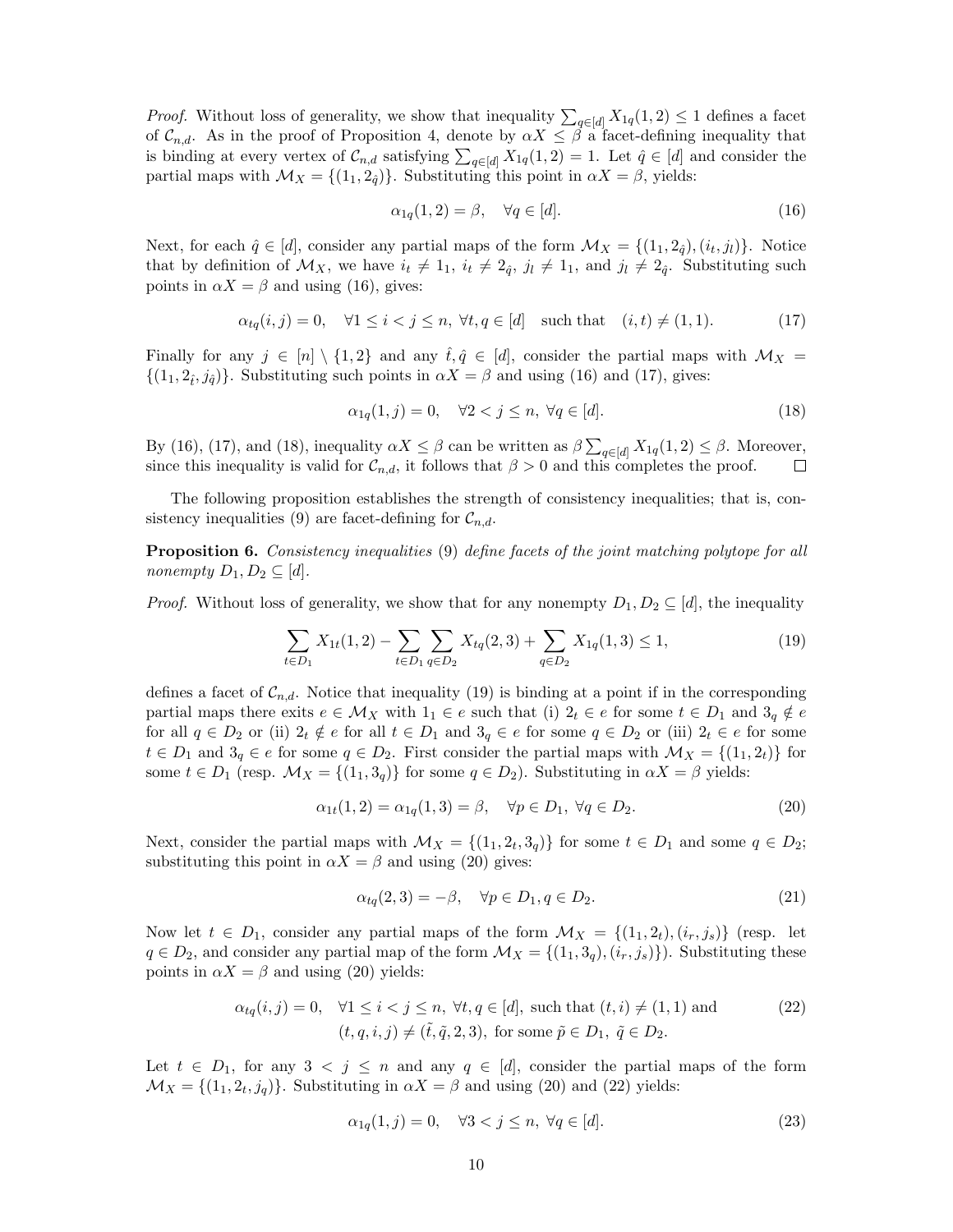*Proof.* Without loss of generality, we show that inequality $\sum_{q\in[d]} X_{1q}(1,2) \leq 1$ defines a facet of $\mathcal{C}_{n,d}$. As in the proof of Proposition 4, denote by $\alpha X \leq \beta$ a facet-defining inequality that is binding at every vertex of $\mathcal{C}_{n,d}$ satisfying $\sum_{q\in[d]} X_{1q}(1,2) = 1$. Let $\hat{q} \in [d]$ and consider the partial maps with $\mathcal{M}_X = \{(1_1, 2_{\hat{q}})\}$. Substituting this point in $\alpha X = \beta$, yields:

$$\alpha_{1q}(1,2) = \beta, \quad \forall q \in [d]. \tag{16}$$

Next, for each $\hat{q} \in [d]$, consider any partial maps of the form $\mathcal{M}_X = \{(1_1, 2_{\hat{q}}), (i_t, j_l)\}$. Notice that by definition of $\mathcal{M}_X$, we have $i_t \neq 1_1$, $i_t \neq 2_{\hat{q}}$, $j_l \neq 1_1$, and $j_l \neq 2_{\hat{q}}$. Substituting such points in $\alpha X = \beta$ and using (16), gives:

$$\alpha_{tq}(i,j) = 0, \quad \forall 1 \leq i < j \leq n, \ \forall t, q \in [d] \quad \text{such that} \quad (i,t) \neq (1,1). \tag{17}$$

Finally for any $j \in [n] \setminus \{1,2\}$ and any $\hat{t}, \hat{q} \in [d]$, consider the partial maps with $\mathcal{M}_X = \{(1_1, 2_{\hat{t}}, j_{\hat{q}})\}$. Substituting such points in $\alpha X = \beta$ and using (16) and (17), gives:

$$\alpha_{1q}(1,j) = 0, \quad \forall 2 < j \leq n, \ \forall q \in [d]. \tag{18}$$

By (16), (17), and (18), inequality $\alpha X \leq \beta$ can be written as $\beta \sum_{q\in[d]} X_{1q}(1,2) \leq \beta$. Moreover, since this inequality is valid for $\mathcal{C}_{n,d}$, it follows that $\beta > 0$ and this completes the proof. $\square$

The following proposition establishes the strength of consistency inequalities; that is, consistency inequalities (9) are facet-defining for $\mathcal{C}_{n,d}$.

**Proposition 6.** *Consistency inequalities* (9) *define facets of the joint matching polytope for all nonempty* $D_1, D_2 \subseteq [d]$.

*Proof.* Without loss of generality, we show that for any nonempty $D_1, D_2 \subseteq [d]$, the inequality

$$\sum_{t\in D_1} X_{1t}(1,2) - \sum_{t\in D_1}\sum_{q\in D_2} X_{tq}(2,3) + \sum_{q\in D_2} X_{1q}(1,3) \leq 1, \tag{19}$$

defines a facet of $\mathcal{C}_{n,d}$. Notice that inequality (19) is binding at a point if in the corresponding partial maps there exits $e \in \mathcal{M}_X$ with $1_1 \in e$ such that (i) $2_t \in e$ for some $t \in D_1$ and $3_q \notin e$ for all $q \in D_2$ or (ii) $2_t \notin e$ for all $t \in D_1$ and $3_q \in e$ for some $q \in D_2$ or (iii) $2_t \in e$ for some $t \in D_1$ and $3_q \in e$ for some $q \in D_2$. First consider the partial maps with $\mathcal{M}_X = \{(1_1, 2_t)\}$ for some $t \in D_1$ (resp. $\mathcal{M}_X = \{(1_1, 3_q)\}$ for some $q \in D_2$). Substituting in $\alpha X = \beta$ yields:

$$\alpha_{1t}(1,2) = \alpha_{1q}(1,3) = \beta, \quad \forall p \in D_1, \ \forall q \in D_2. \tag{20}$$

Next, consider the partial maps with $\mathcal{M}_X = \{(1_1, 2_t, 3_q)\}$ for some $t \in D_1$ and some $q \in D_2$; substituting this point in $\alpha X = \beta$ and using (20) gives:

$$\alpha_{tq}(2,3) = -\beta, \quad \forall p \in D_1, q \in D_2. \tag{21}$$

Now let $t \in D_1$, consider any partial maps of the form $\mathcal{M}_X = \{(1_1, 2_t), (i_r, j_s)\}$ (resp. let $q \in D_2$, and consider any partial map of the form $\mathcal{M}_X = \{(1_1, 3_q), (i_r, j_s)\}$). Substituting these points in $\alpha X = \beta$ and using (20) yields:

$$\begin{aligned} \alpha_{tq}(i,j) = 0, \quad &\forall 1 \leq i < j \leq n, \ \forall t, q \in [d], \text{ such that } (t,i) \neq (1,1) \text{ and} \\ &(t,q,i,j) \neq (\tilde{t}, \tilde{q}, 2, 3), \text{ for some } \tilde{p} \in D_1, \ \tilde{q} \in D_2. \end{aligned} \tag{22}$$

Let $t \in D_1$, for any $3 < j \leq n$ and any $q \in [d]$, consider the partial maps of the form $\mathcal{M}_X = \{(1_1, 2_t, j_q)\}$. Substituting in $\alpha X = \beta$ and using (20) and (22) yields:

$$\alpha_{1q}(1,j) = 0, \quad \forall 3 < j \leq n, \ \forall q \in [d]. \tag{23}$$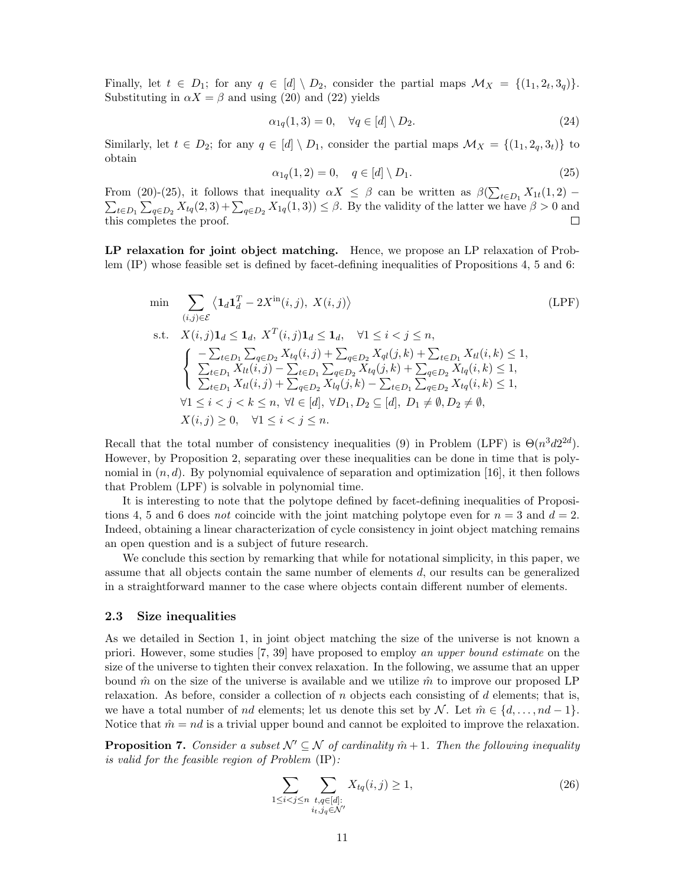Finally, let $t \in D_1$; for any $q \in [d] \setminus D_2$, consider the partial maps $\mathcal{M}_X = \{(1_1, 2_t, 3_q)\}$. Substituting in $\alpha X = \beta$ and using (20) and (22) yields

$$\alpha_{1q}(1,3) = 0, \quad \forall q \in [d] \setminus D_2. \tag{24}$$

Similarly, let $t \in D_2$; for any $q \in [d] \setminus D_1$, consider the partial maps $\mathcal{M}_X = \{(1_1, 2_q, 3_t)\}$ to obtain

$$\alpha_{1q}(1,2) = 0, \quad q \in [d] \setminus D_1. \tag{25}$$

From (20)-(25), it follows that inequality $\alpha X \leq \beta$ can be written as $\beta(\sum_{t \in D_1} X_{1t}(1,2) - \sum_{t \in D_1}\sum_{q \in D_2} X_{tq}(2,3) + \sum_{q \in D_2} X_{1q}(1,3)) \leq \beta$. By the validity of the latter we have $\beta > 0$ and this completes the proof. □

**LP relaxation for joint object matching.** Hence, we propose an LP relaxation of Problem (IP) whose feasible set is defined by facet-defining inequalities of Propositions 4, 5 and 6:

$$
\begin{aligned}
\min \quad & \sum_{(i,j)\in\mathcal{E}} \left\langle \mathbf{1}_d \mathbf{1}_d^T - 2X^{\text{in}}(i,j),\ X(i,j) \right\rangle && \text{(LPF)}\\
\text{s.t.} \quad & X(i,j)\mathbf{1}_d \leq \mathbf{1}_d,\ X^T(i,j)\mathbf{1}_d \leq \mathbf{1}_d, \quad \forall 1 \leq i < j \leq n, \\
& \begin{cases}
-\sum_{t \in D_1}\sum_{q \in D_2} X_{tq}(i,j) + \sum_{q \in D_2} X_{ql}(j,k) + \sum_{t \in D_1} X_{tl}(i,k) \leq 1, \\
\sum_{t \in D_1} X_{lt}(i,j) - \sum_{t \in D_1}\sum_{q \in D_2} X_{tq}(j,k) + \sum_{q \in D_2} X_{lq}(i,k) \leq 1, \\
\sum_{t \in D_1} X_{tl}(i,j) + \sum_{q \in D_2} X_{lq}(j,k) - \sum_{t \in D_1}\sum_{q \in D_2} X_{tq}(i,k) \leq 1,
\end{cases} \\
& \forall 1 \leq i < j < k \leq n,\ \forall l \in [d],\ \forall D_1, D_2 \subseteq [d],\ D_1 \neq \emptyset, D_2 \neq \emptyset, \\
& X(i,j) \geq 0, \quad \forall 1 \leq i < j \leq n.
\end{aligned}
$$

Recall that the total number of consistency inequalities (9) in Problem (LPF) is $\Theta(n^3 d 2^{2d})$. However, by Proposition 2, separating over these inequalities can be done in time that is polynomial in $(n, d)$. By polynomial equivalence of separation and optimization [16], it then follows that Problem (LPF) is solvable in polynomial time.

It is interesting to note that the polytope defined by facet-defining inequalities of Propositions 4, 5 and 6 does *not* coincide with the joint matching polytope even for $n = 3$ and $d = 2$. Indeed, obtaining a linear characterization of cycle consistency in joint object matching remains an open question and is a subject of future research.

We conclude this section by remarking that while for notational simplicity, in this paper, we assume that all objects contain the same number of elements $d$, our results can be generalized in a straightforward manner to the case where objects contain different number of elements.

### 2.3 Size inequalities

As we detailed in Section 1, in joint object matching the size of the universe is not known a priori. However, some studies [7, 39] have proposed to employ *an upper bound estimate* on the size of the universe to tighten their convex relaxation. In the following, we assume that an upper bound $\hat{m}$ on the size of the universe is available and we utilize $\hat{m}$ to improve our proposed LP relaxation. As before, consider a collection of $n$ objects each consisting of $d$ elements; that is, we have a total number of $nd$ elements; let us denote this set by $\mathcal{N}$. Let $\hat{m} \in \{d, \ldots, nd-1\}$. Notice that $\hat{m} = nd$ is a trivial upper bound and cannot be exploited to improve the relaxation.

**Proposition 7.** *Consider a subset $\mathcal{N}' \subseteq \mathcal{N}$ of cardinality $\hat{m}+1$. Then the following inequality is valid for the feasible region of Problem* (IP)*:*

$$\sum_{1 \leq i < j \leq n} \sum_{\substack{t,q \in [d]: \\ i_t, j_q \in \mathcal{N}'}} X_{tq}(i,j) \geq 1, \tag{26}$$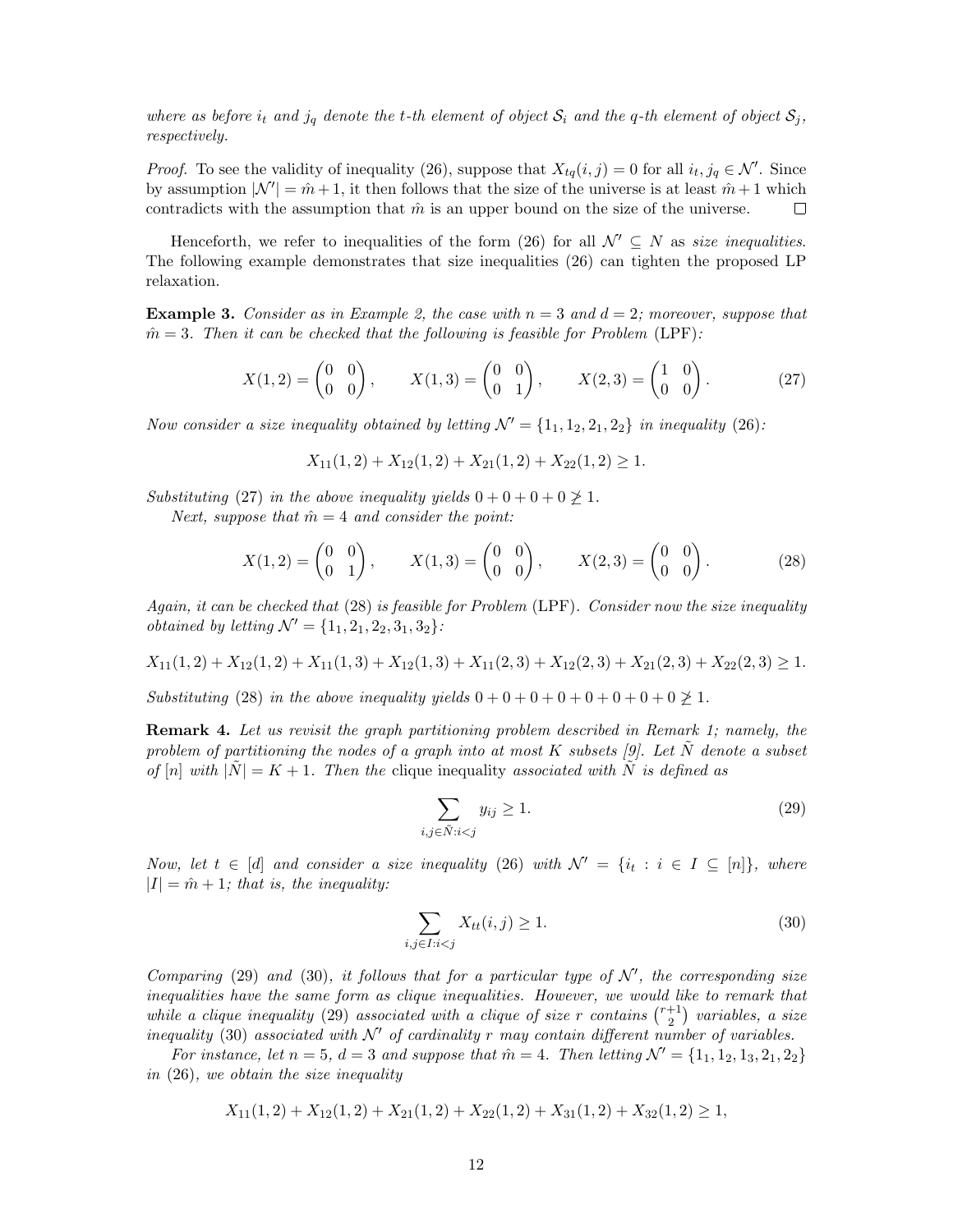*where as before $i_t$ and $j_q$ denote the $t$-th element of object $\mathcal{S}_i$ and the $q$-th element of object $\mathcal{S}_j$, respectively.*

*Proof.* To see the validity of inequality (26), suppose that $X_{tq}(i,j) = 0$ for all $i_t, j_q \in \mathcal{N}'$. Since by assumption $|\mathcal{N}'| = \hat{m}+1$, it then follows that the size of the universe is at least $\hat{m}+1$ which contradicts with the assumption that $\hat{m}$ is an upper bound on the size of the universe. $\square$

Henceforth, we refer to inequalities of the form (26) for all $\mathcal{N}' \subseteq N$ as *size inequalities*. The following example demonstrates that size inequalities (26) can tighten the proposed LP relaxation.

**Example 3.** *Consider as in Example 2, the case with $n = 3$ and $d = 2$; moreover, suppose that $\hat{m} = 3$. Then it can be checked that the following is feasible for Problem* (LPF)*:*

$$X(1,2) = \begin{pmatrix} 0 & 0 \\ 0 & 0 \end{pmatrix}, \qquad X(1,3) = \begin{pmatrix} 0 & 0 \\ 0 & 1 \end{pmatrix}, \qquad X(2,3) = \begin{pmatrix} 1 & 0 \\ 0 & 0 \end{pmatrix}. \tag{27}$$

*Now consider a size inequality obtained by letting $\mathcal{N}' = \{1_1, 1_2, 2_1, 2_2\}$ in inequality (26):*

$$X_{11}(1,2) + X_{12}(1,2) + X_{21}(1,2) + X_{22}(1,2) \geq 1.$$

*Substituting (27) in the above inequality yields $0 + 0 + 0 + 0 \ngeq 1$.*

*Next, suppose that $\hat{m} = 4$ and consider the point:*

$$X(1,2) = \begin{pmatrix} 0 & 0 \\ 0 & 1 \end{pmatrix}, \qquad X(1,3) = \begin{pmatrix} 0 & 0 \\ 0 & 0 \end{pmatrix}, \qquad X(2,3) = \begin{pmatrix} 0 & 0 \\ 0 & 0 \end{pmatrix}. \tag{28}$$

*Again, it can be checked that (28) is feasible for Problem* (LPF)*. Consider now the size inequality obtained by letting $\mathcal{N}' = \{1_1, 2_1, 2_2, 3_1, 3_2\}$:*

$$X_{11}(1,2) + X_{12}(1,2) + X_{11}(1,3) + X_{12}(1,3) + X_{11}(2,3) + X_{12}(2,3) + X_{21}(2,3) + X_{22}(2,3) \geq 1.$$

*Substituting (28) in the above inequality yields $0 + 0 + 0 + 0 + 0 + 0 + 0 + 0 \ngeq 1$.*

**Remark 4.** *Let us revisit the graph partitioning problem described in Remark 1; namely, the problem of partitioning the nodes of a graph into at most $K$ subsets [9]. Let $\tilde{N}$ denote a subset of $[n]$ with $|\tilde{N}| = K+1$. Then the* clique inequality *associated with $\tilde{N}$ is defined as*

$$\sum_{i,j \in \tilde{N}: i<j} y_{ij} \geq 1. \tag{29}$$

*Now, let $t \in [d]$ and consider a size inequality (26) with $\mathcal{N}' = \{i_t : i \in I \subseteq [n]\}$, where $|I| = \hat{m}+1$; that is, the inequality:*

$$\sum_{i,j \in I: i<j} X_{tt}(i,j) \geq 1. \tag{30}$$

*Comparing (29) and (30), it follows that for a particular type of $\mathcal{N}'$, the corresponding size inequalities have the same form as clique inequalities. However, we would like to remark that while a clique inequality (29) associated with a clique of size $r$ contains $\binom{r+1}{2}$ variables, a size inequality (30) associated with $\mathcal{N}'$ of cardinality $r$ may contain different number of variables.*

*For instance, let $n = 5$, $d = 3$ and suppose that $\hat{m} = 4$. Then letting $\mathcal{N}' = \{1_1, 1_2, 1_3, 2_1, 2_2\}$ in (26), we obtain the size inequality*

$$X_{11}(1,2) + X_{12}(1,2) + X_{21}(1,2) + X_{22}(1,2) + X_{31}(1,2) + X_{32}(1,2) \geq 1,$$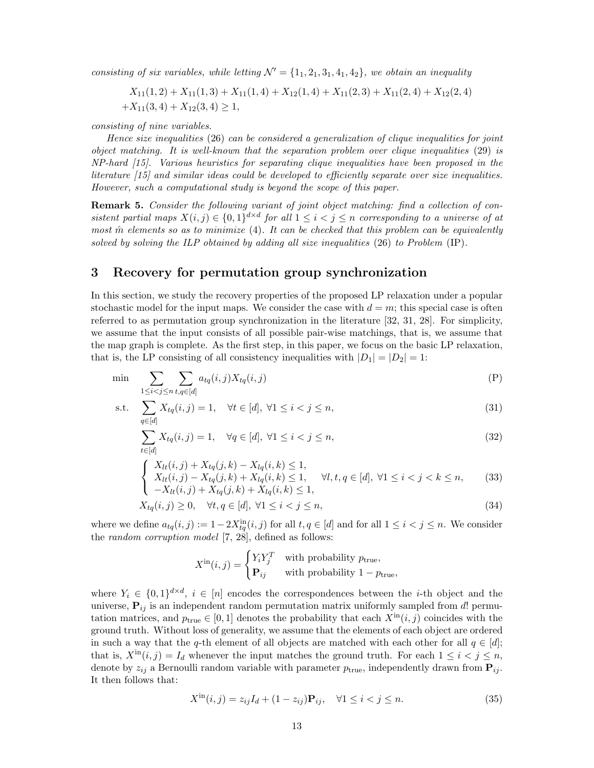*consisting of six variables, while letting $\mathcal{N}' = \{1_1, 2_1, 3_1, 4_1, 4_2\}$, we obtain an inequality*

$$
\begin{aligned}
&X_{11}(1,2) + X_{11}(1,3) + X_{11}(1,4) + X_{12}(1,4) + X_{11}(2,3) + X_{11}(2,4) + X_{12}(2,4) \\
&+ X_{11}(3,4) + X_{12}(3,4) \geq 1,
\end{aligned}
$$

*consisting of nine variables.*

*Hence size inequalities (26) can be considered a generalization of clique inequalities for joint object matching. It is well-known that the separation problem over clique inequalities (29) is NP-hard [15]. Various heuristics for separating clique inequalities have been proposed in the literature [15] and similar ideas could be developed to efficiently separate over size inequalities. However, such a computational study is beyond the scope of this paper.*

**Remark 5.** *Consider the following variant of joint object matching: find a collection of consistent partial maps $X(i,j) \in \{0,1\}^{d \times d}$ for all $1 \leq i < j \leq n$ corresponding to a universe of at most $\hat{m}$ elements so as to minimize (4). It can be checked that this problem can be equivalently solved by solving the ILP obtained by adding all size inequalities (26) to Problem (IP).*

## 3 Recovery for permutation group synchronization

In this section, we study the recovery properties of the proposed LP relaxation under a popular stochastic model for the input maps. We consider the case with $d = m$; this special case is often referred to as permutation group synchronization in the literature [32, 31, 28]. For simplicity, we assume that the input consists of all possible pair-wise matchings, that is, we assume that the map graph is complete. As the first step, in this paper, we focus on the basic LP relaxation, that is, the LP consisting of all consistency inequalities with $|D_1| = |D_2| = 1$:

$$
\min \quad \sum_{1 \leq i < j \leq n} \sum_{t,q \in [d]} a_{tq}(i,j) X_{tq}(i,j) \tag{P}
$$

$$
\text{s.t.} \quad \sum_{q \in [d]} X_{tq}(i,j) = 1, \quad \forall t \in [d], \ \forall 1 \leq i < j \leq n, \tag{31}
$$

$$
\sum_{t \in [d]} X_{tq}(i,j) = 1, \quad \forall q \in [d], \ \forall 1 \leq i < j \leq n, \tag{32}
$$

$$
\begin{cases}
X_{lt}(i,j) + X_{tq}(j,k) - X_{lq}(i,k) \leq 1, \\
X_{lt}(i,j) - X_{tq}(j,k) + X_{lq}(i,k) \leq 1, \\
-X_{lt}(i,j) + X_{tq}(j,k) + X_{lq}(i,k) \leq 1,
\end{cases} \quad \forall l,t,q \in [d], \ \forall 1 \leq i < j < k \leq n, \tag{33}
$$

$$
X_{tq}(i,j) \geq 0, \quad \forall t,q \in [d], \ \forall 1 \leq i < j \leq n, \tag{34}
$$

where we define $a_{tq}(i,j) := 1 - 2X^{\text{in}}_{tq}(i,j)$ for all $t,q \in [d]$ and for all $1 \leq i < j \leq n$. We consider the *random corruption model* [7, 28], defined as follows:

$$
X^{\text{in}}(i,j) = \begin{cases} Y_i Y_j^T & \text{with probability } p_{\text{true}}, \\ \mathbf{P}_{ij} & \text{with probability } 1 - p_{\text{true}}, \end{cases}
$$

where $Y_i \in \{0,1\}^{d \times d}$, $i \in [n]$ encodes the correspondences between the $i$-th object and the universe, $\mathbf{P}_{ij}$ is an independent random permutation matrix uniformly sampled from $d!$ permutation matrices, and $p_{\text{true}} \in [0,1]$ denotes the probability that each $X^{\text{in}}(i,j)$ coincides with the ground truth. Without loss of generality, we assume that the elements of each object are ordered in such a way that the $q$-th element of all objects are matched with each other for all $q \in [d]$; that is, $X^{\text{in}}(i,j) = I_d$ whenever the input matches the ground truth. For each $1 \leq i < j \leq n$, denote by $z_{ij}$ a Bernoulli random variable with parameter $p_{\text{true}}$, independently drawn from $\mathbf{P}_{ij}$. It then follows that:

$$
X^{\text{in}}(i,j) = z_{ij} I_d + (1 - z_{ij}) \mathbf{P}_{ij}, \quad \forall 1 \leq i < j \leq n. \tag{35}
$$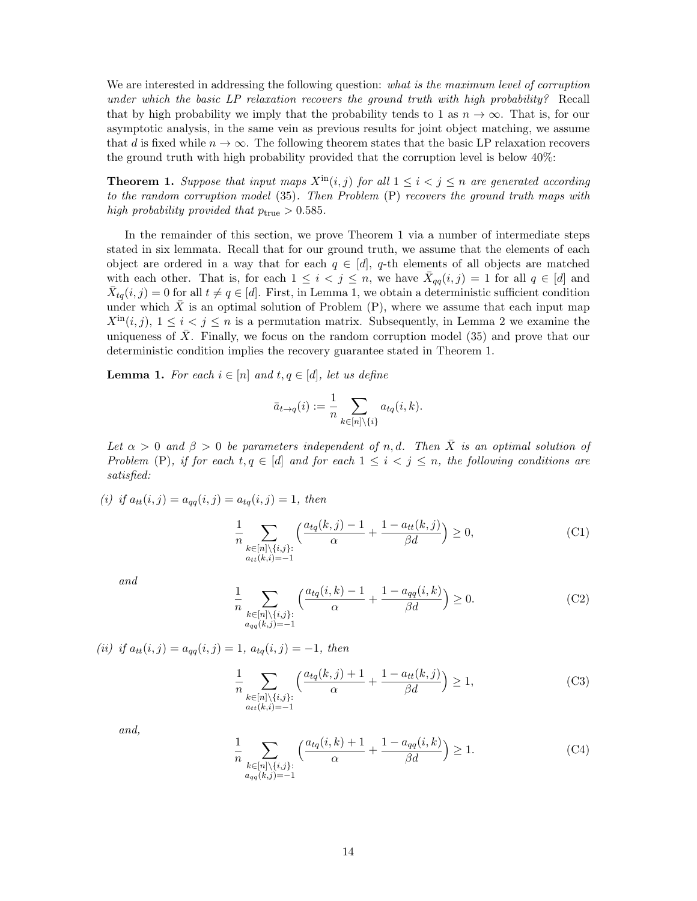We are interested in addressing the following question: *what is the maximum level of corruption under which the basic LP relaxation recovers the ground truth with high probability?* Recall that by high probability we imply that the probability tends to 1 as $n \to \infty$. That is, for our asymptotic analysis, in the same vein as previous results for joint object matching, we assume that $d$ is fixed while $n \to \infty$. The following theorem states that the basic LP relaxation recovers the ground truth with high probability provided that the corruption level is below 40%:

**Theorem 1.** *Suppose that input maps $X^{\rm in}(i,j)$ for all $1 \leq i < j \leq n$ are generated according to the random corruption model* (35)*. Then Problem* (P) *recovers the ground truth maps with high probability provided that $p_{\rm true} > 0.585$.*

In the remainder of this section, we prove Theorem 1 via a number of intermediate steps stated in six lemmata. Recall that for our ground truth, we assume that the elements of each object are ordered in a way that for each $q \in [d]$, $q$-th elements of all objects are matched with each other. That is, for each $1 \leq i < j \leq n$, we have $\bar{X}_{qq}(i,j) = 1$ for all $q \in [d]$ and $\bar{X}_{tq}(i,j) = 0$ for all $t \neq q \in [d]$. First, in Lemma 1, we obtain a deterministic sufficient condition under which $\bar{X}$ is an optimal solution of Problem (P), where we assume that each input map $X^{\rm in}(i,j)$, $1 \leq i < j \leq n$ is a permutation matrix. Subsequently, in Lemma 2 we examine the uniqueness of $\bar{X}$. Finally, we focus on the random corruption model (35) and prove that our deterministic condition implies the recovery guarantee stated in Theorem 1.

**Lemma 1.** *For each $i \in [n]$ and $t, q \in [d]$, let us define*

$$\bar{a}_{t \to q}(i) := \frac{1}{n} \sum_{k \in [n] \setminus \{i\}} a_{tq}(i,k).$$

*Let $\alpha > 0$ and $\beta > 0$ be parameters independent of $n, d$. Then $\bar{X}$ is an optimal solution of Problem* (P)*, if for each $t, q \in [d]$ and for each $1 \leq i < j \leq n$, the following conditions are satisfied:*

*(i) if $a_{tt}(i,j) = a_{qq}(i,j) = a_{tq}(i,j) = 1$, then*

$$\frac{1}{n} \sum_{\substack{k \in [n] \setminus \{i,j\}: \\ a_{tt}(k,i) = -1}} \Big( \frac{a_{tq}(k,j) - 1}{\alpha} + \frac{1 - a_{tt}(k,j)}{\beta d} \Big) \geq 0, \tag{C1}$$

*and*

$$\frac{1}{n} \sum_{\substack{k \in [n] \setminus \{i,j\}: \\ a_{qq}(k,j) = -1}} \Big( \frac{a_{tq}(i,k) - 1}{\alpha} + \frac{1 - a_{qq}(i,k)}{\beta d} \Big) \geq 0. \tag{C2}$$

*(ii) if $a_{tt}(i,j) = a_{qq}(i,j) = 1$, $a_{tq}(i,j) = -1$, then*

$$\frac{1}{n} \sum_{\substack{k \in [n] \setminus \{i,j\}: \\ a_{tt}(k,i) = -1}} \Big( \frac{a_{tq}(k,j) + 1}{\alpha} + \frac{1 - a_{tt}(k,j)}{\beta d} \Big) \geq 1, \tag{C3}$$

*and,*

$$\frac{1}{n} \sum_{\substack{k \in [n] \setminus \{i,j\}: \\ a_{qq}(k,j) = -1}} \Big( \frac{a_{tq}(i,k) + 1}{\alpha} + \frac{1 - a_{qq}(i,k)}{\beta d} \Big) \geq 1. \tag{C4}$$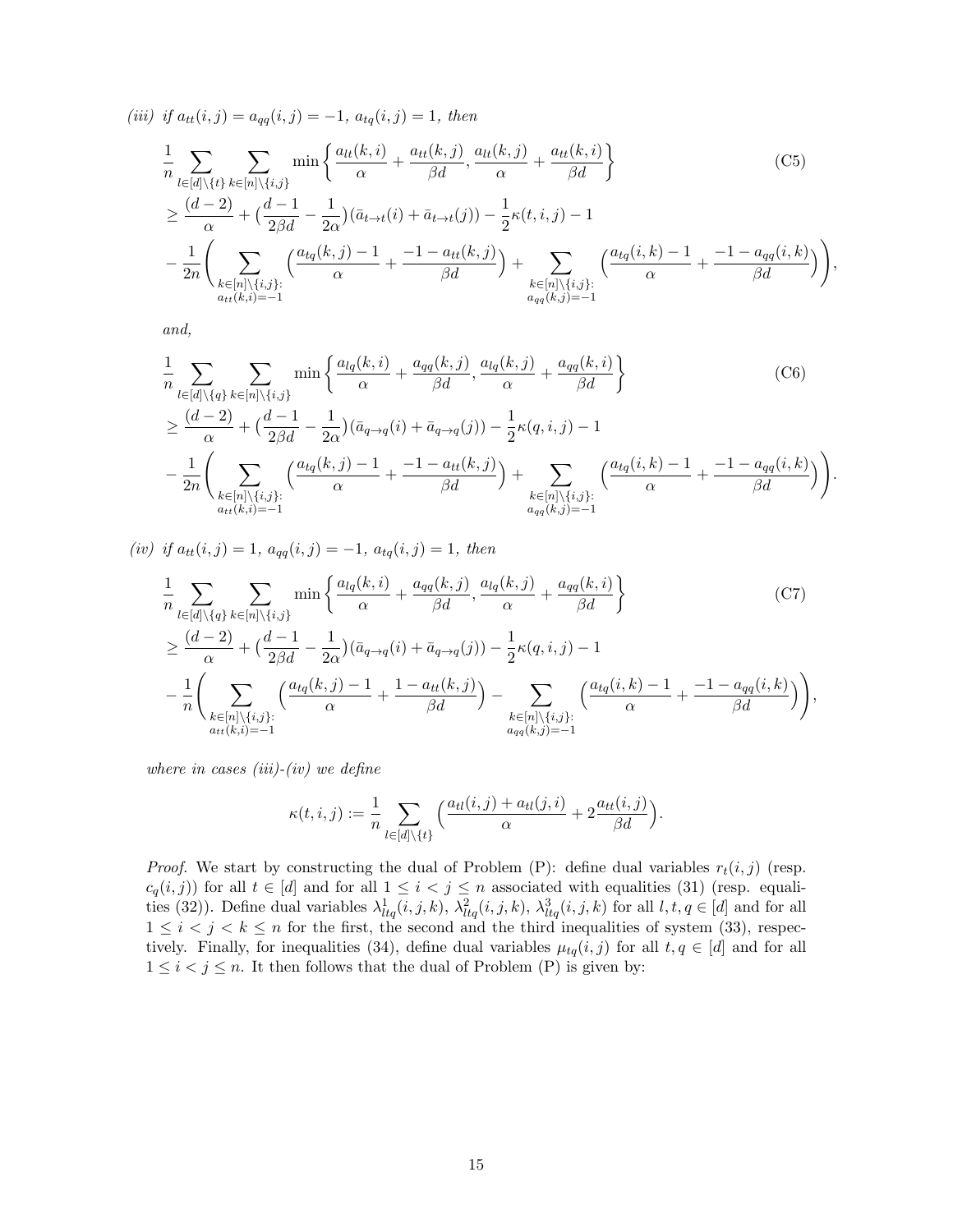*(iii) if $a_{tt}(i,j) = a_{qq}(i,j) = -1$, $a_{tq}(i,j) = 1$, then*

$$
\begin{aligned}
&\frac{1}{n}\sum_{l\in[d]\setminus\{t\}}\sum_{k\in[n]\setminus\{i,j\}} \min\Big\{\frac{a_{lt}(k,i)}{\alpha}+\frac{a_{tt}(k,j)}{\beta d}, \frac{a_{lt}(k,j)}{\alpha}+\frac{a_{tt}(k,i)}{\beta d}\Big\} \qquad \text{(C5)}\\
&\geq \frac{(d-2)}{\alpha} + \big(\frac{d-1}{2\beta d}-\frac{1}{2\alpha}\big)(\bar{a}_{t\to t}(i)+\bar{a}_{t\to t}(j)) - \frac{1}{2}\kappa(t,i,j) - 1\\
&-\frac{1}{2n}\Bigg(\sum_{\substack{k\in[n]\setminus\{i,j\}:\\ a_{tt}(k,i)=-1}}\Big(\frac{a_{tq}(k,j)-1}{\alpha}+\frac{-1-a_{tt}(k,j)}{\beta d}\Big) + \sum_{\substack{k\in[n]\setminus\{i,j\}:\\ a_{qq}(k,j)=-1}}\Big(\frac{a_{tq}(i,k)-1}{\alpha}+\frac{-1-a_{qq}(i,k)}{\beta d}\Big)\Bigg),
\end{aligned}
$$

*and,*

$$
\begin{aligned}
&\frac{1}{n}\sum_{l\in[d]\setminus\{q\}}\sum_{k\in[n]\setminus\{i,j\}} \min\Big\{\frac{a_{lq}(k,i)}{\alpha}+\frac{a_{qq}(k,j)}{\beta d}, \frac{a_{lq}(k,j)}{\alpha}+\frac{a_{qq}(k,i)}{\beta d}\Big\} \qquad \text{(C6)}\\
&\geq \frac{(d-2)}{\alpha} + \big(\frac{d-1}{2\beta d}-\frac{1}{2\alpha}\big)(\bar{a}_{q\to q}(i)+\bar{a}_{q\to q}(j)) - \frac{1}{2}\kappa(q,i,j) - 1\\
&-\frac{1}{2n}\Bigg(\sum_{\substack{k\in[n]\setminus\{i,j\}:\\ a_{tt}(k,i)=-1}}\Big(\frac{a_{tq}(k,j)-1}{\alpha}+\frac{-1-a_{tt}(k,j)}{\beta d}\Big) + \sum_{\substack{k\in[n]\setminus\{i,j\}:\\ a_{qq}(k,j)=-1}}\Big(\frac{a_{tq}(i,k)-1}{\alpha}+\frac{-1-a_{qq}(i,k)}{\beta d}\Big)\Bigg).
\end{aligned}
$$

*(iv) if $a_{tt}(i,j) = 1$, $a_{qq}(i,j) = -1$, $a_{tq}(i,j) = 1$, then*

$$
\begin{aligned}
&\frac{1}{n}\sum_{l\in[d]\setminus\{q\}}\sum_{k\in[n]\setminus\{i,j\}} \min\Big\{\frac{a_{lq}(k,i)}{\alpha}+\frac{a_{qq}(k,j)}{\beta d}, \frac{a_{lq}(k,j)}{\alpha}+\frac{a_{qq}(k,i)}{\beta d}\Big\} \qquad \text{(C7)}\\
&\geq \frac{(d-2)}{\alpha} + \big(\frac{d-1}{2\beta d}-\frac{1}{2\alpha}\big)(\bar{a}_{q\to q}(i)+\bar{a}_{q\to q}(j)) - \frac{1}{2}\kappa(q,i,j) - 1\\
&-\frac{1}{n}\Bigg(\sum_{\substack{k\in[n]\setminus\{i,j\}:\\ a_{tt}(k,i)=-1}}\Big(\frac{a_{tq}(k,j)-1}{\alpha}+\frac{1-a_{tt}(k,j)}{\beta d}\Big) - \sum_{\substack{k\in[n]\setminus\{i,j\}:\\ a_{qq}(k,j)=-1}}\Big(\frac{a_{tq}(i,k)-1}{\alpha}+\frac{-1-a_{qq}(i,k)}{\beta d}\Big)\Bigg),
\end{aligned}
$$

*where in cases (iii)-(iv) we define*

$$
\kappa(t,i,j) := \frac{1}{n}\sum_{l\in[d]\setminus\{t\}}\Big(\frac{a_{tl}(i,j)+a_{tl}(j,i)}{\alpha}+2\frac{a_{tt}(i,j)}{\beta d}\Big).
$$

*Proof.* We start by constructing the dual of Problem (P): define dual variables $r_t(i,j)$ (resp. $c_q(i,j)$) for all $t \in [d]$ and for all $1 \leq i < j \leq n$ associated with equalities (31) (resp. equalities (32)). Define dual variables $\lambda^1_{ltq}(i,j,k)$, $\lambda^2_{ltq}(i,j,k)$, $\lambda^3_{ltq}(i,j,k)$ for all $l,t,q \in [d]$ and for all $1 \leq i < j < k \leq n$ for the first, the second and the third inequalities of system (33), respectively. Finally, for inequalities (34), define dual variables $\mu_{tq}(i,j)$ for all $t,q \in [d]$ and for all $1 \leq i < j \leq n$. It then follows that the dual of Problem (P) is given by: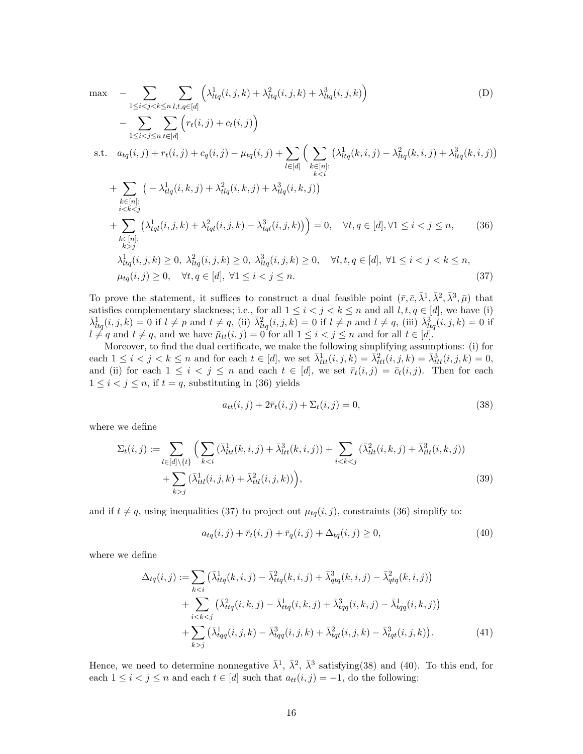$$
\begin{aligned}
\max \quad & -\sum_{1\le i<j<k\le n}\sum_{l,t,q\in[d]}\Big(\lambda^1_{ltq}(i,j,k)+\lambda^2_{ltq}(i,j,k)+\lambda^3_{ltq}(i,j,k)\Big) && \text{(D)}\\
& -\sum_{1\le i<j\le n}\sum_{t\in[d]}\Big(r_t(i,j)+c_t(i,j)\Big)\\
\text{s.t.} \quad & a_{tq}(i,j)+r_t(i,j)+c_q(i,j)-\mu_{tq}(i,j)+\sum_{l\in[d]}\Big(\sum_{\substack{k\in[n]:\\ k<i}}\big(\lambda^1_{ltq}(k,i,j)-\lambda^2_{ltq}(k,i,j)+\lambda^3_{ltq}(k,i,j)\big)\\
& +\sum_{\substack{k\in[n]:\\ i<k<j}}\big(-\lambda^1_{tlq}(i,k,j)+\lambda^2_{tlq}(i,k,j)+\lambda^3_{tlq}(i,k,j)\big)\\
& +\sum_{\substack{k\in[n]:\\ k>j}}\big(\lambda^1_{tql}(i,j,k)+\lambda^2_{tql}(i,j,k)-\lambda^3_{tql}(i,j,k)\big)\Big)=0, \quad \forall t,q\in[d], \forall 1\le i<j\le n, && (36)\\
& \lambda^1_{ltq}(i,j,k)\ge 0,\ \lambda^2_{ltq}(i,j,k)\ge 0,\ \lambda^3_{ltq}(i,j,k)\ge 0, \quad \forall l,t,q\in[d],\ \forall 1\le i<j<k\le n,\\
& \mu_{tq}(i,j)\ge 0, \quad \forall t,q\in[d],\ \forall 1\le i<j\le n. && (37)
\end{aligned}
$$

To prove the statement, it suffices to construct a dual feasible point $(\bar r,\bar c,\bar\lambda^1,\bar\lambda^2,\bar\lambda^3,\bar\mu)$ that satisfies complementary slackness; i.e., for all $1\le i<j<k\le n$ and all $l,t,q\in[d]$, we have (i) $\bar\lambda^1_{ltq}(i,j,k)=0$ if $l\neq p$ and $t\neq q$, (ii) $\bar\lambda^2_{ltq}(i,j,k)=0$ if $l\neq p$ and $l\neq q$, (iii) $\bar\lambda^3_{ltq}(i,j,k)=0$ if $l\neq q$ and $t\neq q$, and we have $\bar\mu_{tt}(i,j)=0$ for all $1\le i<j\le n$ and for all $t\in[d]$.

Moreover, to find the dual certificate, we make the following simplifying assumptions: (i) for each $1\le i<j<k\le n$ and for each $t\in[d]$, we set $\bar\lambda^1_{ttt}(i,j,k)=\bar\lambda^2_{ttt}(i,j,k)=\bar\lambda^3_{ttt}(i,j,k)=0$, and (ii) for each $1\le i<j\le n$ and each $t\in[d]$, we set $\bar r_t(i,j)=\bar c_t(i,j)$. Then for each $1\le i<j\le n$, if $t=q$, substituting in (36) yields

$$
a_{tt}(i,j)+2\bar r_t(i,j)+\Sigma_t(i,j)=0, \tag{38}
$$

where we define

$$
\begin{aligned}
\Sigma_t(i,j):=\sum_{l\in[d]\setminus\{t\}}\Big(&\sum_{k<i}(\bar\lambda^1_{ltt}(k,i,j)+\bar\lambda^3_{ltt}(k,i,j))+\sum_{i<k<j}(\bar\lambda^2_{tlt}(i,k,j)+\bar\lambda^3_{tlt}(i,k,j))\\
&+\sum_{k>j}(\bar\lambda^1_{ttl}(i,j,k)+\bar\lambda^2_{ttl}(i,j,k))\Big),
\end{aligned}\tag{39}
$$

and if $t\neq q$, using inequalities (37) to project out $\mu_{tq}(i,j)$, constraints (36) simplify to:

$$
a_{tq}(i,j)+\bar r_t(i,j)+\bar r_q(i,j)+\Delta_{tq}(i,j)\ge 0, \tag{40}
$$

where we define

$$
\begin{aligned}
\Delta_{tq}(i,j):=&\sum_{k<i}\big(\bar\lambda^1_{ttq}(k,i,j)-\bar\lambda^2_{ttq}(k,i,j)+\bar\lambda^3_{qtq}(k,i,j)-\bar\lambda^2_{qtq}(k,i,j)\big)\\
&+\sum_{i<k<j}\big(\bar\lambda^2_{ttq}(i,k,j)-\bar\lambda^1_{ttq}(i,k,j)+\bar\lambda^3_{tqq}(i,k,j)-\bar\lambda^1_{tqq}(i,k,j)\big)\\
&+\sum_{k>j}\big(\bar\lambda^1_{tqq}(i,j,k)-\bar\lambda^3_{tqq}(i,j,k)+\bar\lambda^2_{tqt}(i,j,k)-\bar\lambda^3_{tqt}(i,j,k)\big).
\end{aligned}\tag{41}
$$

Hence, we need to determine nonnegative $\bar\lambda^1$, $\bar\lambda^2$, $\bar\lambda^3$ satisfying(38) and (40). To this end, for each $1\le i<j\le n$ and each $t\in[d]$ such that $a_{tt}(i,j)=-1$, do the following: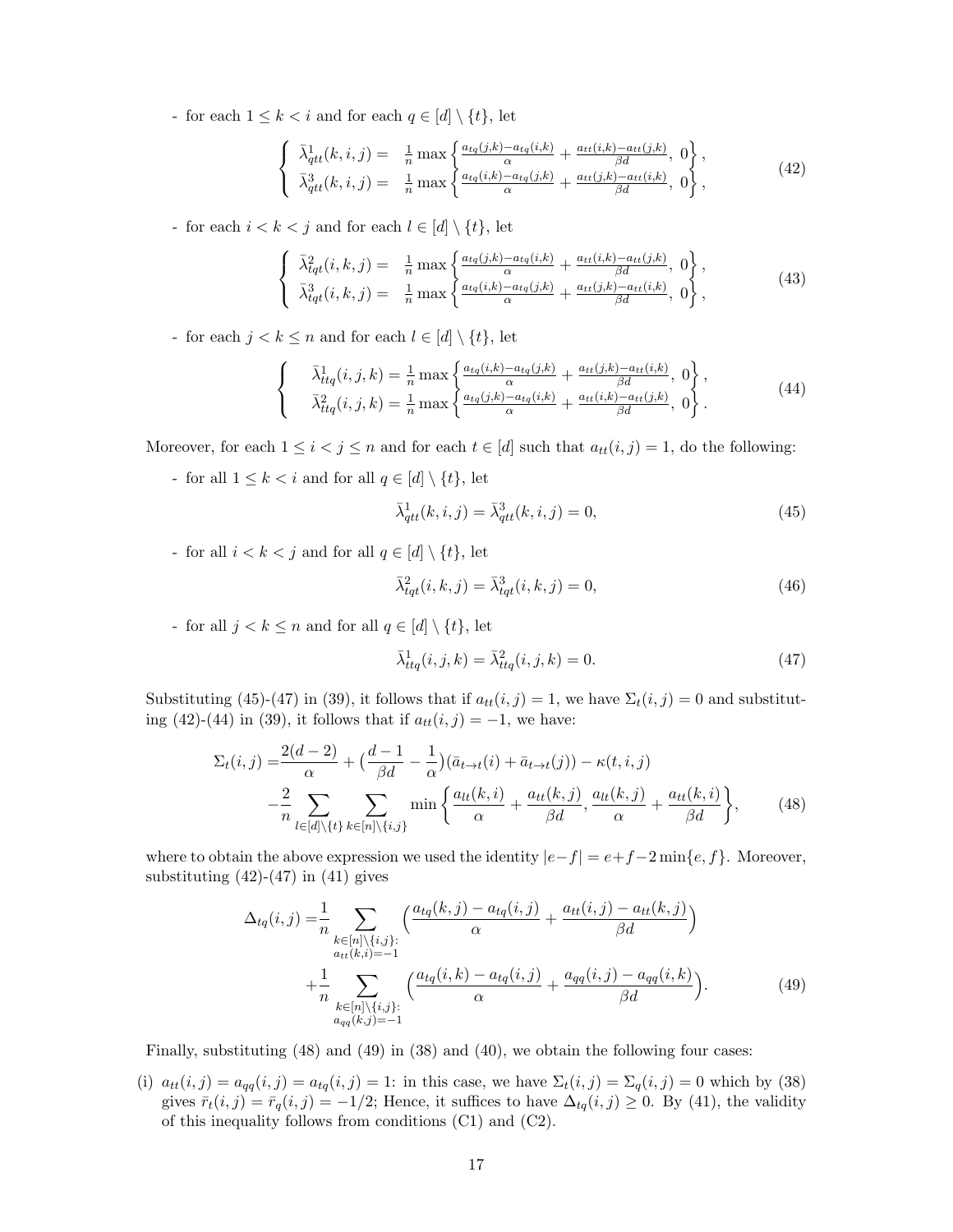- for each $1 \le k < i$ and for each $q \in [d] \setminus \{t\}$, let

$$
\begin{cases} \bar{\lambda}^1_{qtt}(k,i,j) = & \frac{1}{n} \max\left\{ \frac{a_{tq}(j,k)-a_{tq}(i,k)}{\alpha} + \frac{a_{tt}(i,k)-a_{tt}(j,k)}{\beta d},\ 0 \right\}, \\ \bar{\lambda}^3_{qtt}(k,i,j) = & \frac{1}{n} \max\left\{ \frac{a_{tq}(i,k)-a_{tq}(j,k)}{\alpha} + \frac{a_{tt}(j,k)-a_{tt}(i,k)}{\beta d},\ 0 \right\}, \end{cases} \tag{42}
$$

- for each $i < k < j$ and for each $l \in [d] \setminus \{t\}$, let

$$
\begin{cases} \bar{\lambda}^2_{tqt}(i,k,j) = & \frac{1}{n} \max\left\{ \frac{a_{tq}(j,k)-a_{tq}(i,k)}{\alpha} + \frac{a_{tt}(i,k)-a_{tt}(j,k)}{\beta d},\ 0 \right\}, \\ \bar{\lambda}^3_{tqt}(i,k,j) = & \frac{1}{n} \max\left\{ \frac{a_{tq}(i,k)-a_{tq}(j,k)}{\alpha} + \frac{a_{tt}(j,k)-a_{tt}(i,k)}{\beta d},\ 0 \right\}, \end{cases} \tag{43}
$$

- for each $j < k \le n$ and for each $l \in [d] \setminus \{t\}$, let

$$
\begin{cases} \bar{\lambda}^1_{ttq}(i,j,k) = \frac{1}{n} \max\left\{ \frac{a_{tq}(i,k)-a_{tq}(j,k)}{\alpha} + \frac{a_{tt}(j,k)-a_{tt}(i,k)}{\beta d},\ 0 \right\}, \\ \bar{\lambda}^2_{ttq}(i,j,k) = \frac{1}{n} \max\left\{ \frac{a_{tq}(j,k)-a_{tq}(i,k)}{\alpha} + \frac{a_{tt}(i,k)-a_{tt}(j,k)}{\beta d},\ 0 \right\}. \end{cases} \tag{44}
$$

Moreover, for each $1 \le i < j \le n$ and for each $t \in [d]$ such that $a_{tt}(i,j) = 1$, do the following:

- for all $1 \le k < i$ and for all $q \in [d] \setminus \{t\}$, let

$$
\bar{\lambda}^1_{qtt}(k,i,j) = \bar{\lambda}^3_{qtt}(k,i,j) = 0, \tag{45}
$$

- for all $i < k < j$ and for all $q \in [d] \setminus \{t\}$, let

$$
\bar{\lambda}^2_{tqt}(i,k,j) = \bar{\lambda}^3_{tqt}(i,k,j) = 0, \tag{46}
$$

- for all $j < k \le n$ and for all $q \in [d] \setminus \{t\}$, let

$$
\bar{\lambda}^1_{ttq}(i,j,k) = \bar{\lambda}^2_{ttq}(i,j,k) = 0. \tag{47}
$$

Substituting (45)-(47) in (39), it follows that if $a_{tt}(i,j) = 1$, we have $\Sigma_t(i,j) = 0$ and substituting (42)-(44) in (39), it follows that if $a_{tt}(i,j) = -1$, we have:

$$
\begin{aligned}
\Sigma_t(i,j) =& \frac{2(d-2)}{\alpha} + \Big(\frac{d-1}{\beta d} - \frac{1}{\alpha}\Big)(\bar{a}_{t\to t}(i) + \bar{a}_{t\to t}(j)) - \kappa(t,i,j) \\
&- \frac{2}{n} \sum_{l \in [d]\setminus\{t\}} \sum_{k \in [n]\setminus\{i,j\}} \min\Big\{ \frac{a_{lt}(k,i)}{\alpha} + \frac{a_{tt}(k,j)}{\beta d}, \frac{a_{lt}(k,j)}{\alpha} + \frac{a_{tt}(k,i)}{\beta d} \Big\},
\end{aligned} \tag{48}
$$

where to obtain the above expression we used the identity $|e-f| = e+f-2\min\{e,f\}$. Moreover, substituting (42)-(47) in (41) gives

$$
\begin{aligned}
\Delta_{tq}(i,j) =& \frac{1}{n} \sum_{\substack{k \in [n]\setminus\{i,j\}: \\ a_{tt}(k,i) = -1}} \Big( \frac{a_{tq}(k,j) - a_{tq}(i,j)}{\alpha} + \frac{a_{tt}(i,j) - a_{tt}(k,j)}{\beta d} \Big) \\
&+ \frac{1}{n} \sum_{\substack{k \in [n]\setminus\{i,j\}: \\ a_{qq}(k,j) = -1}} \Big( \frac{a_{tq}(i,k) - a_{tq}(i,j)}{\alpha} + \frac{a_{qq}(i,j) - a_{qq}(i,k)}{\beta d} \Big).
\end{aligned} \tag{49}
$$

Finally, substituting (48) and (49) in (38) and (40), we obtain the following four cases:

(i) $a_{tt}(i,j) = a_{qq}(i,j) = a_{tq}(i,j) = 1$: in this case, we have $\Sigma_t(i,j) = \Sigma_q(i,j) = 0$ which by (38) gives $\bar{r}_t(i,j) = \bar{r}_q(i,j) = -1/2$; Hence, it suffices to have $\Delta_{tq}(i,j) \ge 0$. By (41), the validity of this inequality follows from conditions (C1) and (C2).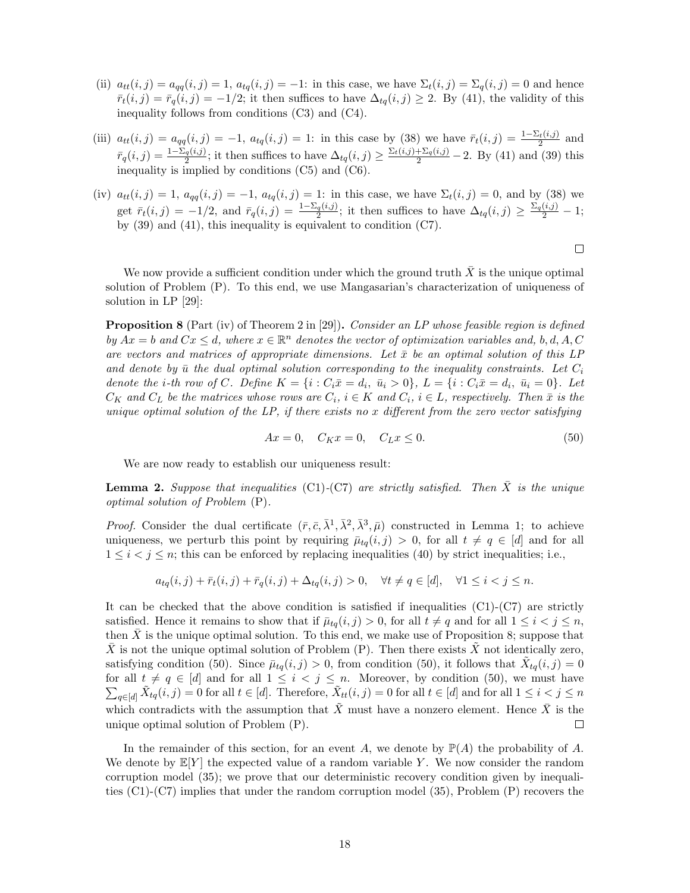(ii) $a_{tt}(i,j) = a_{qq}(i,j) = 1$, $a_{tq}(i,j) = -1$: in this case, we have $\Sigma_t(i,j) = \Sigma_q(i,j) = 0$ and hence $\bar{r}_t(i,j) = \bar{r}_q(i,j) = -1/2$; it then suffices to have $\Delta_{tq}(i,j) \geq 2$. By (41), the validity of this inequality follows from conditions (C3) and (C4).

(iii) $a_{tt}(i,j) = a_{qq}(i,j) = -1$, $a_{tq}(i,j) = 1$: in this case by (38) we have $\bar{r}_t(i,j) = \frac{1-\Sigma_t(i,j)}{2}$ and $\bar{r}_q(i,j) = \frac{1-\Sigma_q(i,j)}{2}$; it then suffices to have $\Delta_{tq}(i,j) \geq \frac{\Sigma_t(i,j)+\Sigma_q(i,j)}{2} - 2$. By (41) and (39) this inequality is implied by conditions (C5) and (C6).

(iv) $a_{tt}(i,j) = 1$, $a_{qq}(i,j) = -1$, $a_{tq}(i,j) = 1$: in this case, we have $\Sigma_t(i,j) = 0$, and by (38) we get $\bar{r}_t(i,j) = -1/2$, and $\bar{r}_q(i,j) = \frac{1-\Sigma_q(i,j)}{2}$; it then suffices to have $\Delta_{tq}(i,j) \geq \frac{\Sigma_q(i,j)}{2} - 1$; by (39) and (41), this inequality is equivalent to condition (C7).

□

We now provide a sufficient condition under which the ground truth $\bar{X}$ is the unique optimal solution of Problem (P). To this end, we use Mangasarian's characterization of uniqueness of solution in LP [29]:

**Proposition 8** (Part (iv) of Theorem 2 in [29])**.** *Consider an LP whose feasible region is defined by $Ax = b$ and $Cx \leq d$, where $x \in \mathbb{R}^n$ denotes the vector of optimization variables and, $b, d, A, C$ are vectors and matrices of appropriate dimensions. Let $\bar{x}$ be an optimal solution of this LP and denote by $\bar{u}$ the dual optimal solution corresponding to the inequality constraints. Let $C_i$ denote the $i$-th row of $C$. Define $K = \{i : C_i\bar{x} = d_i,\ \bar{u}_i > 0\}$, $L = \{i : C_i\bar{x} = d_i,\ \bar{u}_i = 0\}$. Let $C_K$ and $C_L$ be the matrices whose rows are $C_i$, $i \in K$ and $C_i$, $i \in L$, respectively. Then $\bar{x}$ is the unique optimal solution of the LP, if there exists no $x$ different from the zero vector satisfying*

$$Ax = 0, \quad C_K x = 0, \quad C_L x \leq 0. \tag{50}$$

We are now ready to establish our uniqueness result:

**Lemma 2.** *Suppose that inequalities* (C1)-(C7) *are strictly satisfied. Then $\bar{X}$ is the unique optimal solution of Problem* (P)*.*

*Proof.* Consider the dual certificate $(\bar{r}, \bar{c}, \bar{\lambda}^1, \bar{\lambda}^2, \bar{\lambda}^3, \bar{\mu})$ constructed in Lemma 1; to achieve uniqueness, we perturb this point by requiring $\bar{\mu}_{tq}(i,j) > 0$, for all $t \neq q \in [d]$ and for all $1 \leq i < j \leq n$; this can be enforced by replacing inequalities (40) by strict inequalities; i.e.,

$$a_{tq}(i,j) + \bar{r}_t(i,j) + \bar{r}_q(i,j) + \Delta_{tq}(i,j) > 0, \quad \forall t \neq q \in [d], \quad \forall 1 \leq i < j \leq n.$$

It can be checked that the above condition is satisfied if inequalities (C1)-(C7) are strictly satisfied. Hence it remains to show that if $\bar{\mu}_{tq}(i,j) > 0$, for all $t \neq q$ and for all $1 \leq i < j \leq n$, then $\bar{X}$ is the unique optimal solution. To this end, we make use of Proposition 8; suppose that $\bar{X}$ is not the unique optimal solution of Problem (P). Then there exists $\tilde{X}$ not identically zero, satisfying condition (50). Since $\bar{\mu}_{tq}(i,j) > 0$, from condition (50), it follows that $\tilde{X}_{tq}(i,j) = 0$ for all $t \neq q \in [d]$ and for all $1 \leq i < j \leq n$. Moreover, by condition (50), we must have $\sum_{q \in [d]} \tilde{X}_{tq}(i,j) = 0$ for all $t \in [d]$. Therefore, $\tilde{X}_{tt}(i,j) = 0$ for all $t \in [d]$ and for all $1 \leq i < j \leq n$ which contradicts with the assumption that $\tilde{X}$ must have a nonzero element. Hence $\bar{X}$ is the unique optimal solution of Problem (P). □

In the remainder of this section, for an event $A$, we denote by $\mathbb{P}(A)$ the probability of $A$. We denote by $\mathbb{E}[Y]$ the expected value of a random variable $Y$. We now consider the random corruption model (35); we prove that our deterministic recovery condition given by inequalities (C1)-(C7) implies that under the random corruption model (35), Problem (P) recovers the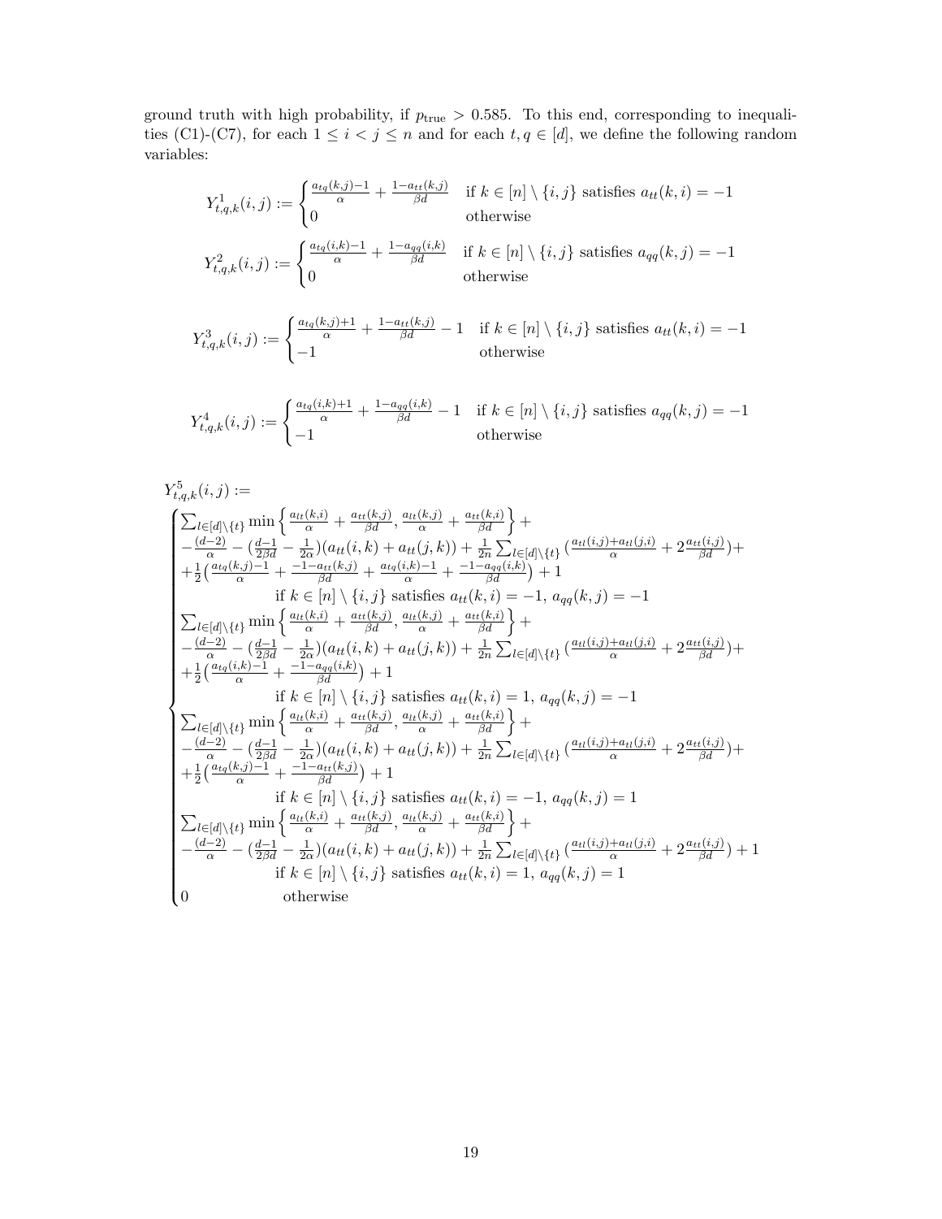ground truth with high probability, if $p_{\text{true}} > 0.585$. To this end, corresponding to inequalities (C1)-(C7), for each $1 \le i < j \le n$ and for each $t, q \in [d]$, we define the following random variables:

$$Y^1_{t,q,k}(i,j) := \begin{cases} \frac{a_{tq}(k,j)-1}{\alpha} + \frac{1-a_{tt}(k,j)}{\beta d} & \text{if } k \in [n] \setminus \{i,j\} \text{ satisfies } a_{tt}(k,i) = -1 \\ 0 & \text{otherwise} \end{cases}$$

$$Y^2_{t,q,k}(i,j) := \begin{cases} \frac{a_{tq}(i,k)-1}{\alpha} + \frac{1-a_{qq}(i,k)}{\beta d} & \text{if } k \in [n] \setminus \{i,j\} \text{ satisfies } a_{qq}(k,j) = -1 \\ 0 & \text{otherwise} \end{cases}$$

$$Y^3_{t,q,k}(i,j) := \begin{cases} \frac{a_{tq}(k,j)+1}{\alpha} + \frac{1-a_{tt}(k,j)}{\beta d} - 1 & \text{if } k \in [n] \setminus \{i,j\} \text{ satisfies } a_{tt}(k,i) = -1 \\ -1 & \text{otherwise} \end{cases}$$

$$Y^4_{t,q,k}(i,j) := \begin{cases} \frac{a_{tq}(i,k)+1}{\alpha} + \frac{1-a_{qq}(i,k)}{\beta d} - 1 & \text{if } k \in [n] \setminus \{i,j\} \text{ satisfies } a_{qq}(k,j) = -1 \\ -1 & \text{otherwise} \end{cases}$$

$$Y^5_{t,q,k}(i,j) :=$$

$$\begin{cases} \sum_{l \in [d]\setminus\{t\}} \min\left\{ \frac{a_{lt}(k,i)}{\alpha} + \frac{a_{tt}(k,j)}{\beta d}, \frac{a_{lt}(k,j)}{\alpha} + \frac{a_{tt}(k,i)}{\beta d} \right\} + \\ -\frac{(d-2)}{\alpha} - \left(\frac{d-1}{2\beta d} - \frac{1}{2\alpha}\right)(a_{tt}(i,k) + a_{tt}(j,k)) + \frac{1}{2n} \sum_{l \in [d]\setminus\{t\}} \left(\frac{a_{tl}(i,j)+a_{tl}(j,i)}{\alpha} + 2\frac{a_{tt}(i,j)}{\beta d}\right) + \\ +\frac{1}{2}\left(\frac{a_{tq}(k,j)-1}{\alpha} + \frac{-1-a_{tt}(k,j)}{\beta d} + \frac{a_{tq}(i,k)-1}{\alpha} + \frac{-1-a_{qq}(i,k)}{\beta d}\right) + 1 \\ \qquad \text{if } k \in [n] \setminus \{i,j\} \text{ satisfies } a_{tt}(k,i) = -1,\ a_{qq}(k,j) = -1 \\ \sum_{l \in [d]\setminus\{t\}} \min\left\{ \frac{a_{lt}(k,i)}{\alpha} + \frac{a_{tt}(k,j)}{\beta d}, \frac{a_{lt}(k,j)}{\alpha} + \frac{a_{tt}(k,i)}{\beta d} \right\} + \\ -\frac{(d-2)}{\alpha} - \left(\frac{d-1}{2\beta d} - \frac{1}{2\alpha}\right)(a_{tt}(i,k) + a_{tt}(j,k)) + \frac{1}{2n} \sum_{l \in [d]\setminus\{t\}} \left(\frac{a_{tl}(i,j)+a_{tl}(j,i)}{\alpha} + 2\frac{a_{tt}(i,j)}{\beta d}\right) + \\ +\frac{1}{2}\left(\frac{a_{tq}(i,k)-1}{\alpha} + \frac{-1-a_{qq}(i,k)}{\beta d}\right) + 1 \\ \qquad \text{if } k \in [n] \setminus \{i,j\} \text{ satisfies } a_{tt}(k,i) = 1,\ a_{qq}(k,j) = -1 \\ \sum_{l \in [d]\setminus\{t\}} \min\left\{ \frac{a_{lt}(k,i)}{\alpha} + \frac{a_{tt}(k,j)}{\beta d}, \frac{a_{lt}(k,j)}{\alpha} + \frac{a_{tt}(k,i)}{\beta d} \right\} + \\ -\frac{(d-2)}{\alpha} - \left(\frac{d-1}{2\beta d} - \frac{1}{2\alpha}\right)(a_{tt}(i,k) + a_{tt}(j,k)) + \frac{1}{2n} \sum_{l \in [d]\setminus\{t\}} \left(\frac{a_{tl}(i,j)+a_{tl}(j,i)}{\alpha} + 2\frac{a_{tt}(i,j)}{\beta d}\right) + \\ +\frac{1}{2}\left(\frac{a_{tq}(k,j)-1}{\alpha} + \frac{-1-a_{tt}(k,j)}{\beta d}\right) + 1 \\ \qquad \text{if } k \in [n] \setminus \{i,j\} \text{ satisfies } a_{tt}(k,i) = -1,\ a_{qq}(k,j) = 1 \\ \sum_{l \in [d]\setminus\{t\}} \min\left\{ \frac{a_{lt}(k,i)}{\alpha} + \frac{a_{tt}(k,j)}{\beta d}, \frac{a_{lt}(k,j)}{\alpha} + \frac{a_{tt}(k,i)}{\beta d} \right\} + \\ -\frac{(d-2)}{\alpha} - \left(\frac{d-1}{2\beta d} - \frac{1}{2\alpha}\right)(a_{tt}(i,k) + a_{tt}(j,k)) + \frac{1}{2n} \sum_{l \in [d]\setminus\{t\}} \left(\frac{a_{tl}(i,j)+a_{tl}(j,i)}{\alpha} + 2\frac{a_{tt}(i,j)}{\beta d}\right) + 1 \\ \qquad \text{if } k \in [n] \setminus \{i,j\} \text{ satisfies } a_{tt}(k,i) = 1,\ a_{qq}(k,j) = 1 \\ 0 \qquad \text{otherwise} \end{cases}$$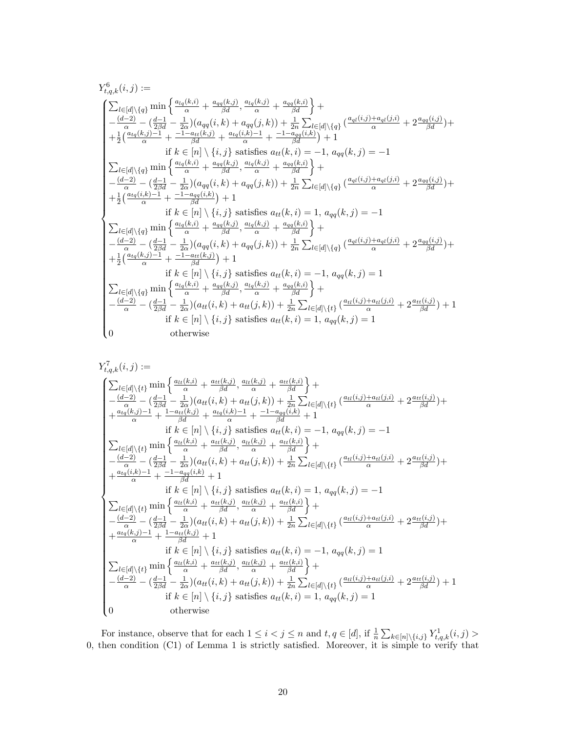$$
Y^6_{t,q,k}(i,j) :=
\begin{cases}
\sum_{l\in[d]\setminus\{q\}} \min\left\{ \frac{a_{lq}(k,i)}{\alpha} + \frac{a_{qq}(k,j)}{\beta d}, \frac{a_{lq}(k,j)}{\alpha} + \frac{a_{qq}(k,i)}{\beta d} \right\} + \\
-\frac{(d-2)}{\alpha} - (\frac{d-1}{2\beta d} - \frac{1}{2\alpha})(a_{qq}(i,k) + a_{qq}(j,k)) + \frac{1}{2n} \sum_{l\in[d]\setminus\{q\}} (\frac{a_{ql}(i,j)+a_{ql}(j,i)}{\alpha} + 2\frac{a_{qq}(i,j)}{\beta d}) + \\
+\frac{1}{2}\big(\frac{a_{tq}(k,j)-1}{\alpha} + \frac{-1-a_{tt}(k,j)}{\beta d} + \frac{a_{tq}(i,k)-1}{\alpha} + \frac{-1-a_{qq}(i,k)}{\beta d}\big) + 1 \\
\qquad \text{if } k \in [n]\setminus\{i,j\} \text{ satisfies } a_{tt}(k,i) = -1,\ a_{qq}(k,j) = -1 \\
\sum_{l\in[d]\setminus\{q\}} \min\left\{ \frac{a_{lq}(k,i)}{\alpha} + \frac{a_{qq}(k,j)}{\beta d}, \frac{a_{lq}(k,j)}{\alpha} + \frac{a_{qq}(k,i)}{\beta d} \right\} + \\
-\frac{(d-2)}{\alpha} - (\frac{d-1}{2\beta d} - \frac{1}{2\alpha})(a_{qq}(i,k) + a_{qq}(j,k)) + \frac{1}{2n} \sum_{l\in[d]\setminus\{q\}} (\frac{a_{ql}(i,j)+a_{ql}(j,i)}{\alpha} + 2\frac{a_{qq}(i,j)}{\beta d}) + \\
+\frac{1}{2}\big(\frac{a_{tq}(i,k)-1}{\alpha} + \frac{-1-a_{qq}(i,k)}{\beta d}\big) + 1 \\
\qquad \text{if } k \in [n]\setminus\{i,j\} \text{ satisfies } a_{tt}(k,i) = 1,\ a_{qq}(k,j) = -1 \\
\sum_{l\in[d]\setminus\{q\}} \min\left\{ \frac{a_{lq}(k,i)}{\alpha} + \frac{a_{qq}(k,j)}{\beta d}, \frac{a_{lq}(k,j)}{\alpha} + \frac{a_{qq}(k,i)}{\beta d} \right\} + \\
-\frac{(d-2)}{\alpha} - (\frac{d-1}{2\beta d} - \frac{1}{2\alpha})(a_{qq}(i,k) + a_{qq}(j,k)) + \frac{1}{2n} \sum_{l\in[d]\setminus\{q\}} (\frac{a_{ql}(i,j)+a_{ql}(j,i)}{\alpha} + 2\frac{a_{qq}(i,j)}{\beta d}) + \\
+\frac{1}{2}\big(\frac{a_{tq}(k,j)-1}{\alpha} + \frac{-1-a_{tt}(k,j)}{\beta d}\big) + 1 \\
\qquad \text{if } k \in [n]\setminus\{i,j\} \text{ satisfies } a_{tt}(k,i) = -1,\ a_{qq}(k,j) = 1 \\
\sum_{l\in[d]\setminus\{q\}} \min\left\{ \frac{a_{lq}(k,i)}{\alpha} + \frac{a_{qq}(k,j)}{\beta d}, \frac{a_{lq}(k,j)}{\alpha} + \frac{a_{qq}(k,i)}{\beta d} \right\} + \\
-\frac{(d-2)}{\alpha} - (\frac{d-1}{2\beta d} - \frac{1}{2\alpha})(a_{tt}(i,k) + a_{tt}(j,k)) + \frac{1}{2n} \sum_{l\in[d]\setminus\{t\}} (\frac{a_{tl}(i,j)+a_{tl}(j,i)}{\alpha} + 2\frac{a_{tt}(i,j)}{\beta d}) + 1 \\
\qquad \text{if } k \in [n]\setminus\{i,j\} \text{ satisfies } a_{tt}(k,i) = 1,\ a_{qq}(k,j) = 1 \\
0 \qquad \text{otherwise}
\end{cases}
$$

$$
Y^7_{t,q,k}(i,j) :=
\begin{cases}
\sum_{l\in[d]\setminus\{t\}} \min\left\{ \frac{a_{lt}(k,i)}{\alpha} + \frac{a_{tt}(k,j)}{\beta d}, \frac{a_{lt}(k,j)}{\alpha} + \frac{a_{tt}(k,i)}{\beta d} \right\} + \\
-\frac{(d-2)}{\alpha} - (\frac{d-1}{2\beta d} - \frac{1}{2\alpha})(a_{tt}(i,k) + a_{tt}(j,k)) + \frac{1}{2n} \sum_{l\in[d]\setminus\{t\}} (\frac{a_{tl}(i,j)+a_{tl}(j,i)}{\alpha} + 2\frac{a_{tt}(i,j)}{\beta d}) + \\
+\frac{a_{tq}(k,j)-1}{\alpha} + \frac{1-a_{tt}(k,j)}{\beta d} + \frac{a_{tq}(i,k)-1}{\alpha} + \frac{-1-a_{qq}(i,k)}{\beta d} + 1 \\
\qquad \text{if } k \in [n]\setminus\{i,j\} \text{ satisfies } a_{tt}(k,i) = -1,\ a_{qq}(k,j) = -1 \\
\sum_{l\in[d]\setminus\{t\}} \min\left\{ \frac{a_{lt}(k,i)}{\alpha} + \frac{a_{tt}(k,j)}{\beta d}, \frac{a_{lt}(k,j)}{\alpha} + \frac{a_{tt}(k,i)}{\beta d} \right\} + \\
-\frac{(d-2)}{\alpha} - (\frac{d-1}{2\beta d} - \frac{1}{2\alpha})(a_{tt}(i,k) + a_{tt}(j,k)) + \frac{1}{2n} \sum_{l\in[d]\setminus\{t\}} (\frac{a_{tl}(i,j)+a_{tl}(j,i)}{\alpha} + 2\frac{a_{tt}(i,j)}{\beta d}) + \\
+\frac{a_{tq}(i,k)-1}{\alpha} + \frac{-1-a_{qq}(i,k)}{\beta d} + 1 \\
\qquad \text{if } k \in [n]\setminus\{i,j\} \text{ satisfies } a_{tt}(k,i) = 1,\ a_{qq}(k,j) = -1 \\
\sum_{l\in[d]\setminus\{t\}} \min\left\{ \frac{a_{lt}(k,i)}{\alpha} + \frac{a_{tt}(k,j)}{\beta d}, \frac{a_{lt}(k,j)}{\alpha} + \frac{a_{tt}(k,i)}{\beta d} \right\} + \\
-\frac{(d-2)}{\alpha} - (\frac{d-1}{2\beta d} - \frac{1}{2\alpha})(a_{tt}(i,k) + a_{tt}(j,k)) + \frac{1}{2n} \sum_{l\in[d]\setminus\{t\}} (\frac{a_{tl}(i,j)+a_{tl}(j,i)}{\alpha} + 2\frac{a_{tt}(i,j)}{\beta d}) + \\
+\frac{a_{tq}(k,j)-1}{\alpha} + \frac{1-a_{tt}(k,j)}{\beta d} + 1 \\
\qquad \text{if } k \in [n]\setminus\{i,j\} \text{ satisfies } a_{tt}(k,i) = -1,\ a_{qq}(k,j) = 1 \\
\sum_{l\in[d]\setminus\{t\}} \min\left\{ \frac{a_{lt}(k,i)}{\alpha} + \frac{a_{tt}(k,j)}{\beta d}, \frac{a_{lt}(k,j)}{\alpha} + \frac{a_{tt}(k,i)}{\beta d} \right\} + \\
-\frac{(d-2)}{\alpha} - (\frac{d-1}{2\beta d} - \frac{1}{2\alpha})(a_{tt}(i,k) + a_{tt}(j,k)) + \frac{1}{2n} \sum_{l\in[d]\setminus\{t\}} (\frac{a_{tl}(i,j)+a_{tl}(j,i)}{\alpha} + 2\frac{a_{tt}(i,j)}{\beta d}) + 1 \\
\qquad \text{if } k \in [n]\setminus\{i,j\} \text{ satisfies } a_{tt}(k,i) = 1,\ a_{qq}(k,j) = 1 \\
0 \qquad \text{otherwise}
\end{cases}
$$

For instance, observe that for each $1 \le i < j \le n$ and $t, q \in [d]$, if $\frac{1}{n}\sum_{k\in[n]\setminus\{i,j\}} Y^1_{t,q,k}(i,j) > 0$, then condition (C1) of Lemma 1 is strictly satisfied. Moreover, it is simple to verify that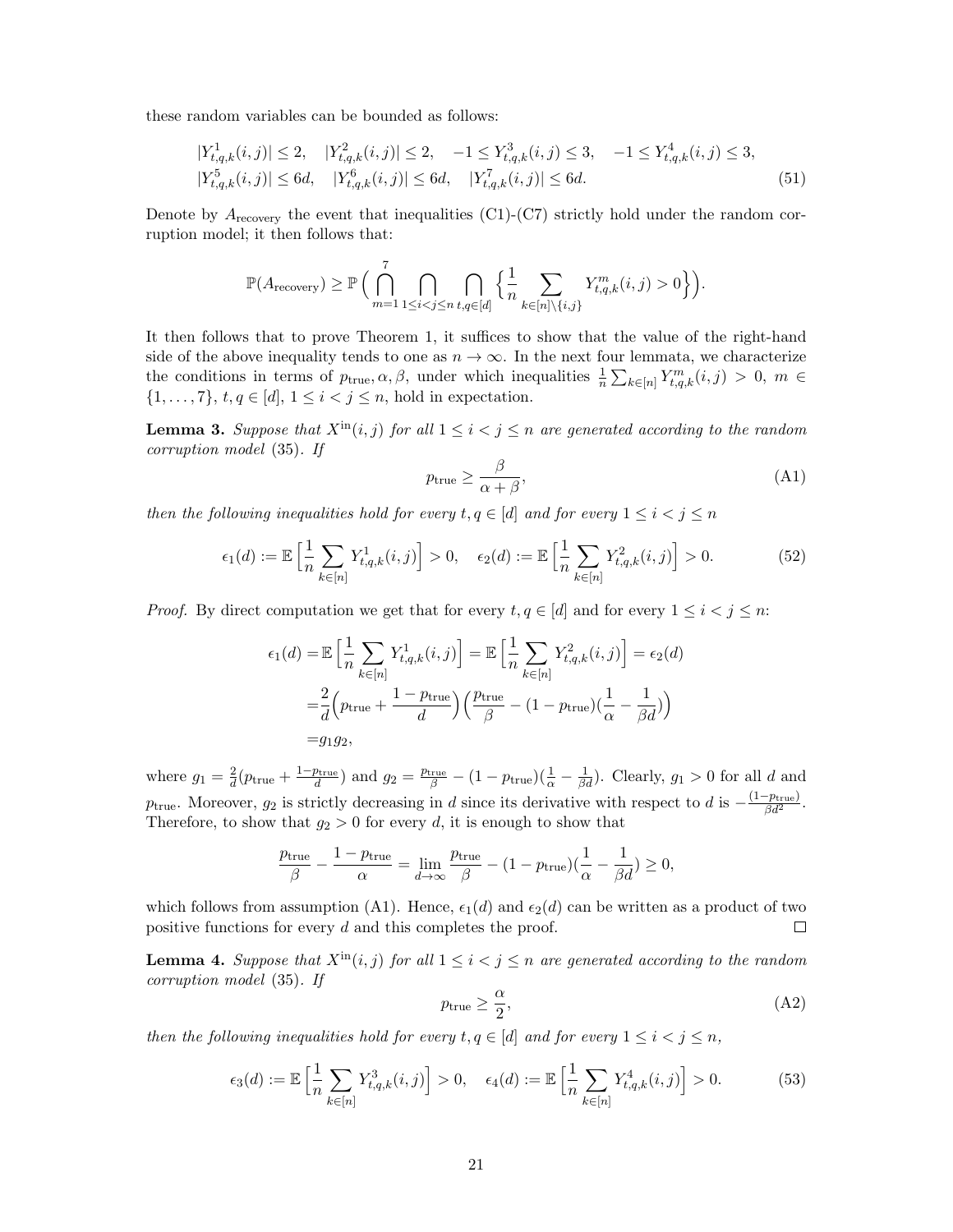these random variables can be bounded as follows:

$$
\begin{aligned}
&|Y^1_{t,q,k}(i,j)| \leq 2, \quad |Y^2_{t,q,k}(i,j)| \leq 2, \quad -1 \leq Y^3_{t,q,k}(i,j) \leq 3, \quad -1 \leq Y^4_{t,q,k}(i,j) \leq 3, \\
&|Y^5_{t,q,k}(i,j)| \leq 6d, \quad |Y^6_{t,q,k}(i,j)| \leq 6d, \quad |Y^7_{t,q,k}(i,j)| \leq 6d.
\end{aligned} \tag{51}
$$

Denote by $A_{\text{recovery}}$ the event that inequalities (C1)-(C7) strictly hold under the random corruption model; it then follows that:

$$
\mathbb{P}(A_{\text{recovery}}) \geq \mathbb{P}\Big( \bigcap_{m=1}^{7} \bigcap_{1 \leq i < j \leq n} \bigcap_{t,q \in [d]} \Big\{ \frac{1}{n} \sum_{k \in [n] \setminus \{i,j\}} Y^m_{t,q,k}(i,j) > 0 \Big\} \Big).
$$

It then follows that to prove Theorem 1, it suffices to show that the value of the right-hand side of the above inequality tends to one as $n \to \infty$. In the next four lemmata, we characterize the conditions in terms of $p_{\text{true}}, \alpha, \beta$, under which inequalities $\frac{1}{n}\sum_{k \in [n]} Y^m_{t,q,k}(i,j) > 0$, $m \in \{1, \ldots, 7\}$, $t, q \in [d]$, $1 \leq i < j \leq n$, hold in expectation.

**Lemma 3.** *Suppose that $X^{\text{in}}(i,j)$ for all $1 \leq i < j \leq n$ are generated according to the random corruption model* (35)*. If*

$$
p_{\text{true}} \geq \frac{\beta}{\alpha + \beta}, \tag{A1}
$$

*then the following inequalities hold for every $t, q \in [d]$ and for every $1 \leq i < j \leq n$*

$$
\epsilon_1(d) := \mathbb{E}\Big[\frac{1}{n} \sum_{k \in [n]} Y^1_{t,q,k}(i,j)\Big] > 0, \quad \epsilon_2(d) := \mathbb{E}\Big[\frac{1}{n} \sum_{k \in [n]} Y^2_{t,q,k}(i,j)\Big] > 0. \tag{52}
$$

*Proof.* By direct computation we get that for every $t, q \in [d]$ and for every $1 \leq i < j \leq n$:

$$
\begin{aligned}
\epsilon_1(d) =& \mathbb{E}\Big[\frac{1}{n} \sum_{k \in [n]} Y^1_{t,q,k}(i,j)\Big] = \mathbb{E}\Big[\frac{1}{n} \sum_{k \in [n]} Y^2_{t,q,k}(i,j)\Big] = \epsilon_2(d) \\
=& \frac{2}{d}\Big(p_{\text{true}} + \frac{1 - p_{\text{true}}}{d}\Big)\Big(\frac{p_{\text{true}}}{\beta} - (1 - p_{\text{true}})(\frac{1}{\alpha} - \frac{1}{\beta d})\Big) \\
=& g_1 g_2,
\end{aligned}
$$

where $g_1 = \frac{2}{d}(p_{\text{true}} + \frac{1-p_{\text{true}}}{d})$ and $g_2 = \frac{p_{\text{true}}}{\beta} - (1 - p_{\text{true}})(\frac{1}{\alpha} - \frac{1}{\beta d})$. Clearly, $g_1 > 0$ for all $d$ and $p_{\text{true}}$. Moreover, $g_2$ is strictly decreasing in $d$ since its derivative with respect to $d$ is $-\frac{(1-p_{\text{true}})}{\beta d^2}$. Therefore, to show that $g_2 > 0$ for every $d$, it is enough to show that

$$
\frac{p_{\text{true}}}{\beta} - \frac{1 - p_{\text{true}}}{\alpha} = \lim_{d \to \infty} \frac{p_{\text{true}}}{\beta} - (1 - p_{\text{true}})(\frac{1}{\alpha} - \frac{1}{\beta d}) \geq 0,
$$

which follows from assumption (A1). Hence, $\epsilon_1(d)$ and $\epsilon_2(d)$ can be written as a product of two positive functions for every $d$ and this completes the proof. ☐

**Lemma 4.** *Suppose that $X^{\text{in}}(i,j)$ for all $1 \leq i < j \leq n$ are generated according to the random corruption model* (35)*. If*

$$
p_{\text{true}} \geq \frac{\alpha}{2}, \tag{A2}
$$

*then the following inequalities hold for every $t, q \in [d]$ and for every $1 \leq i < j \leq n$,*

$$
\epsilon_3(d) := \mathbb{E}\Big[\frac{1}{n} \sum_{k \in [n]} Y^3_{t,q,k}(i,j)\Big] > 0, \quad \epsilon_4(d) := \mathbb{E}\Big[\frac{1}{n} \sum_{k \in [n]} Y^4_{t,q,k}(i,j)\Big] > 0. \tag{53}
$$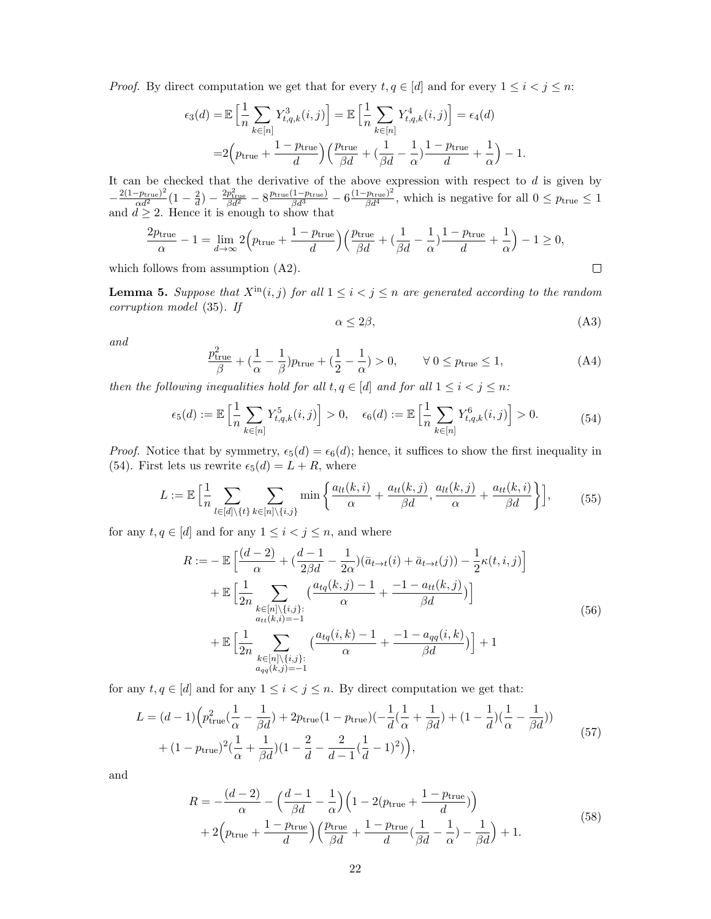*Proof.* By direct computation we get that for every $t, q \in [d]$ and for every $1 \le i < j \le n$:

$$
\begin{aligned}
\epsilon_3(d) =& \mathbb{E}\Big[\frac{1}{n}\sum_{k\in[n]} Y^3_{t,q,k}(i,j)\Big] = \mathbb{E}\Big[\frac{1}{n}\sum_{k\in[n]} Y^4_{t,q,k}(i,j)\Big] = \epsilon_4(d) \\
=& 2\Big(p_{\text{true}} + \frac{1-p_{\text{true}}}{d}\Big)\Big(\frac{p_{\text{true}}}{\beta d} + (\frac{1}{\beta d} - \frac{1}{\alpha})\frac{1-p_{\text{true}}}{d} + \frac{1}{\alpha}\Big) - 1.
\end{aligned}
$$

It can be checked that the derivative of the above expression with respect to $d$ is given by $-\frac{2(1-p_{\text{true}})^2}{\alpha d^2}(1-\frac{2}{d}) - \frac{2p^2_{\text{true}}}{\beta d^2} - 8\frac{p_{\text{true}}(1-p_{\text{true}})}{\beta d^3} - 6\frac{(1-p_{\text{true}})^2}{\beta d^4}$, which is negative for all $0 \le p_{\text{true}} \le 1$ and $d \ge 2$. Hence it is enough to show that

$$
\frac{2p_{\text{true}}}{\alpha} - 1 = \lim_{d\to\infty} 2\Big(p_{\text{true}} + \frac{1-p_{\text{true}}}{d}\Big)\Big(\frac{p_{\text{true}}}{\beta d} + (\frac{1}{\beta d} - \frac{1}{\alpha})\frac{1-p_{\text{true}}}{d} + \frac{1}{\alpha}\Big) - 1 \ge 0,
$$

which follows from assumption (A2). ∎

**Lemma 5.** *Suppose that $X^{\text{in}}(i,j)$ for all $1 \le i < j \le n$ are generated according to the random corruption model* (35). *If*

$$
\alpha \le 2\beta, \tag{A3}
$$

*and*

$$
\frac{p^2_{\text{true}}}{\beta} + (\frac{1}{\alpha} - \frac{1}{\beta})p_{\text{true}} + (\frac{1}{2} - \frac{1}{\alpha}) > 0, \qquad \forall\, 0 \le p_{\text{true}} \le 1, \tag{A4}
$$

*then the following inequalities hold for all $t, q \in [d]$ and for all $1 \le i < j \le n$:*

$$
\epsilon_5(d) := \mathbb{E}\Big[\frac{1}{n}\sum_{k\in[n]} Y^5_{t,q,k}(i,j)\Big] > 0, \quad \epsilon_6(d) := \mathbb{E}\Big[\frac{1}{n}\sum_{k\in[n]} Y^6_{t,q,k}(i,j)\Big] > 0. \tag{54}
$$

*Proof.* Notice that by symmetry, $\epsilon_5(d) = \epsilon_6(d)$; hence, it suffices to show the first inequality in (54). First lets us rewrite $\epsilon_5(d) = L + R$, where

$$
L := \mathbb{E}\Big[\frac{1}{n}\sum_{l\in[d]\setminus\{t\}}\sum_{k\in[n]\setminus\{i,j\}} \min\Big\{\frac{a_{lt}(k,i)}{\alpha} + \frac{a_{tt}(k,j)}{\beta d}, \frac{a_{lt}(k,j)}{\alpha} + \frac{a_{tt}(k,i)}{\beta d}\Big\}\Big], \tag{55}
$$

for any $t, q \in [d]$ and for any $1 \le i < j \le n$, and where

$$
\begin{aligned}
R :=& -\mathbb{E}\Big[\frac{(d-2)}{\alpha} + (\frac{d-1}{2\beta d} - \frac{1}{2\alpha})(\bar{a}_{t\to t}(i) + \bar{a}_{t\to t}(j)) - \frac{1}{2}\kappa(t,i,j)\Big] \\
&+ \mathbb{E}\Big[\frac{1}{2n}\sum_{\substack{k\in[n]\setminus\{i,j\}:\\ a_{tt}(k,i)=-1}} (\frac{a_{tq}(k,j)-1}{\alpha} + \frac{-1-a_{tt}(k,j)}{\beta d})\Big] \\
&+ \mathbb{E}\Big[\frac{1}{2n}\sum_{\substack{k\in[n]\setminus\{i,j\}:\\ a_{qq}(k,j)=-1}} (\frac{a_{tq}(i,k)-1}{\alpha} + \frac{-1-a_{qq}(i,k)}{\beta d})\Big] + 1
\end{aligned} \tag{56}
$$

for any $t, q \in [d]$ and for any $1 \le i < j \le n$. By direct computation we get that:

$$
\begin{aligned}
L =& (d-1)\Big(p^2_{\text{true}}(\frac{1}{\alpha} - \frac{1}{\beta d}) + 2p_{\text{true}}(1-p_{\text{true}})(-\frac{1}{d}(\frac{1}{\alpha} + \frac{1}{\beta d}) + (1-\frac{1}{d})(\frac{1}{\alpha} - \frac{1}{\beta d})) \\
&+ (1-p_{\text{true}})^2(\frac{1}{\alpha} + \frac{1}{\beta d})(1 - \frac{2}{d} - \frac{2}{d-1}(\frac{1}{d} - 1)^2)\Big),
\end{aligned} \tag{57}
$$

and

$$
\begin{aligned}
R =& -\frac{(d-2)}{\alpha} - \Big(\frac{d-1}{\beta d} - \frac{1}{\alpha}\Big)\Big(1 - 2(p_{\text{true}} + \frac{1-p_{\text{true}}}{d})\Big) \\
&+ 2\Big(p_{\text{true}} + \frac{1-p_{\text{true}}}{d}\Big)\Big(\frac{p_{\text{true}}}{\beta d} + \frac{1-p_{\text{true}}}{d}(\frac{1}{\beta d} - \frac{1}{\alpha}) - \frac{1}{\beta d}\Big) + 1.
\end{aligned} \tag{58}
$$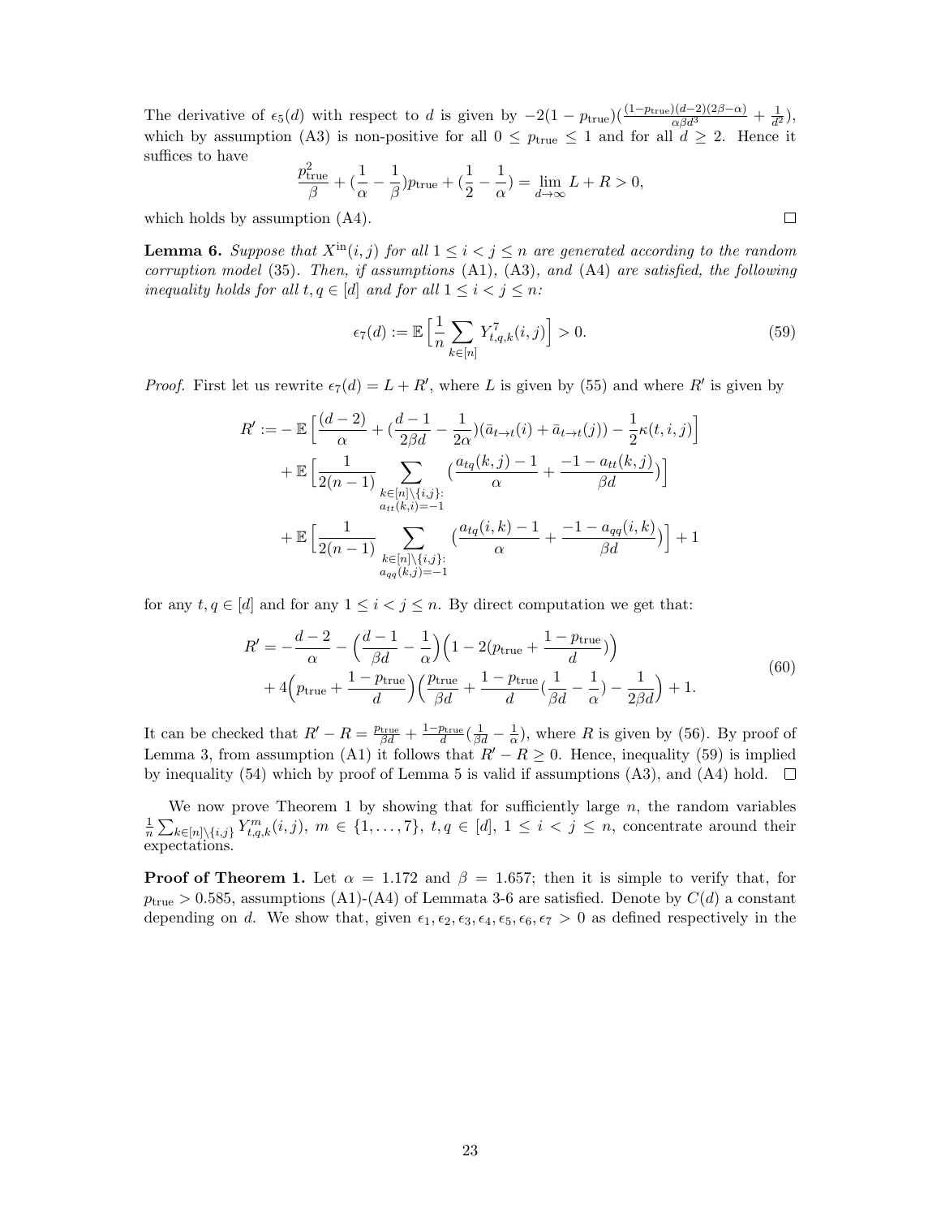The derivative of $\epsilon_5(d)$ with respect to $d$ is given by $-2(1-p_{\text{true}})(\frac{(1-p_{\text{true}})(d-2)(2\beta-\alpha)}{\alpha\beta d^3}+\frac{1}{d^2})$, which by assumption (A3) is non-positive for all $0 \leq p_{\text{true}} \leq 1$ and for all $d \geq 2$. Hence it suffices to have

$$\frac{p_{\text{true}}^2}{\beta}+(\frac{1}{\alpha}-\frac{1}{\beta})p_{\text{true}}+(\frac{1}{2}-\frac{1}{\alpha})=\lim_{d\to\infty} L+R>0,$$

which holds by assumption (A4). $\square$

**Lemma 6.** *Suppose that $X^{\text{in}}(i,j)$ for all $1 \leq i < j \leq n$ are generated according to the random corruption model (35). Then, if assumptions (A1), (A3), and (A4) are satisfied, the following inequality holds for all $t, q \in [d]$ and for all $1 \leq i < j \leq n$:*

$$\epsilon_7(d) := \mathbb{E}\Big[\frac{1}{n}\sum_{k\in[n]} Y_{t,q,k}^7(i,j)\Big] > 0. \tag{59}$$

*Proof.* First let us rewrite $\epsilon_7(d) = L + R'$, where $L$ is given by (55) and where $R'$ is given by

$$\begin{aligned}
R' :=& -\mathbb{E}\Big[\frac{(d-2)}{\alpha}+(\frac{d-1}{2\beta d}-\frac{1}{2\alpha})(\bar{a}_{t\to t}(i)+\bar{a}_{t\to t}(j))-\frac{1}{2}\kappa(t,i,j)\Big] \\
&+\mathbb{E}\Big[\frac{1}{2(n-1)}\sum_{\substack{k\in[n]\setminus\{i,j\}:\\ a_{tt}(k,i)=-1}}\big(\frac{a_{tq}(k,j)-1}{\alpha}+\frac{-1-a_{tt}(k,j)}{\beta d}\big)\Big] \\
&+\mathbb{E}\Big[\frac{1}{2(n-1)}\sum_{\substack{k\in[n]\setminus\{i,j\}:\\ a_{qq}(k,j)=-1}}\big(\frac{a_{tq}(i,k)-1}{\alpha}+\frac{-1-a_{qq}(i,k)}{\beta d}\big)\Big]+1
\end{aligned}$$

for any $t, q \in [d]$ and for any $1 \leq i < j \leq n$. By direct computation we get that:

$$\begin{aligned}
R' =& -\frac{d-2}{\alpha}-\Big(\frac{d-1}{\beta d}-\frac{1}{\alpha}\Big)\Big(1-2(p_{\text{true}}+\frac{1-p_{\text{true}}}{d})\Big) \\
&+4\Big(p_{\text{true}}+\frac{1-p_{\text{true}}}{d}\Big)\Big(\frac{p_{\text{true}}}{\beta d}+\frac{1-p_{\text{true}}}{d}(\frac{1}{\beta d}-\frac{1}{\alpha})-\frac{1}{2\beta d}\Big)+1.
\end{aligned} \tag{60}$$

It can be checked that $R'-R=\frac{p_{\text{true}}}{\beta d}+\frac{1-p_{\text{true}}}{d}(\frac{1}{\beta d}-\frac{1}{\alpha})$, where $R$ is given by (56). By proof of Lemma 3, from assumption (A1) it follows that $R'-R \geq 0$. Hence, inequality (59) is implied by inequality (54) which by proof of Lemma 5 is valid if assumptions (A3), and (A4) hold. $\square$

We now prove Theorem 1 by showing that for sufficiently large $n$, the random variables $\frac{1}{n}\sum_{k\in[n]\setminus\{i,j\}} Y_{t,q,k}^m(i,j)$, $m \in \{1,\ldots,7\}$, $t,q \in [d]$, $1 \leq i < j \leq n$, concentrate around their expectations.

**Proof of Theorem 1.** Let $\alpha = 1.172$ and $\beta = 1.657$; then it is simple to verify that, for $p_{\text{true}} > 0.585$, assumptions (A1)-(A4) of Lemmata 3-6 are satisfied. Denote by $C(d)$ a constant depending on $d$. We show that, given $\epsilon_1, \epsilon_2, \epsilon_3, \epsilon_4, \epsilon_5, \epsilon_6, \epsilon_7 > 0$ as defined respectively in the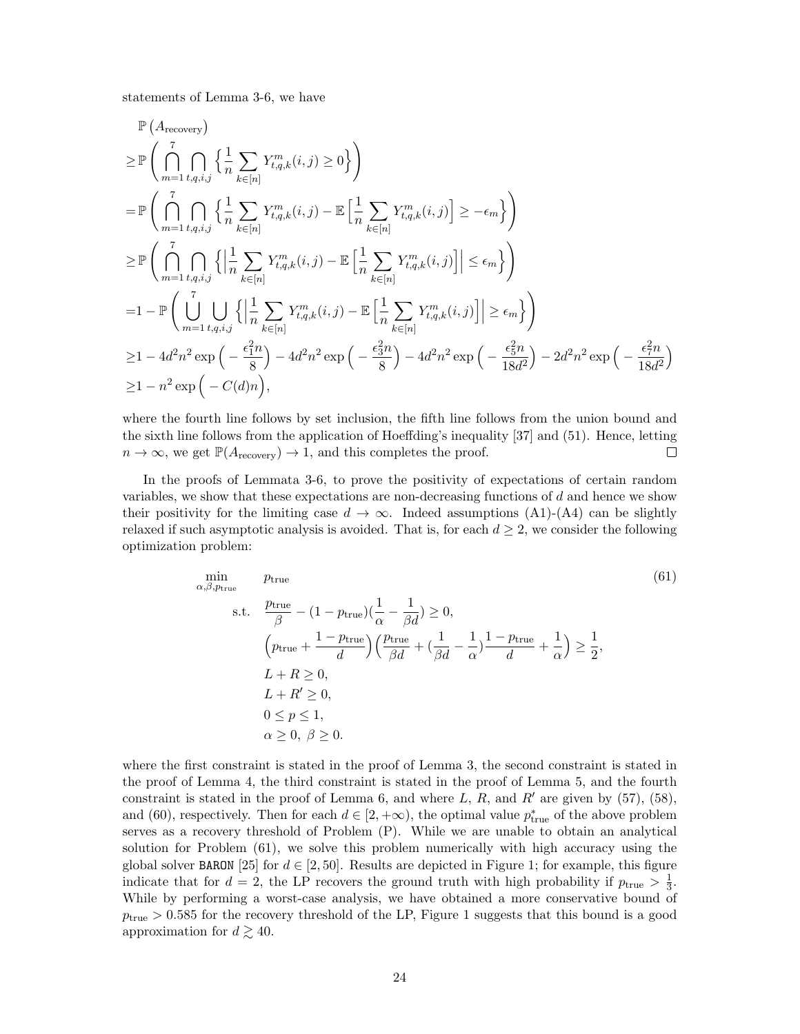statements of Lemma 3-6, we have

$$
\begin{aligned}
&\mathbb{P}\left(A_{\text{recovery}}\right) \\
\geq &\mathbb{P}\left(\bigcap_{m=1}^{7}\bigcap_{t,q,i,j}\Big\{\frac{1}{n}\sum_{k\in[n]} Y^m_{t,q,k}(i,j)\geq 0\Big\}\right) \\
= &\mathbb{P}\left(\bigcap_{m=1}^{7}\bigcap_{t,q,i,j}\Big\{\frac{1}{n}\sum_{k\in[n]} Y^m_{t,q,k}(i,j)-\mathbb{E}\Big[\frac{1}{n}\sum_{k\in[n]} Y^m_{t,q,k}(i,j)\Big]\geq -\epsilon_m\Big\}\right) \\
\geq &\mathbb{P}\left(\bigcap_{m=1}^{7}\bigcap_{t,q,i,j}\Big\{\Big|\frac{1}{n}\sum_{k\in[n]} Y^m_{t,q,k}(i,j)-\mathbb{E}\Big[\frac{1}{n}\sum_{k\in[n]} Y^m_{t,q,k}(i,j)\Big]\Big|\leq \epsilon_m\Big\}\right) \\
= &1-\mathbb{P}\left(\bigcup_{m=1}^{7}\bigcup_{t,q,i,j}\Big\{\Big|\frac{1}{n}\sum_{k\in[n]} Y^m_{t,q,k}(i,j)-\mathbb{E}\Big[\frac{1}{n}\sum_{k\in[n]} Y^m_{t,q,k}(i,j)\Big]\Big|\geq \epsilon_m\Big\}\right) \\
\geq &1-4d^2n^2\exp\Big(-\frac{\epsilon_1^2 n}{8}\Big)-4d^2n^2\exp\Big(-\frac{\epsilon_3^2 n}{8}\Big)-4d^2n^2\exp\Big(-\frac{\epsilon_5^2 n}{18d^2}\Big)-2d^2n^2\exp\Big(-\frac{\epsilon_7^2 n}{18d^2}\Big) \\
\geq &1-n^2\exp\Big(-C(d)n\Big),
\end{aligned}
$$

where the fourth line follows by set inclusion, the fifth line follows from the union bound and the sixth line follows from the application of Hoeffding's inequality [37] and (51). Hence, letting $n\to\infty$, we get $\mathbb{P}(A_{\text{recovery}})\to 1$, and this completes the proof. □

In the proofs of Lemmata 3-6, to prove the positivity of expectations of certain random variables, we show that these expectations are non-decreasing functions of $d$ and hence we show their positivity for the limiting case $d\to\infty$. Indeed assumptions (A1)-(A4) can be slightly relaxed if such asymptotic analysis is avoided. That is, for each $d\geq 2$, we consider the following optimization problem:

$$
\begin{aligned}
\min_{\alpha,\beta,p_{\text{true}}}\quad & p_{\text{true}} \\
\text{s.t.}\quad & \frac{p_{\text{true}}}{\beta}-(1-p_{\text{true}})(\frac{1}{\alpha}-\frac{1}{\beta d})\geq 0, \\
& \Big(p_{\text{true}}+\frac{1-p_{\text{true}}}{d}\Big)\Big(\frac{p_{\text{true}}}{\beta d}+(\frac{1}{\beta d}-\frac{1}{\alpha})\frac{1-p_{\text{true}}}{d}+\frac{1}{\alpha}\Big)\geq\frac{1}{2}, \\
& L+R\geq 0, \\
& L+R'\geq 0, \\
& 0\leq p\leq 1, \\
& \alpha\geq 0,\ \beta\geq 0.
\end{aligned}
\tag{61}
$$

where the first constraint is stated in the proof of Lemma 3, the second constraint is stated in the proof of Lemma 4, the third constraint is stated in the proof of Lemma 5, and the fourth constraint is stated in the proof of Lemma 6, and where $L$, $R$, and $R'$ are given by (57), (58), and (60), respectively. Then for each $d\in[2,+\infty)$, the optimal value $p^*_{\text{true}}$ of the above problem serves as a recovery threshold of Problem (P). While we are unable to obtain an analytical solution for Problem (61), we solve this problem numerically with high accuracy using the global solver `BARON` [25] for $d\in[2,50]$. Results are depicted in Figure 1; for example, this figure indicate that for $d=2$, the LP recovers the ground truth with high probability if $p_{\text{true}}>\frac{1}{3}$. While by performing a worst-case analysis, we have obtained a more conservative bound of $p_{\text{true}}>0.585$ for the recovery threshold of the LP, Figure 1 suggests that this bound is a good approximation for $d\gtrsim 40$.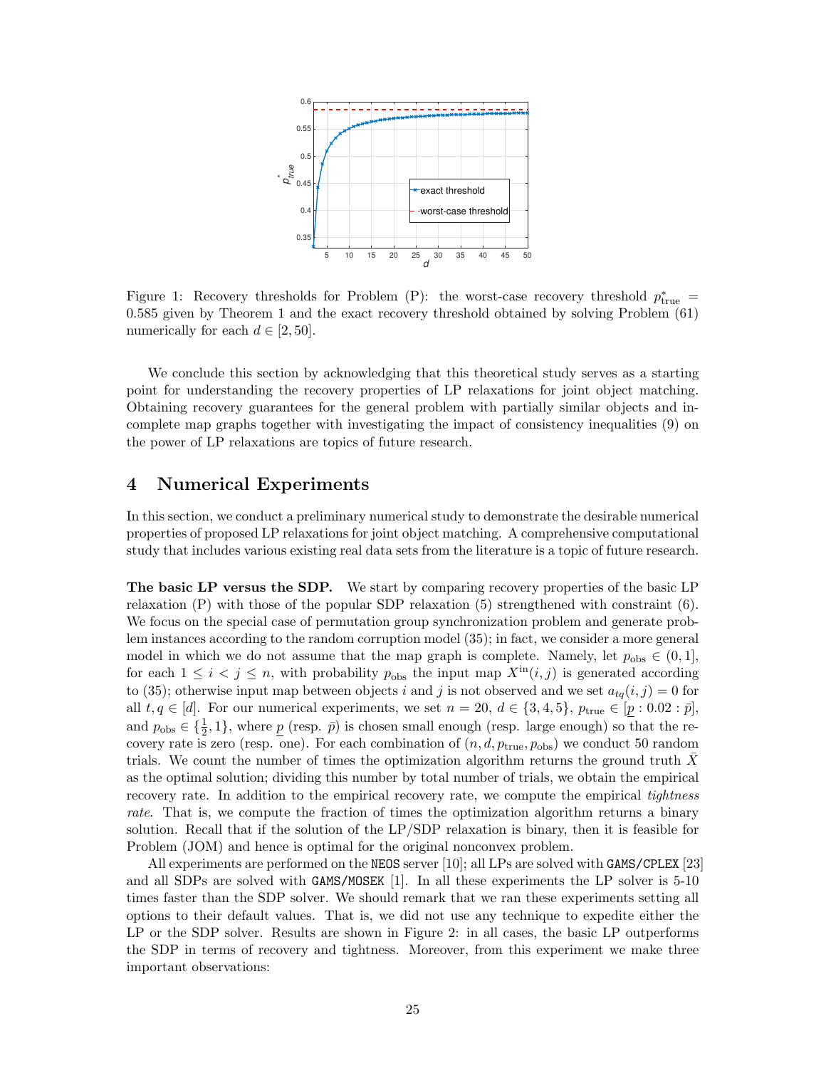Figure 1: Recovery thresholds for Problem (P): the worst-case recovery threshold $p^*_{\text{true}} = 0.585$ given by Theorem 1 and the exact recovery threshold obtained by solving Problem (61) numerically for each $d \in [2, 50]$.

We conclude this section by acknowledging that this theoretical study serves as a starting point for understanding the recovery properties of LP relaxations for joint object matching. Obtaining recovery guarantees for the general problem with partially similar objects and incomplete map graphs together with investigating the impact of consistency inequalities (9) on the power of LP relaxations are topics of future research.

# 4 Numerical Experiments

In this section, we conduct a preliminary numerical study to demonstrate the desirable numerical properties of proposed LP relaxations for joint object matching. A comprehensive computational study that includes various existing real data sets from the literature is a topic of future research.

**The basic LP versus the SDP.** We start by comparing recovery properties of the basic LP relaxation (P) with those of the popular SDP relaxation (5) strengthened with constraint (6). We focus on the special case of permutation group synchronization problem and generate problem instances according to the random corruption model (35); in fact, we consider a more general model in which we do not assume that the map graph is complete. Namely, let $p_{\text{obs}} \in (0, 1]$, for each $1 \leq i < j \leq n$, with probability $p_{\text{obs}}$ the input map $X^{\text{in}}(i, j)$ is generated according to (35); otherwise input map between objects $i$ and $j$ is not observed and we set $a_{tq}(i, j) = 0$ for all $t, q \in [d]$. For our numerical experiments, we set $n = 20$, $d \in \{3, 4, 5\}$, $p_{\text{true}} \in [\underline{p} : 0.02 : \bar{p}]$, and $p_{\text{obs}} \in \{\frac{1}{2}, 1\}$, where $\underline{p}$ (resp. $\bar{p}$) is chosen small enough (resp. large enough) so that the recovery rate is zero (resp. one). For each combination of $(n, d, p_{\text{true}}, p_{\text{obs}})$ we conduct 50 random trials. We count the number of times the optimization algorithm returns the ground truth $\bar{X}$ as the optimal solution; dividing this number by total number of trials, we obtain the empirical recovery rate. In addition to the empirical recovery rate, we compute the empirical *tightness rate*. That is, we compute the fraction of times the optimization algorithm returns a binary solution. Recall that if the solution of the LP/SDP relaxation is binary, then it is feasible for Problem (JOM) and hence is optimal for the original nonconvex problem.

All experiments are performed on the `NEOS` server [10]; all LPs are solved with `GAMS/CPLEX` [23] and all SDPs are solved with `GAMS/MOSEK` [1]. In all these experiments the LP solver is 5-10 times faster than the SDP solver. We should remark that we ran these experiments setting all options to their default values. That is, we did not use any technique to expedite either the LP or the SDP solver. Results are shown in Figure 2: in all cases, the basic LP outperforms the SDP in terms of recovery and tightness. Moreover, from this experiment we make three important observations: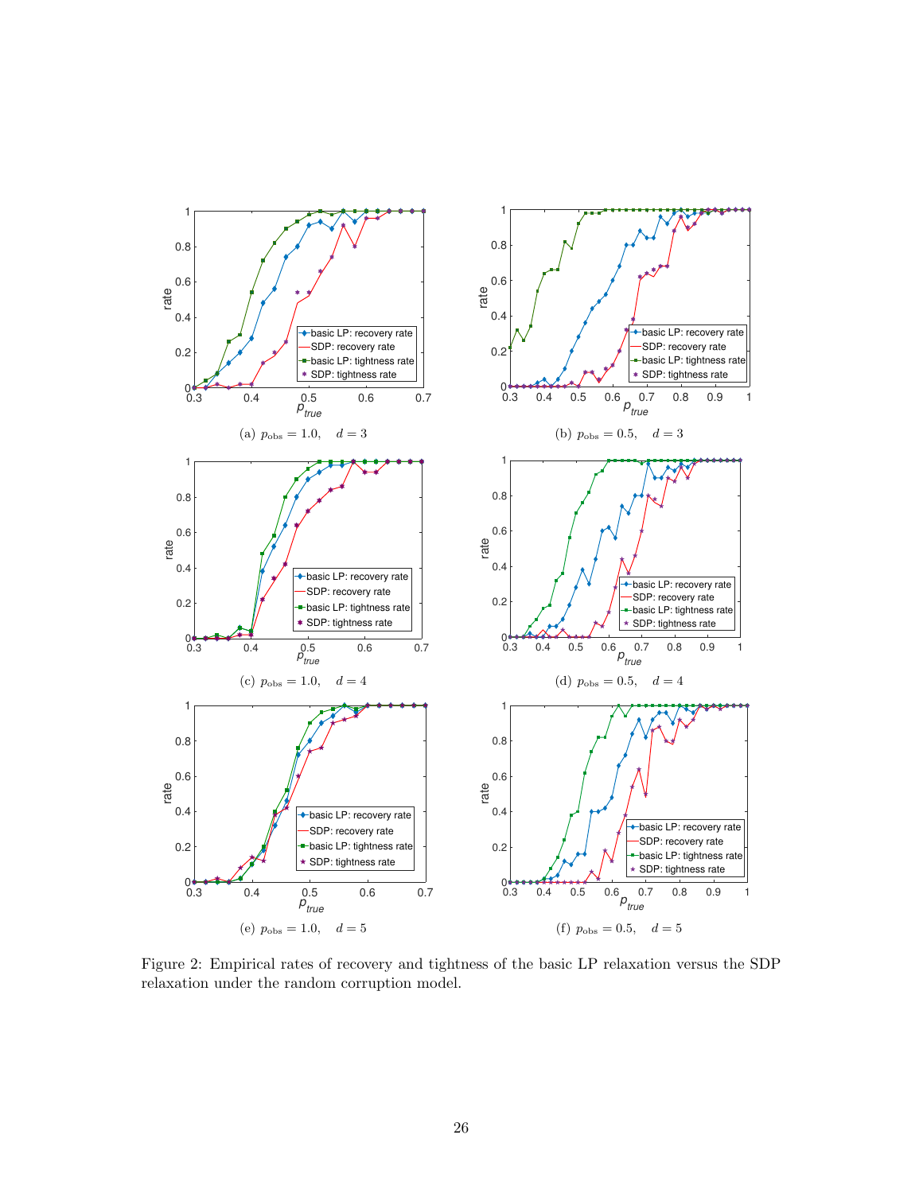(a) $p_{\text{obs}} = 1.0, \quad d = 3$

(b) $p_{\text{obs}} = 0.5, \quad d = 3$

(c) $p_{\text{obs}} = 1.0, \quad d = 4$

(d) $p_{\text{obs}} = 0.5, \quad d = 4$

(e) $p_{\text{obs}} = 1.0, \quad d = 5$

(f) $p_{\text{obs}} = 0.5, \quad d = 5$

Figure 2: Empirical rates of recovery and tightness of the basic LP relaxation versus the SDP relaxation under the random corruption model.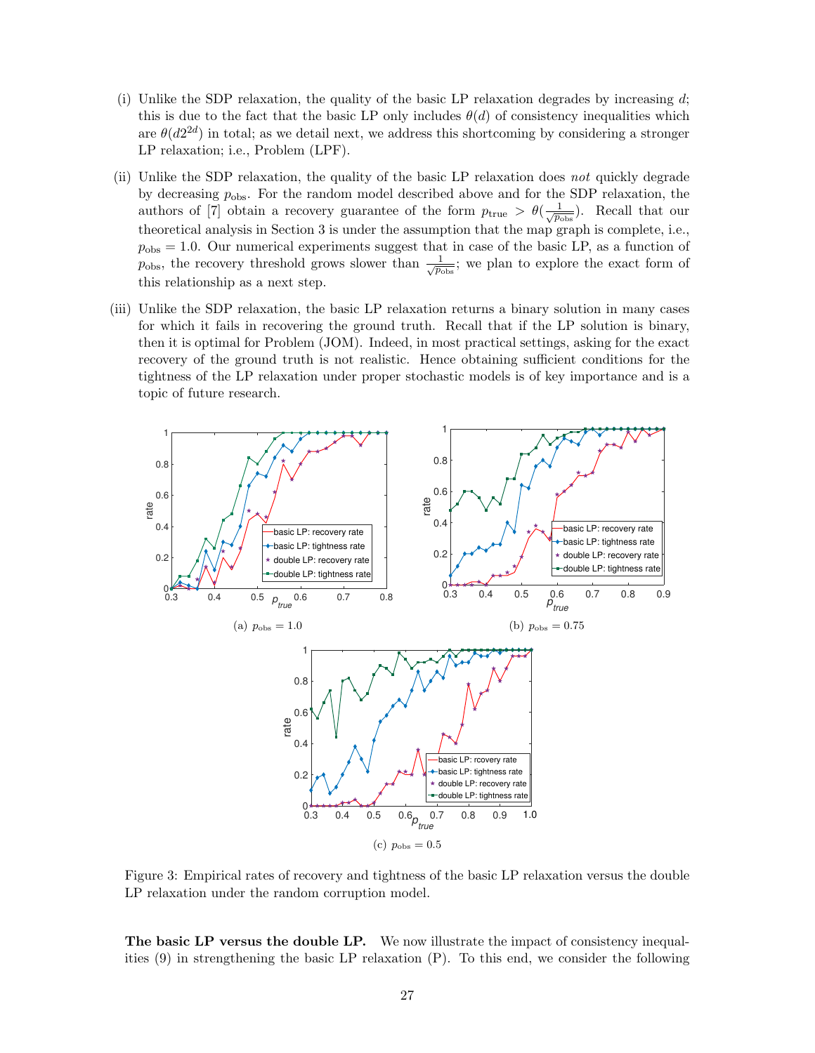(i) Unlike the SDP relaxation, the quality of the basic LP relaxation degrades by increasing $d$; this is due to the fact that the basic LP only includes $\theta(d)$ of consistency inequalities which are $\theta(d2^{2d})$ in total; as we detail next, we address this shortcoming by considering a stronger LP relaxation; i.e., Problem (LPF).

(ii) Unlike the SDP relaxation, the quality of the basic LP relaxation does *not* quickly degrade by decreasing $p_{\text{obs}}$. For the random model described above and for the SDP relaxation, the authors of [7] obtain a recovery guarantee of the form $p_{\text{true}} > \theta(\frac{1}{\sqrt{p_{\text{obs}}}})$. Recall that our theoretical analysis in Section 3 is under the assumption that the map graph is complete, i.e., $p_{\text{obs}} = 1.0$. Our numerical experiments suggest that in case of the basic LP, as a function of $p_{\text{obs}}$, the recovery threshold grows slower than $\frac{1}{\sqrt{p_{\text{obs}}}}$; we plan to explore the exact form of this relationship as a next step.

(iii) Unlike the SDP relaxation, the basic LP relaxation returns a binary solution in many cases for which it fails in recovering the ground truth. Recall that if the LP solution is binary, then it is optimal for Problem (JOM). Indeed, in most practical settings, asking for the exact recovery of the ground truth is not realistic. Hence obtaining sufficient conditions for the tightness of the LP relaxation under proper stochastic models is of key importance and is a topic of future research.

(a) $p_{\text{obs}} = 1.0$

(b) $p_{\text{obs}} = 0.75$

(c) $p_{\text{obs}} = 0.5$

Figure 3: Empirical rates of recovery and tightness of the basic LP relaxation versus the double LP relaxation under the random corruption model.

**The basic LP versus the double LP.** We now illustrate the impact of consistency inequalities (9) in strengthening the basic LP relaxation (P). To this end, we consider the following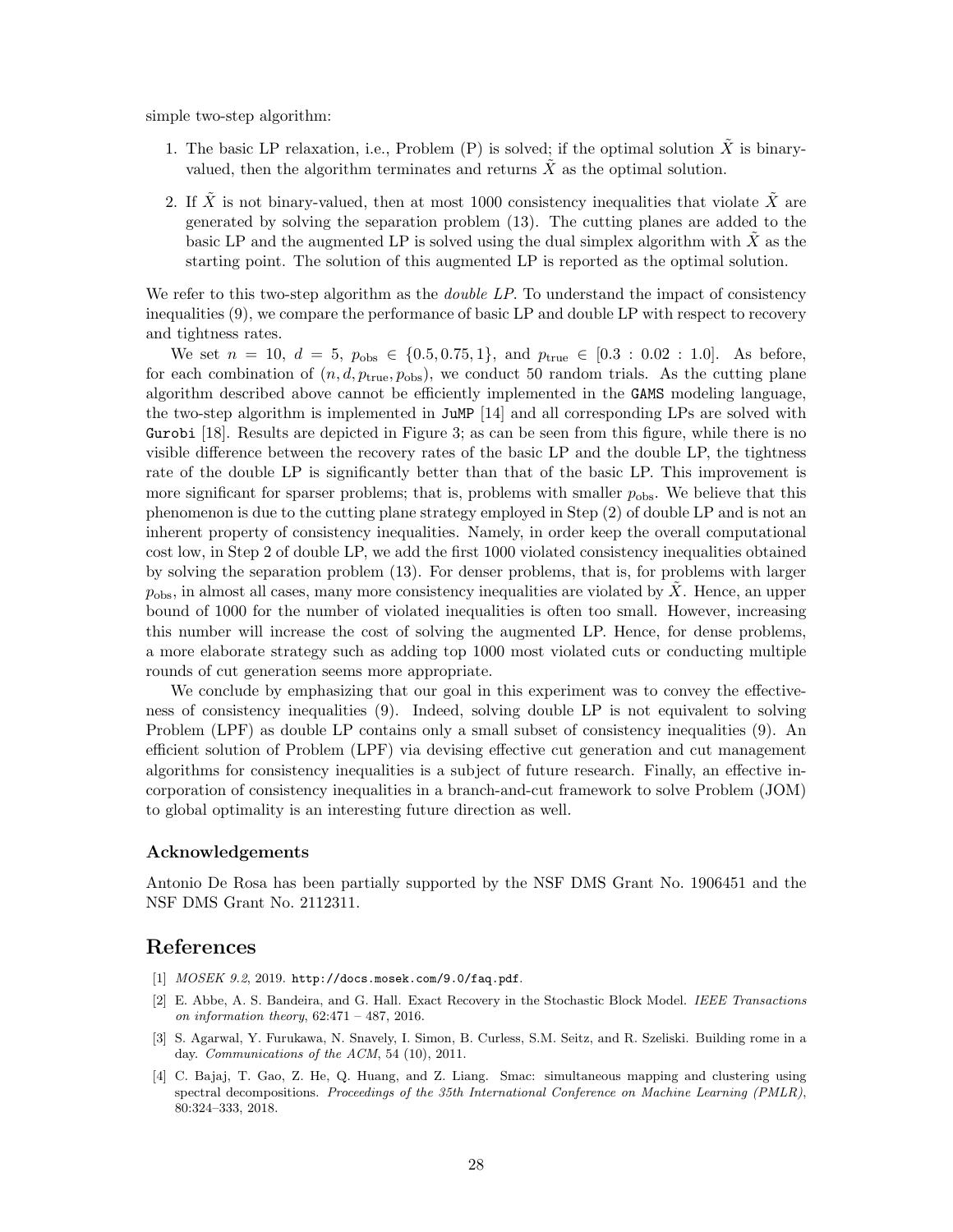simple two-step algorithm:

1. The basic LP relaxation, i.e., Problem (P) is solved; if the optimal solution $\tilde{X}$ is binary-valued, then the algorithm terminates and returns $\tilde{X}$ as the optimal solution.
2. If $\tilde{X}$ is not binary-valued, then at most 1000 consistency inequalities that violate $\tilde{X}$ are generated by solving the separation problem (13). The cutting planes are added to the basic LP and the augmented LP is solved using the dual simplex algorithm with $\tilde{X}$ as the starting point. The solution of this augmented LP is reported as the optimal solution.

We refer to this two-step algorithm as the *double LP*. To understand the impact of consistency inequalities (9), we compare the performance of basic LP and double LP with respect to recovery and tightness rates.

We set $n = 10$, $d = 5$, $p_{\text{obs}} \in \{0.5, 0.75, 1\}$, and $p_{\text{true}} \in [0.3 : 0.02 : 1.0]$. As before, for each combination of $(n, d, p_{\text{true}}, p_{\text{obs}})$, we conduct 50 random trials. As the cutting plane algorithm described above cannot be efficiently implemented in the `GAMS` modeling language, the two-step algorithm is implemented in `JuMP` [14] and all corresponding LPs are solved with `Gurobi` [18]. Results are depicted in Figure 3; as can be seen from this figure, while there is no visible difference between the recovery rates of the basic LP and the double LP, the tightness rate of the double LP is significantly better than that of the basic LP. This improvement is more significant for sparser problems; that is, problems with smaller $p_{\text{obs}}$. We believe that this phenomenon is due to the cutting plane strategy employed in Step (2) of double LP and is not an inherent property of consistency inequalities. Namely, in order keep the overall computational cost low, in Step 2 of double LP, we add the first 1000 violated consistency inequalities obtained by solving the separation problem (13). For denser problems, that is, for problems with larger $p_{\text{obs}}$, in almost all cases, many more consistency inequalities are violated by $\tilde{X}$. Hence, an upper bound of 1000 for the number of violated inequalities is often too small. However, increasing this number will increase the cost of solving the augmented LP. Hence, for dense problems, a more elaborate strategy such as adding top 1000 most violated cuts or conducting multiple rounds of cut generation seems more appropriate.

We conclude by emphasizing that our goal in this experiment was to convey the effectiveness of consistency inequalities (9). Indeed, solving double LP is not equivalent to solving Problem (LPF) as double LP contains only a small subset of consistency inequalities (9). An efficient solution of Problem (LPF) via devising effective cut generation and cut management algorithms for consistency inequalities is a subject of future research. Finally, an effective incorporation of consistency inequalities in a branch-and-cut framework to solve Problem (JOM) to global optimality is an interesting future direction as well.

### Acknowledgements

Antonio De Rosa has been partially supported by the NSF DMS Grant No. 1906451 and the NSF DMS Grant No. 2112311.

## References

[1] *MOSEK 9.2*, 2019. http://docs.mosek.com/9.0/faq.pdf.

[2] E. Abbe, A. S. Bandeira, and G. Hall. Exact Recovery in the Stochastic Block Model. *IEEE Transactions on information theory*, 62:471 – 487, 2016.

[3] S. Agarwal, Y. Furukawa, N. Snavely, I. Simon, B. Curless, S.M. Seitz, and R. Szeliski. Building rome in a day. *Communications of the ACM*, 54 (10), 2011.

[4] C. Bajaj, T. Gao, Z. He, Q. Huang, and Z. Liang. Smac: simultaneous mapping and clustering using spectral decompositions. *Proceedings of the 35th International Conference on Machine Learning (PMLR)*, 80:324–333, 2018.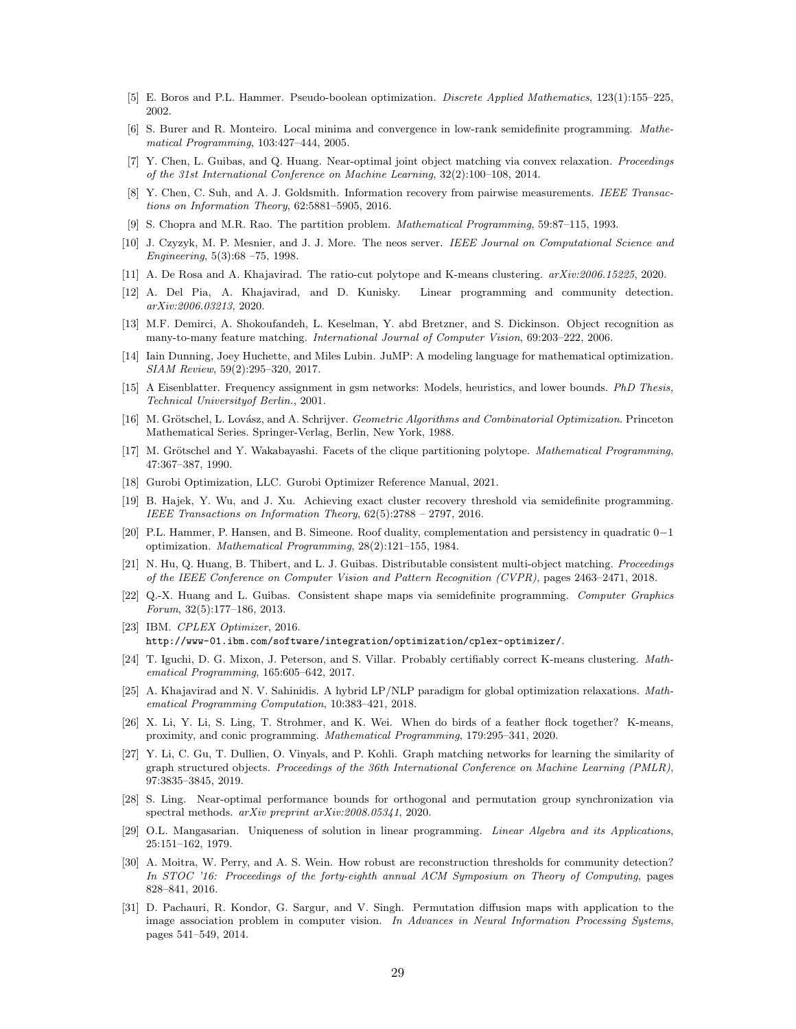- [5] E. Boros and P.L. Hammer. Pseudo-boolean optimization. *Discrete Applied Mathematics*, 123(1):155–225, 2002.
- [6] S. Burer and R. Monteiro. Local minima and convergence in low-rank semidefinite programming. *Mathematical Programming*, 103:427–444, 2005.
- [7] Y. Chen, L. Guibas, and Q. Huang. Near-optimal joint object matching via convex relaxation. *Proceedings of the 31st International Conference on Machine Learning*, 32(2):100–108, 2014.
- [8] Y. Chen, C. Suh, and A. J. Goldsmith. Information recovery from pairwise measurements. *IEEE Transactions on Information Theory*, 62:5881–5905, 2016.
- [9] S. Chopra and M.R. Rao. The partition problem. *Mathematical Programming*, 59:87–115, 1993.
- [10] J. Czyzyk, M. P. Mesnier, and J. J. More. The neos server. *IEEE Journal on Computational Science and Engineering*, 5(3):68 –75, 1998.
- [11] A. De Rosa and A. Khajavirad. The ratio-cut polytope and K-means clustering. *arXiv:2006.15225*, 2020.
- [12] A. Del Pia, A. Khajavirad, and D. Kunisky. Linear programming and community detection. *arXiv:2006.03213*, 2020.
- [13] M.F. Demirci, A. Shokoufandeh, L. Keselman, Y. abd Bretzner, and S. Dickinson. Object recognition as many-to-many feature matching. *International Journal of Computer Vision*, 69:203–222, 2006.
- [14] Iain Dunning, Joey Huchette, and Miles Lubin. JuMP: A modeling language for mathematical optimization. *SIAM Review*, 59(2):295–320, 2017.
- [15] A Eisenblatter. Frequency assignment in gsm networks: Models, heuristics, and lower bounds. *PhD Thesis, Technical Universityof Berlin.*, 2001.
- [16] M. Grötschel, L. Lovász, and A. Schrijver. *Geometric Algorithms and Combinatorial Optimization*. Princeton Mathematical Series. Springer-Verlag, Berlin, New York, 1988.
- [17] M. Grötschel and Y. Wakabayashi. Facets of the clique partitioning polytope. *Mathematical Programming*, 47:367–387, 1990.
- [18] Gurobi Optimization, LLC. Gurobi Optimizer Reference Manual, 2021.
- [19] B. Hajek, Y. Wu, and J. Xu. Achieving exact cluster recovery threshold via semidefinite programming. *IEEE Transactions on Information Theory*, 62(5):2788 – 2797, 2016.
- [20] P.L. Hammer, P. Hansen, and B. Simeone. Roof duality, complementation and persistency in quadratic $0-1$ optimization. *Mathematical Programming*, 28(2):121–155, 1984.
- [21] N. Hu, Q. Huang, B. Thibert, and L. J. Guibas. Distributable consistent multi-object matching. *Proceedings of the IEEE Conference on Computer Vision and Pattern Recognition (CVPR)*, pages 2463–2471, 2018.
- [22] Q.-X. Huang and L. Guibas. Consistent shape maps via semidefinite programming. *Computer Graphics Forum*, 32(5):177–186, 2013.
- [23] IBM. *CPLEX Optimizer*, 2016. `http://www-01.ibm.com/software/integration/optimization/cplex-optimizer/`.
- [24] T. Iguchi, D. G. Mixon, J. Peterson, and S. Villar. Probably certifiably correct K-means clustering. *Mathematical Programming*, 165:605–642, 2017.
- [25] A. Khajavirad and N. V. Sahinidis. A hybrid LP/NLP paradigm for global optimization relaxations. *Mathematical Programming Computation*, 10:383–421, 2018.
- [26] X. Li, Y. Li, S. Ling, T. Strohmer, and K. Wei. When do birds of a feather flock together? K-means, proximity, and conic programming. *Mathematical Programming*, 179:295–341, 2020.
- [27] Y. Li, C. Gu, T. Dullien, O. Vinyals, and P. Kohli. Graph matching networks for learning the similarity of graph structured objects. *Proceedings of the 36th International Conference on Machine Learning (PMLR)*, 97:3835–3845, 2019.
- [28] S. Ling. Near-optimal performance bounds for orthogonal and permutation group synchronization via spectral methods. *arXiv preprint arXiv:2008.05341*, 2020.
- [29] O.L. Mangasarian. Uniqueness of solution in linear programming. *Linear Algebra and its Applications*, 25:151–162, 1979.
- [30] A. Moitra, W. Perry, and A. S. Wein. How robust are reconstruction thresholds for community detection? *In STOC '16: Proceedings of the forty-eighth annual ACM Symposium on Theory of Computing*, pages 828–841, 2016.
- [31] D. Pachauri, R. Kondor, G. Sargur, and V. Singh. Permutation diffusion maps with application to the image association problem in computer vision. *In Advances in Neural Information Processing Systems*, pages 541–549, 2014.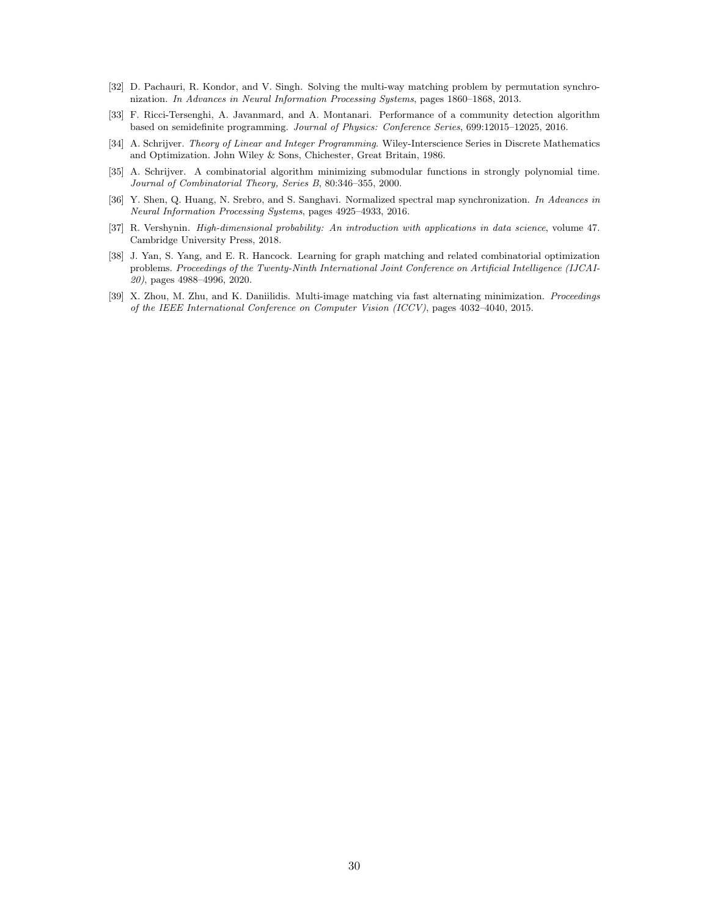[32] D. Pachauri, R. Kondor, and V. Singh. Solving the multi-way matching problem by permutation synchronization. *In Advances in Neural Information Processing Systems*, pages 1860–1868, 2013.

[33] F. Ricci-Tersenghi, A. Javanmard, and A. Montanari. Performance of a community detection algorithm based on semidefinite programming. *Journal of Physics: Conference Series*, 699:12015–12025, 2016.

[34] A. Schrijver. *Theory of Linear and Integer Programming*. Wiley-Interscience Series in Discrete Mathematics and Optimization. John Wiley & Sons, Chichester, Great Britain, 1986.

[35] A. Schrijver. A combinatorial algorithm minimizing submodular functions in strongly polynomial time. *Journal of Combinatorial Theory, Series B*, 80:346–355, 2000.

[36] Y. Shen, Q. Huang, N. Srebro, and S. Sanghavi. Normalized spectral map synchronization. *In Advances in Neural Information Processing Systems*, pages 4925–4933, 2016.

[37] R. Vershynin. *High-dimensional probability: An introduction with applications in data science*, volume 47. Cambridge University Press, 2018.

[38] J. Yan, S. Yang, and E. R. Hancock. Learning for graph matching and related combinatorial optimization problems. *Proceedings of the Twenty-Ninth International Joint Conference on Artificial Intelligence (IJCAI-20)*, pages 4988–4996, 2020.

[39] X. Zhou, M. Zhu, and K. Daniilidis. Multi-image matching via fast alternating minimization. *Proceedings of the IEEE International Conference on Computer Vision (ICCV)*, pages 4032–4040, 2015.